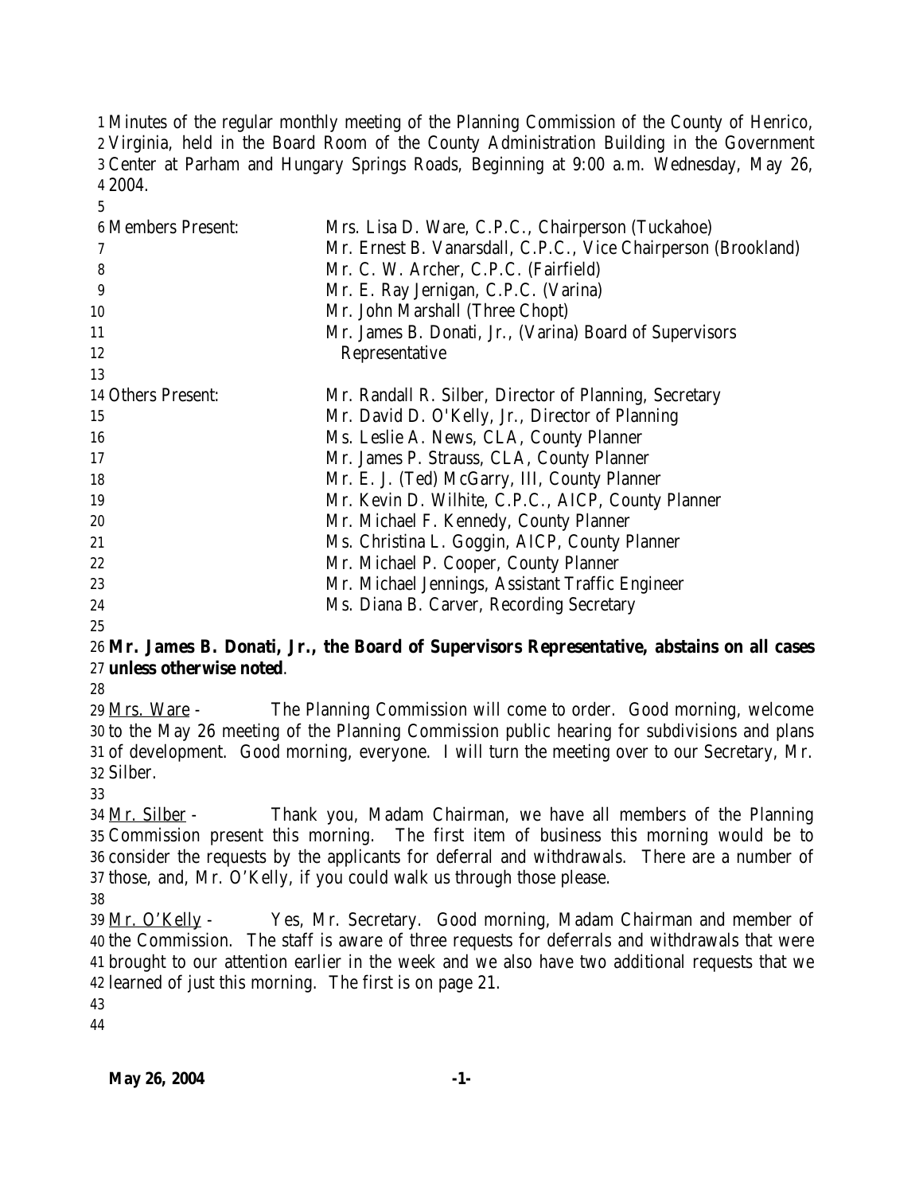Minutes of the regular monthly meeting of the Planning Commission of the County of Henrico, Virginia, held in the Board Room of the County Administration Building in the Government Center at Parham and Hungary Springs Roads, Beginning at 9:00 a.m. Wednesday, May 26, 2004.

| | |
|---|---|
| Members Present: | Mrs. Lisa D. Ware, C.P.C., Chairperson (Tuckahoe) |
| | Mr. Ernest B. Vanarsdall, C.P.C., Vice Chairperson (Brookland) |
| | Mr. C. W. Archer, C.P.C. (Fairfield) |
| | Mr. E. Ray Jernigan, C.P.C. (Varina) |
| | Mr. John Marshall (Three Chopt) |
| | Mr. James B. Donati, Jr., (Varina) Board of Supervisors Representative |
| Others Present: | Mr. Randall R. Silber, Director of Planning, Secretary |
| | Mr. David D. O'Kelly, Jr., Director of Planning |
| | Ms. Leslie A. News, CLA, County Planner |
| | Mr. James P. Strauss, CLA, County Planner |
| | Mr. E. J. (Ted) McGarry, III, County Planner |
| | Mr. Kevin D. Wilhite, C.P.C., AICP, County Planner |
| | Mr. Michael F. Kennedy, County Planner |
| | Ms. Christina L. Goggin, AICP, County Planner |
| | Mr. Michael P. Cooper, County Planner |
| | Mr. Michael Jennings, Assistant Traffic Engineer |
| | Ms. Diana B. Carver, Recording Secretary |

**Mr. James B. Donati, Jr., the Board of Supervisors Representative, abstains on all cases unless otherwise noted**.

Mrs. Ware - The Planning Commission will come to order. Good morning, welcome to the May 26 meeting of the Planning Commission public hearing for subdivisions and plans of development. Good morning, everyone. I will turn the meeting over to our Secretary, Mr. Silber.

Mr. Silber - Thank you, Madam Chairman, we have all members of the Planning Commission present this morning. The first item of business this morning would be to consider the requests by the applicants for deferral and withdrawals. There are a number of those, and, Mr. O'Kelly, if you could walk us through those please.

Mr. O'Kelly - Yes, Mr. Secretary. Good morning, Madam Chairman and member of the Commission. The staff is aware of three requests for deferrals and withdrawals that were brought to our attention earlier in the week and we also have two additional requests that we learned of just this morning. The first is on page 21.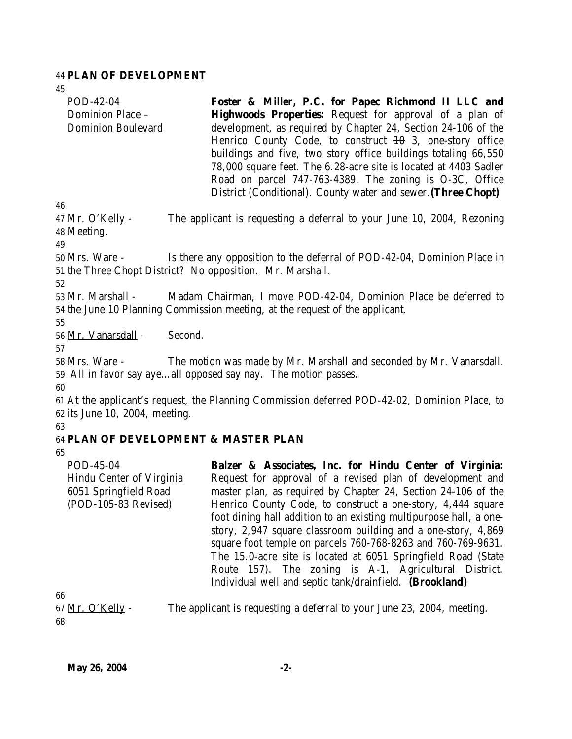44 **PLAN OF DEVELOPMENT**

45

| | |
|---|---|
| POD-42-04<br>Dominion Place –<br>Dominion Boulevard | **Foster & Miller, P.C. for Papec Richmond II LLC and Highwoods Properties:** Request for approval of a plan of development, as required by Chapter 24, Section 24-106 of the Henrico County Code, to construct ~~10~~ 3, one-story office buildings and five, two story office buildings totaling ~~66,550~~ 78,000 square feet. The 6.28-acre site is located at 4403 Sadler Road on parcel 747-763-4389. The zoning is O-3C, Office District (Conditional). County water and sewer. **(Three Chopt)** |

46

47 Mr. O'Kelly - The applicant is requesting a deferral to your June 10, 2004, Rezoning
48 Meeting.

49

50 Mrs. Ware - Is there any opposition to the deferral of POD-42-04, Dominion Place in
51 the Three Chopt District? No opposition. Mr. Marshall.

52

53 Mr. Marshall - Madam Chairman, I move POD-42-04, Dominion Place be deferred to
54 the June 10 Planning Commission meeting, at the request of the applicant.

55

56 Mr. Vanarsdall - Second.

57

58 Mrs. Ware - The motion was made by Mr. Marshall and seconded by Mr. Vanarsdall.
59 All in favor say aye…all opposed say nay. The motion passes.

60

61 At the applicant's request, the Planning Commission deferred POD-42-02, Dominion Place, to
62 its June 10, 2004, meeting.

63

64 **PLAN OF DEVELOPMENT & MASTER PLAN**

65

| | |
|---|---|
| POD-45-04<br>Hindu Center of Virginia<br>6051 Springfield Road<br>(POD-105-83 Revised) | **Balzer & Associates, Inc. for Hindu Center of Virginia:** Request for approval of a revised plan of development and master plan, as required by Chapter 24, Section 24-106 of the Henrico County Code, to construct a one-story, 4,444 square foot dining hall addition to an existing multipurpose hall, a one-story, 2,947 square classroom building and a one-story, 4,869 square foot temple on parcels 760-768-8263 and 760-769-9631. The 15.0-acre site is located at 6051 Springfield Road (State Route 157). The zoning is A-1, Agricultural District. Individual well and septic tank/drainfield. **(Brookland)** |

66

67 Mr. O'Kelly - The applicant is requesting a deferral to your June 23, 2004, meeting.

68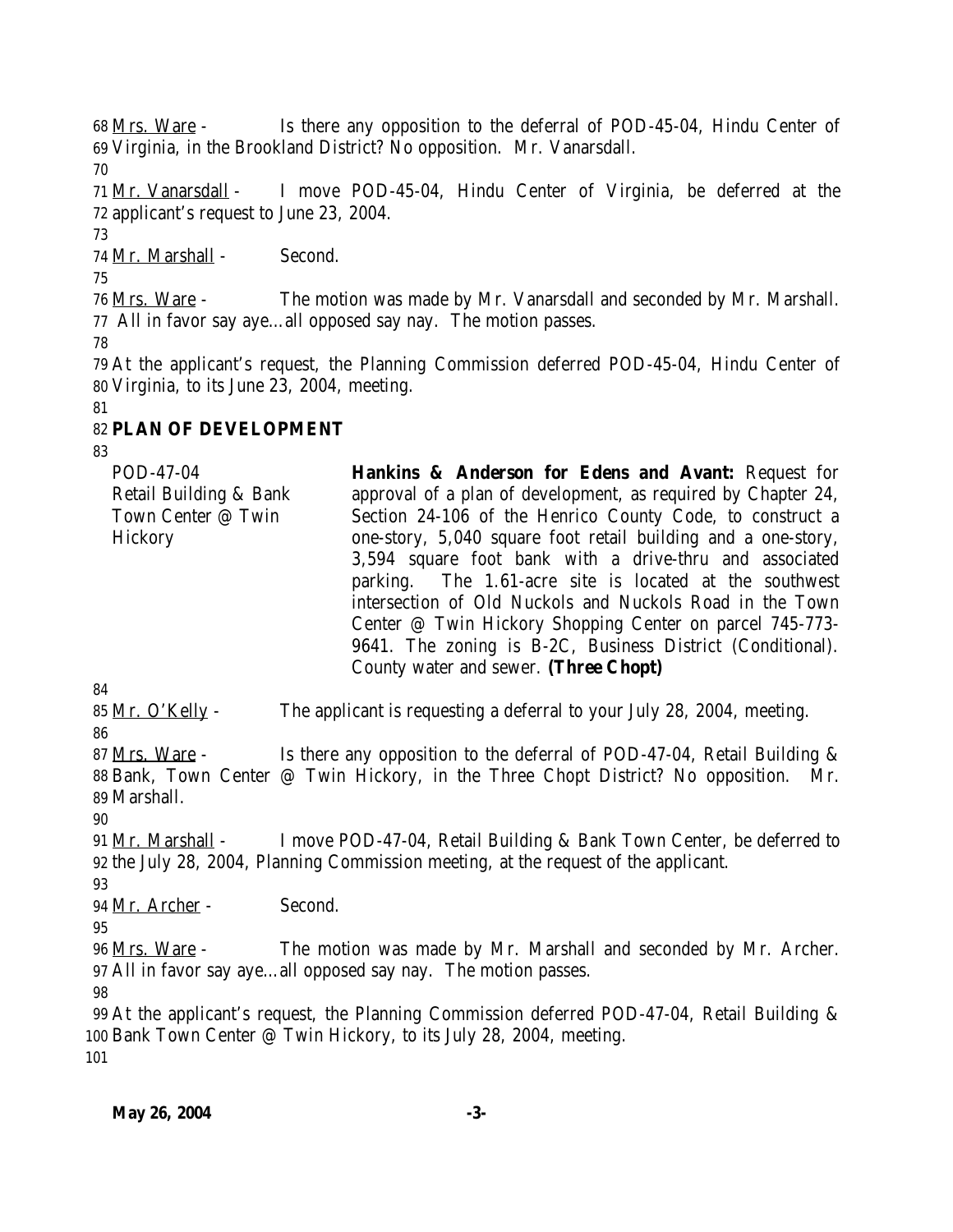Mrs. Ware - Is there any opposition to the deferral of POD-45-04, Hindu Center of Virginia, in the Brookland District? No opposition. Mr. Vanarsdall.

Mr. Vanarsdall - I move POD-45-04, Hindu Center of Virginia, be deferred at the applicant's request to June 23, 2004.

Mr. Marshall - Second.

Mrs. Ware - The motion was made by Mr. Vanarsdall and seconded by Mr. Marshall. All in favor say aye…all opposed say nay. The motion passes.

At the applicant's request, the Planning Commission deferred POD-45-04, Hindu Center of Virginia, to its June 23, 2004, meeting.

## PLAN OF DEVELOPMENT

| | |
|---|---|
| POD-47-04<br>Retail Building & Bank Town Center @ Twin Hickory | **Hankins & Anderson for Edens and Avant:** Request for approval of a plan of development, as required by Chapter 24, Section 24-106 of the Henrico County Code, to construct a one-story, 5,040 square foot retail building and a one-story, 3,594 square foot bank with a drive-thru and associated parking. The 1.61-acre site is located at the southwest intersection of Old Nuckols and Nuckols Road in the Town Center @ Twin Hickory Shopping Center on parcel 745-773-9641. The zoning is B-2C, Business District (Conditional). County water and sewer. **(Three Chopt)** |

Mr. O'Kelly - The applicant is requesting a deferral to your July 28, 2004, meeting.

Mrs. Ware - Is there any opposition to the deferral of POD-47-04, Retail Building & Bank, Town Center @ Twin Hickory, in the Three Chopt District? No opposition. Mr. Marshall.

Mr. Marshall - I move POD-47-04, Retail Building & Bank Town Center, be deferred to the July 28, 2004, Planning Commission meeting, at the request of the applicant.

Mr. Archer - Second.

Mrs. Ware - The motion was made by Mr. Marshall and seconded by Mr. Archer. All in favor say aye…all opposed say nay. The motion passes.

At the applicant's request, the Planning Commission deferred POD-47-04, Retail Building & Bank Town Center @ Twin Hickory, to its July 28, 2004, meeting.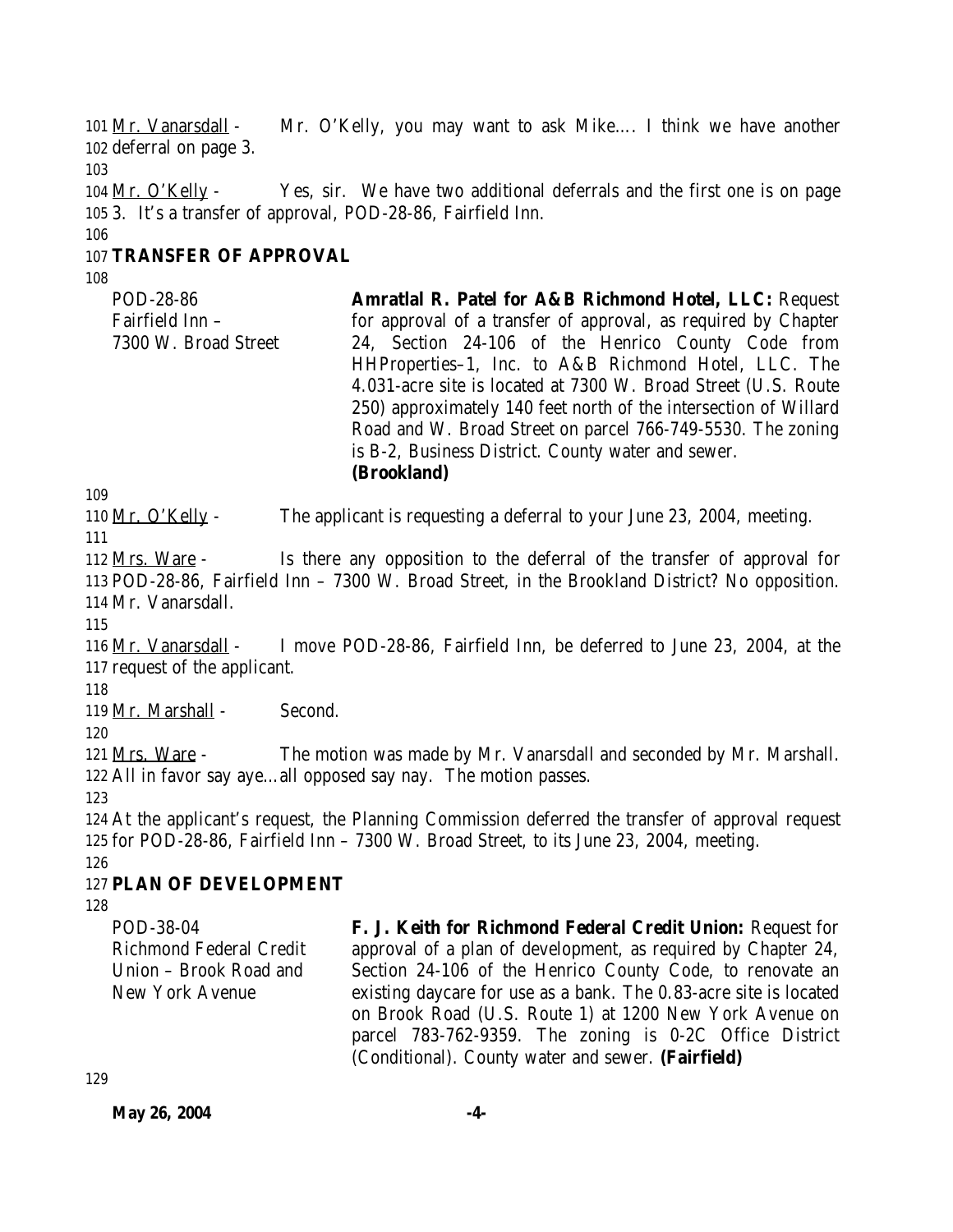Mr. Vanarsdall - Mr. O'Kelly, you may want to ask Mike…. I think we have another deferral on page 3.

Mr. O'Kelly - Yes, sir. We have two additional deferrals and the first one is on page 3. It's a transfer of approval, POD-28-86, Fairfield Inn.

**TRANSFER OF APPROVAL**

| | |
|---|---|
| POD-28-86<br>Fairfield Inn –<br>7300 W. Broad Street | **Amratlal R. Patel for A&B Richmond Hotel, LLC:** Request for approval of a transfer of approval, as required by Chapter 24, Section 24-106 of the Henrico County Code from HHProperties–1, Inc. to A&B Richmond Hotel, LLC. The 4.031-acre site is located at 7300 W. Broad Street (U.S. Route 250) approximately 140 feet north of the intersection of Willard Road and W. Broad Street on parcel 766-749-5530. The zoning is B-2, Business District. County water and sewer. **(Brookland)** |

Mr. O'Kelly - The applicant is requesting a deferral to your June 23, 2004, meeting.

Mrs. Ware - Is there any opposition to the deferral of the transfer of approval for POD-28-86, Fairfield Inn – 7300 W. Broad Street, in the Brookland District? No opposition. Mr. Vanarsdall.

Mr. Vanarsdall - I move POD-28-86, Fairfield Inn, be deferred to June 23, 2004, at the request of the applicant.

Mr. Marshall - Second.

Mrs. Ware - The motion was made by Mr. Vanarsdall and seconded by Mr. Marshall. All in favor say aye…all opposed say nay. The motion passes.

At the applicant's request, the Planning Commission deferred the transfer of approval request for POD-28-86, Fairfield Inn – 7300 W. Broad Street, to its June 23, 2004, meeting.

**PLAN OF DEVELOPMENT**

| | |
|---|---|
| POD-38-04<br>Richmond Federal Credit Union – Brook Road and New York Avenue | **F. J. Keith for Richmond Federal Credit Union:** Request for approval of a plan of development, as required by Chapter 24, Section 24-106 of the Henrico County Code, to renovate an existing daycare for use as a bank. The 0.83-acre site is located on Brook Road (U.S. Route 1) at 1200 New York Avenue on parcel 783-762-9359. The zoning is 0-2C Office District (Conditional). County water and sewer. **(Fairfield)** |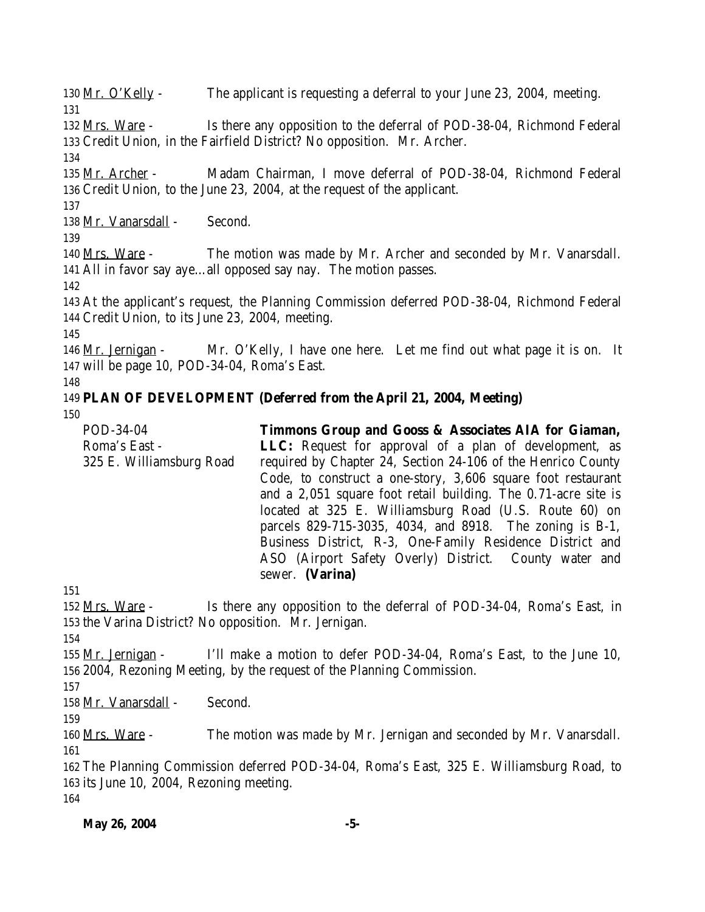Mr. O'Kelly - The applicant is requesting a deferral to your June 23, 2004, meeting.

Mrs. Ware - Is there any opposition to the deferral of POD-38-04, Richmond Federal Credit Union, in the Fairfield District? No opposition. Mr. Archer.

Mr. Archer - Madam Chairman, I move deferral of POD-38-04, Richmond Federal Credit Union, to the June 23, 2004, at the request of the applicant.

Mr. Vanarsdall - Second.

Mrs. Ware - The motion was made by Mr. Archer and seconded by Mr. Vanarsdall. All in favor say aye…all opposed say nay. The motion passes.

At the applicant's request, the Planning Commission deferred POD-38-04, Richmond Federal Credit Union, to its June 23, 2004, meeting.

Mr. Jernigan - Mr. O'Kelly, I have one here. Let me find out what page it is on. It will be page 10, POD-34-04, Roma's East.

**PLAN OF DEVELOPMENT (Deferred from the April 21, 2004, Meeting)**

| | |
|---|---|
| POD-34-04<br>Roma's East -<br>325 E. Williamsburg Road | **Timmons Group and Gooss & Associates AIA for Giaman, LLC:** Request for approval of a plan of development, as required by Chapter 24, Section 24-106 of the Henrico County Code, to construct a one-story, 3,606 square foot restaurant and a 2,051 square foot retail building. The 0.71-acre site is located at 325 E. Williamsburg Road (U.S. Route 60) on parcels 829-715-3035, 4034, and 8918. The zoning is B-1, Business District, R-3, One-Family Residence District and ASO (Airport Safety Overly) District. County water and sewer. **(Varina)** |

Mrs. Ware - Is there any opposition to the deferral of POD-34-04, Roma's East, in the Varina District? No opposition. Mr. Jernigan.

Mr. Jernigan - I'll make a motion to defer POD-34-04, Roma's East, to the June 10, 2004, Rezoning Meeting, by the request of the Planning Commission.

Mr. Vanarsdall - Second.

Mrs. Ware - The motion was made by Mr. Jernigan and seconded by Mr. Vanarsdall.

The Planning Commission deferred POD-34-04, Roma's East, 325 E. Williamsburg Road, to its June 10, 2004, Rezoning meeting.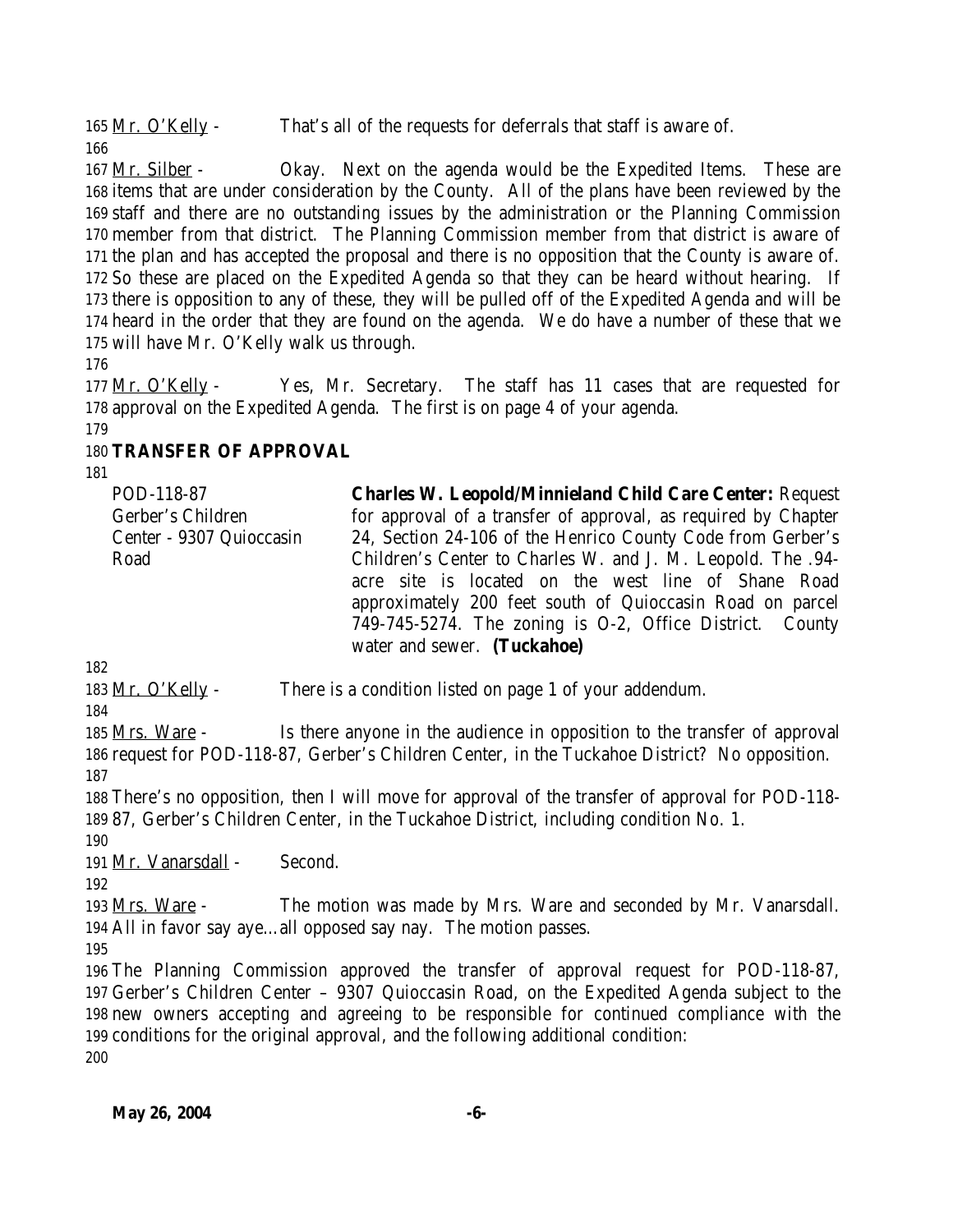165 Mr. O'Kelly - That's all of the requests for deferrals that staff is aware of.

166

167 Mr. Silber - Okay. Next on the agenda would be the Expedited Items. These are 168 items that are under consideration by the County. All of the plans have been reviewed by the 169 staff and there are no outstanding issues by the administration or the Planning Commission 170 member from that district. The Planning Commission member from that district is aware of 171 the plan and has accepted the proposal and there is no opposition that the County is aware of. 172 So these are placed on the Expedited Agenda so that they can be heard without hearing. If 173 there is opposition to any of these, they will be pulled off of the Expedited Agenda and will be 174 heard in the order that they are found on the agenda. We do have a number of these that we 175 will have Mr. O'Kelly walk us through.

176

177 Mr. O'Kelly - Yes, Mr. Secretary. The staff has 11 cases that are requested for 178 approval on the Expedited Agenda. The first is on page 4 of your agenda.

179

180 **TRANSFER OF APPROVAL**

181

| POD-118-87 Gerber's Children Center - 9307 Quioccasin Road | **Charles W. Leopold/Minnieland Child Care Center:** Request for approval of a transfer of approval, as required by Chapter 24, Section 24-106 of the Henrico County Code from Gerber's Children's Center to Charles W. and J. M. Leopold. The .94-acre site is located on the west line of Shane Road approximately 200 feet south of Quioccasin Road on parcel 749-745-5274. The zoning is O-2, Office District. County water and sewer. **(Tuckahoe)** |
|---|---|

182

183 Mr. O'Kelly - There is a condition listed on page 1 of your addendum.

184

185 Mrs. Ware - Is there anyone in the audience in opposition to the transfer of approval 186 request for POD-118-87, Gerber's Children Center, in the Tuckahoe District? No opposition.

187

188 There's no opposition, then I will move for approval of the transfer of approval for POD-118- 189 87, Gerber's Children Center, in the Tuckahoe District, including condition No. 1.

190

191 Mr. Vanarsdall - Second.

192

193 Mrs. Ware - The motion was made by Mrs. Ware and seconded by Mr. Vanarsdall. 194 All in favor say aye…all opposed say nay. The motion passes.

195

196 The Planning Commission approved the transfer of approval request for POD-118-87, 197 Gerber's Children Center – 9307 Quioccasin Road, on the Expedited Agenda subject to the 198 new owners accepting and agreeing to be responsible for continued compliance with the 199 conditions for the original approval, and the following additional condition:

200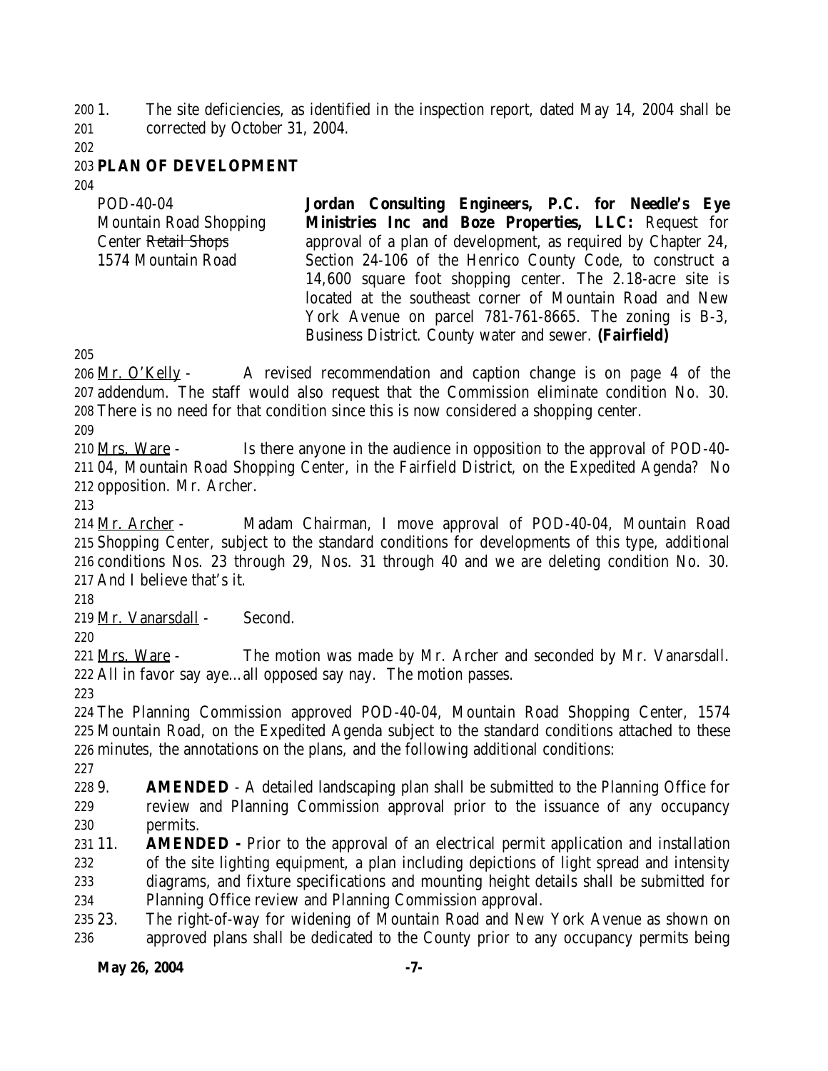1. The site deficiencies, as identified in the inspection report, dated May 14, 2004 shall be corrected by October 31, 2004.

## PLAN OF DEVELOPMENT

| | |
|---|---|
| POD-40-04<br>Mountain Road Shopping Center ~~Retail Shops~~<br>1574 Mountain Road | **Jordan Consulting Engineers, P.C. for Needle's Eye Ministries Inc and Boze Properties, LLC:** Request for approval of a plan of development, as required by Chapter 24, Section 24-106 of the Henrico County Code, to construct a 14,600 square foot shopping center. The 2.18-acre site is located at the southeast corner of Mountain Road and New York Avenue on parcel 781-761-8665. The zoning is B-3, Business District. County water and sewer. **(Fairfield)** |

Mr. O'Kelly - A revised recommendation and caption change is on page 4 of the addendum. The staff would also request that the Commission eliminate condition No. 30. There is no need for that condition since this is now considered a shopping center.

Mrs. Ware - Is there anyone in the audience in opposition to the approval of POD-40-04, Mountain Road Shopping Center, in the Fairfield District, on the Expedited Agenda? No opposition. Mr. Archer.

Mr. Archer - Madam Chairman, I move approval of POD-40-04, Mountain Road Shopping Center, subject to the standard conditions for developments of this type, additional conditions Nos. 23 through 29, Nos. 31 through 40 and we are deleting condition No. 30. And I believe that's it.

Mr. Vanarsdall - Second.

Mrs. Ware - The motion was made by Mr. Archer and seconded by Mr. Vanarsdall. All in favor say aye…all opposed say nay. The motion passes.

The Planning Commission approved POD-40-04, Mountain Road Shopping Center, 1574 Mountain Road, on the Expedited Agenda subject to the standard conditions attached to these minutes, the annotations on the plans, and the following additional conditions:

9. **AMENDED** - A detailed landscaping plan shall be submitted to the Planning Office for review and Planning Commission approval prior to the issuance of any occupancy permits.
11. **AMENDED -** Prior to the approval of an electrical permit application and installation of the site lighting equipment, a plan including depictions of light spread and intensity diagrams, and fixture specifications and mounting height details shall be submitted for Planning Office review and Planning Commission approval.
23. The right-of-way for widening of Mountain Road and New York Avenue as shown on approved plans shall be dedicated to the County prior to any occupancy permits being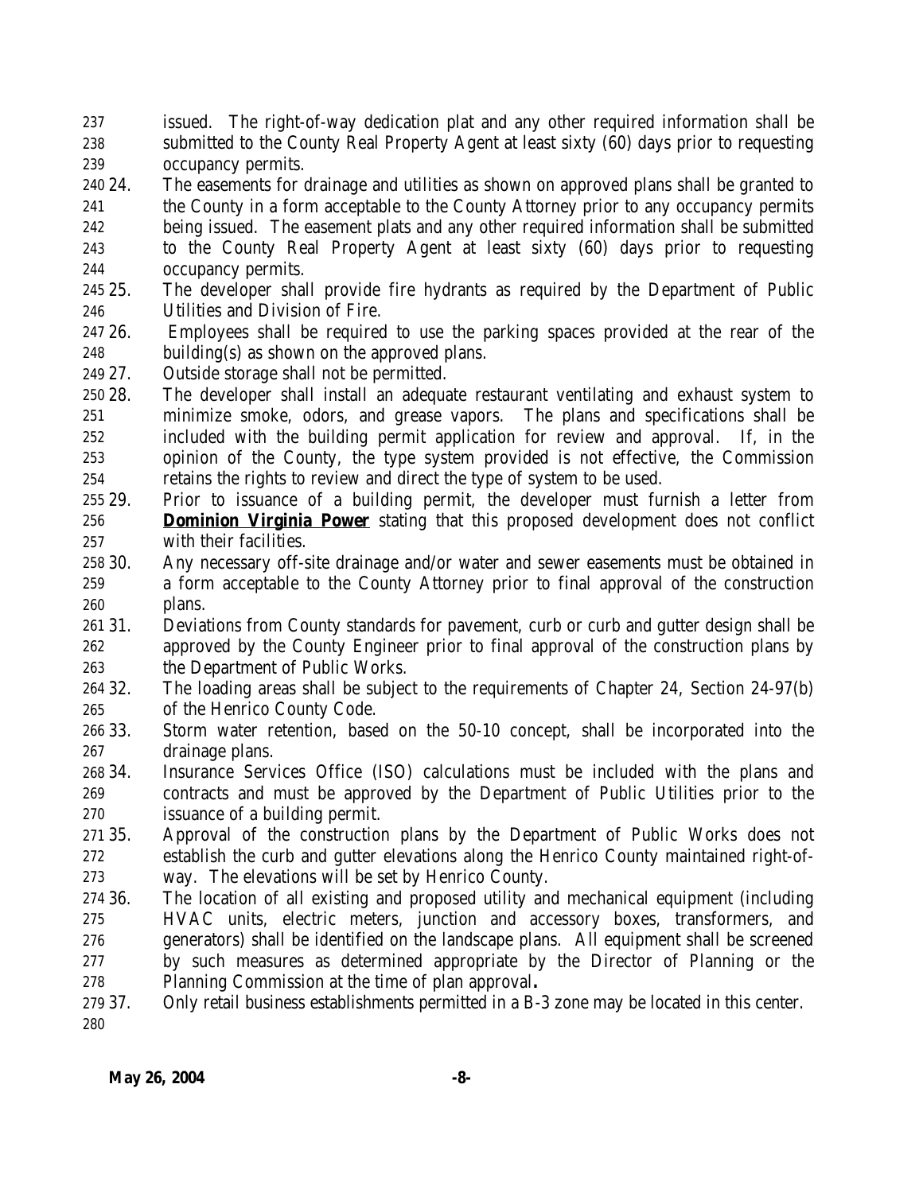issued. The right-of-way dedication plat and any other required information shall be submitted to the County Real Property Agent at least sixty (60) days prior to requesting occupancy permits.

24. The easements for drainage and utilities as shown on approved plans shall be granted to the County in a form acceptable to the County Attorney prior to any occupancy permits being issued. The easement plats and any other required information shall be submitted to the County Real Property Agent at least sixty (60) days prior to requesting occupancy permits.
25. The developer shall provide fire hydrants as required by the Department of Public Utilities and Division of Fire.
26. Employees shall be required to use the parking spaces provided at the rear of the building(s) as shown on the approved plans.
27. Outside storage shall not be permitted.
28. The developer shall install an adequate restaurant ventilating and exhaust system to minimize smoke, odors, and grease vapors. The plans and specifications shall be included with the building permit application for review and approval. If, in the opinion of the County, the type system provided is not effective, the Commission retains the rights to review and direct the type of system to be used.
29. Prior to issuance of a building permit, the developer must furnish a letter from **Dominion Virginia Power** stating that this proposed development does not conflict with their facilities.
30. Any necessary off-site drainage and/or water and sewer easements must be obtained in a form acceptable to the County Attorney prior to final approval of the construction plans.
31. Deviations from County standards for pavement, curb or curb and gutter design shall be approved by the County Engineer prior to final approval of the construction plans by the Department of Public Works.
32. The loading areas shall be subject to the requirements of Chapter 24, Section 24-97(b) of the Henrico County Code.
33. Storm water retention, based on the 50-10 concept, shall be incorporated into the drainage plans.
34. Insurance Services Office (ISO) calculations must be included with the plans and contracts and must be approved by the Department of Public Utilities prior to the issuance of a building permit.
35. Approval of the construction plans by the Department of Public Works does not establish the curb and gutter elevations along the Henrico County maintained right-of-way. The elevations will be set by Henrico County.
36. The location of all existing and proposed utility and mechanical equipment (including HVAC units, electric meters, junction and accessory boxes, transformers, and generators) shall be identified on the landscape plans. All equipment shall be screened by such measures as determined appropriate by the Director of Planning or the Planning Commission at the time of plan approval**.**
37. Only retail business establishments permitted in a B-3 zone may be located in this center.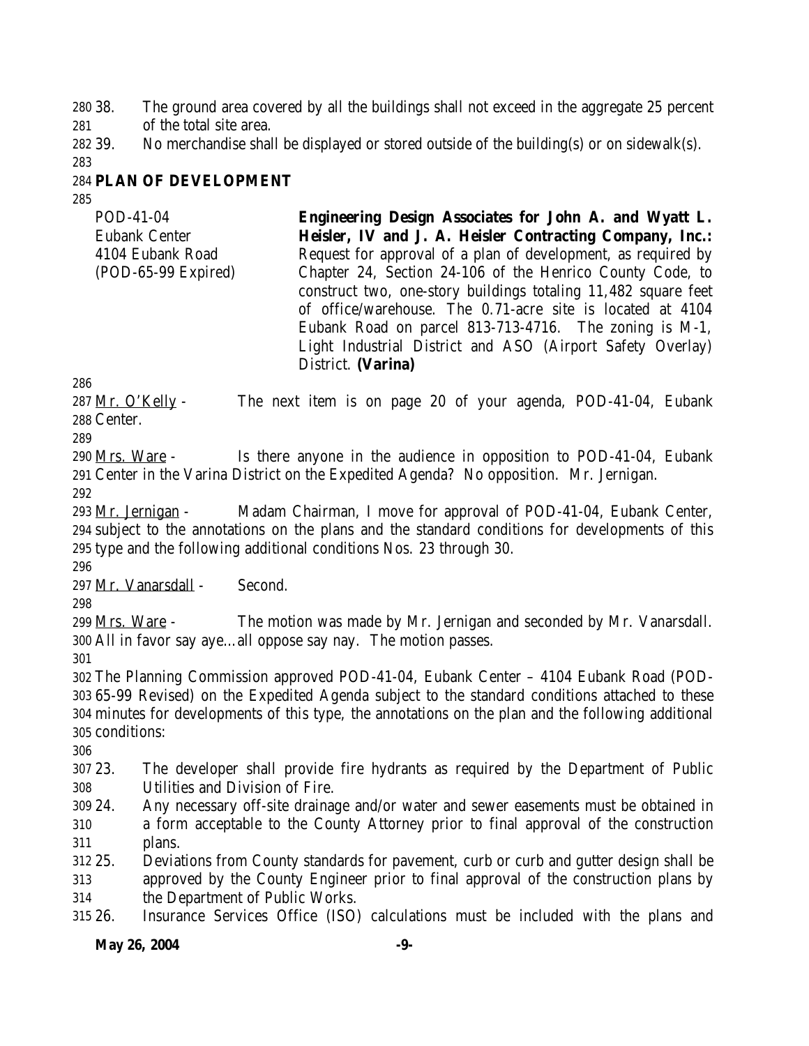38. The ground area covered by all the buildings shall not exceed in the aggregate 25 percent of the total site area.
39. No merchandise shall be displayed or stored outside of the building(s) or on sidewalk(s).

**PLAN OF DEVELOPMENT**

| | |
|---|---|
| POD-41-04<br>Eubank Center<br>4104 Eubank Road<br>(POD-65-99 Expired) | **Engineering Design Associates for John A. and Wyatt L. Heisler, IV and J. A. Heisler Contracting Company, Inc.:** Request for approval of a plan of development, as required by Chapter 24, Section 24-106 of the Henrico County Code, to construct two, one-story buildings totaling 11,482 square feet of office/warehouse. The 0.71-acre site is located at 4104 Eubank Road on parcel 813-713-4716. The zoning is M-1, Light Industrial District and ASO (Airport Safety Overlay) District. **(Varina)** |

Mr. O'Kelly - The next item is on page 20 of your agenda, POD-41-04, Eubank Center.

Mrs. Ware - Is there anyone in the audience in opposition to POD-41-04, Eubank Center in the Varina District on the Expedited Agenda? No opposition. Mr. Jernigan.

Mr. Jernigan - Madam Chairman, I move for approval of POD-41-04, Eubank Center, subject to the annotations on the plans and the standard conditions for developments of this type and the following additional conditions Nos. 23 through 30.

Mr. Vanarsdall - Second.

Mrs. Ware - The motion was made by Mr. Jernigan and seconded by Mr. Vanarsdall. All in favor say aye…all oppose say nay. The motion passes.

The Planning Commission approved POD-41-04, Eubank Center – 4104 Eubank Road (POD-65-99 Revised) on the Expedited Agenda subject to the standard conditions attached to these minutes for developments of this type, the annotations on the plan and the following additional conditions:

23. The developer shall provide fire hydrants as required by the Department of Public Utilities and Division of Fire.
24. Any necessary off-site drainage and/or water and sewer easements must be obtained in a form acceptable to the County Attorney prior to final approval of the construction plans.
25. Deviations from County standards for pavement, curb or curb and gutter design shall be approved by the County Engineer prior to final approval of the construction plans by the Department of Public Works.
26. Insurance Services Office (ISO) calculations must be included with the plans and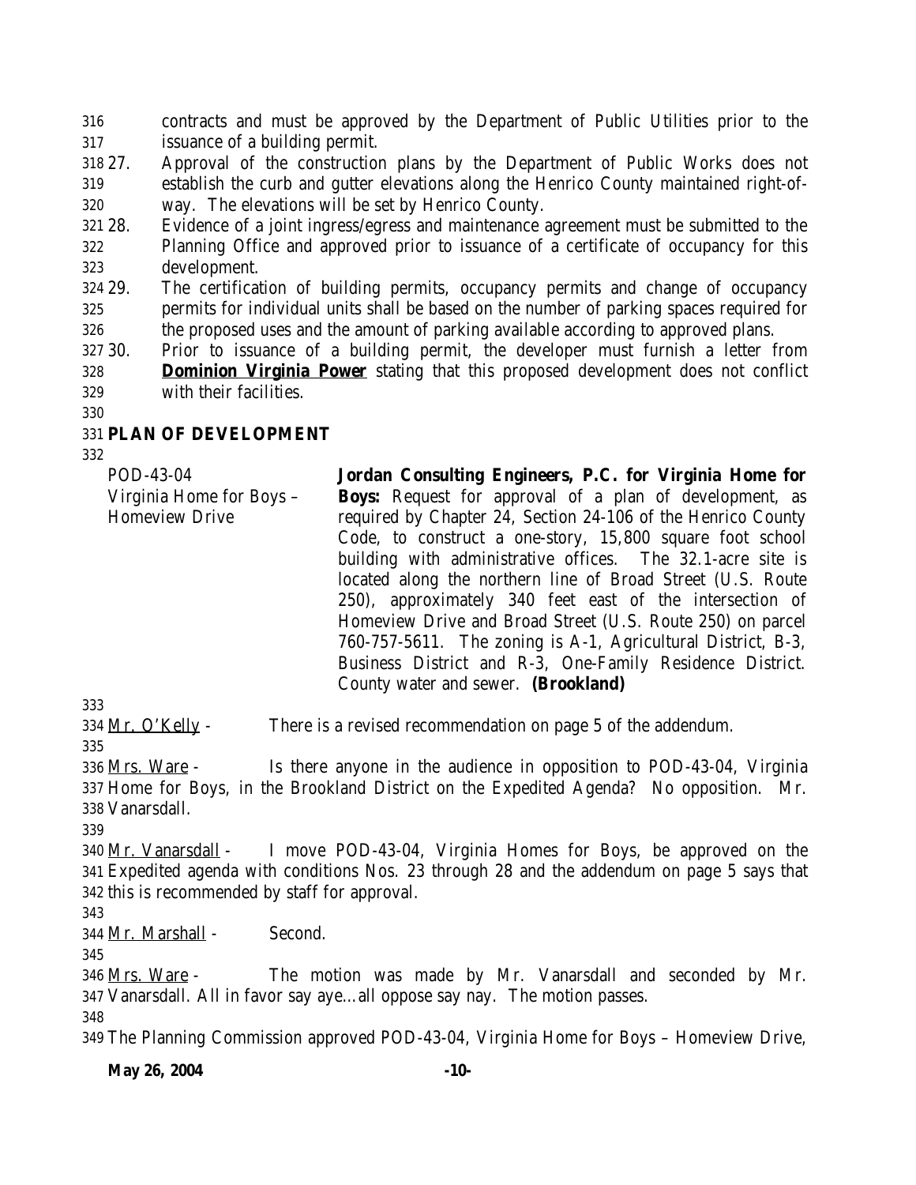contracts and must be approved by the Department of Public Utilities prior to the issuance of a building permit.

27. Approval of the construction plans by the Department of Public Works does not establish the curb and gutter elevations along the Henrico County maintained right-of-way. The elevations will be set by Henrico County.
28. Evidence of a joint ingress/egress and maintenance agreement must be submitted to the Planning Office and approved prior to issuance of a certificate of occupancy for this development.
29. The certification of building permits, occupancy permits and change of occupancy permits for individual units shall be based on the number of parking spaces required for the proposed uses and the amount of parking available according to approved plans.
30. Prior to issuance of a building permit, the developer must furnish a letter from **Dominion Virginia Power** stating that this proposed development does not conflict with their facilities.

**PLAN OF DEVELOPMENT**

| | |
|---|---|
| POD-43-04<br>Virginia Home for Boys – Homeview Drive | **Jordan Consulting Engineers, P.C. for Virginia Home for Boys:** Request for approval of a plan of development, as required by Chapter 24, Section 24-106 of the Henrico County Code, to construct a one-story, 15,800 square foot school building with administrative offices. The 32.1-acre site is located along the northern line of Broad Street (U.S. Route 250), approximately 340 feet east of the intersection of Homeview Drive and Broad Street (U.S. Route 250) on parcel 760-757-5611. The zoning is A-1, Agricultural District, B-3, Business District and R-3, One-Family Residence District. County water and sewer. **(Brookland)** |

Mr. O'Kelly - There is a revised recommendation on page 5 of the addendum.

Mrs. Ware - Is there anyone in the audience in opposition to POD-43-04, Virginia Home for Boys, in the Brookland District on the Expedited Agenda? No opposition. Mr. Vanarsdall.

Mr. Vanarsdall - I move POD-43-04, Virginia Homes for Boys, be approved on the Expedited agenda with conditions Nos. 23 through 28 and the addendum on page 5 says that this is recommended by staff for approval.

Mr. Marshall - Second.

Mrs. Ware - The motion was made by Mr. Vanarsdall and seconded by Mr. Vanarsdall. All in favor say aye…all oppose say nay. The motion passes.

The Planning Commission approved POD-43-04, Virginia Home for Boys – Homeview Drive,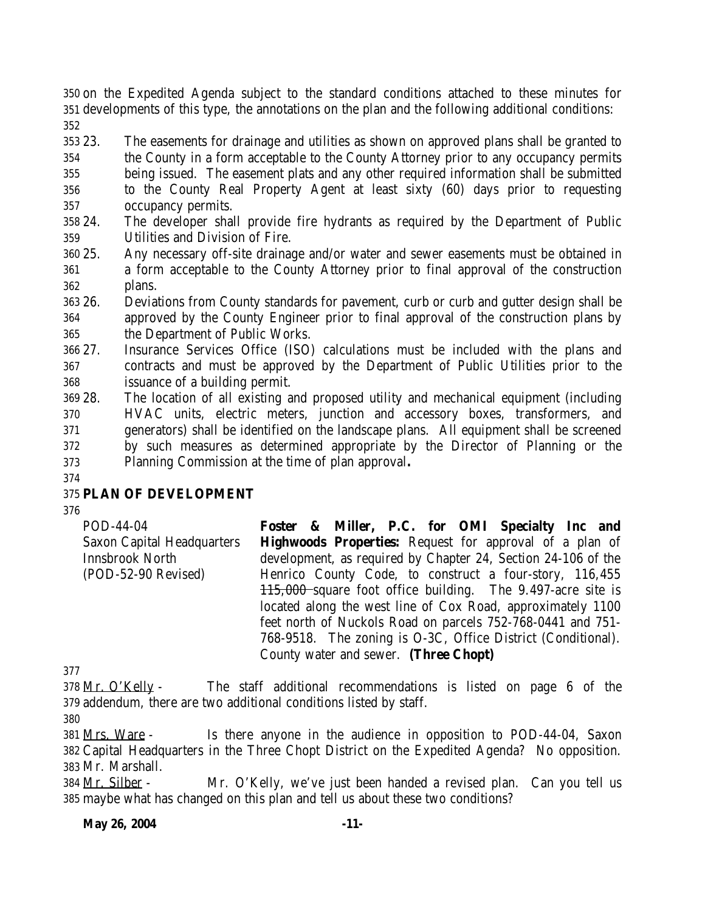on the Expedited Agenda subject to the standard conditions attached to these minutes for developments of this type, the annotations on the plan and the following additional conditions:

23. The easements for drainage and utilities as shown on approved plans shall be granted to the County in a form acceptable to the County Attorney prior to any occupancy permits being issued. The easement plats and any other required information shall be submitted to the County Real Property Agent at least sixty (60) days prior to requesting occupancy permits.
24. The developer shall provide fire hydrants as required by the Department of Public Utilities and Division of Fire.
25. Any necessary off-site drainage and/or water and sewer easements must be obtained in a form acceptable to the County Attorney prior to final approval of the construction plans.
26. Deviations from County standards for pavement, curb or curb and gutter design shall be approved by the County Engineer prior to final approval of the construction plans by the Department of Public Works.
27. Insurance Services Office (ISO) calculations must be included with the plans and contracts and must be approved by the Department of Public Utilities prior to the issuance of a building permit.
28. The location of all existing and proposed utility and mechanical equipment (including HVAC units, electric meters, junction and accessory boxes, transformers, and generators) shall be identified on the landscape plans. All equipment shall be screened by such measures as determined appropriate by the Director of Planning or the Planning Commission at the time of plan approval**.**

## PLAN OF DEVELOPMENT

POD-44-04
Saxon Capital Headquarters
Innsbrook North
(POD-52-90 Revised)

**Foster & Miller, P.C. for OMI Specialty Inc and Highwoods Properties:** Request for approval of a plan of development, as required by Chapter 24, Section 24-106 of the Henrico County Code, to construct a four-story, 116,455 ~~115,000~~ square foot office building. The 9.497-acre site is located along the west line of Cox Road, approximately 1100 feet north of Nuckols Road on parcels 752-768-0441 and 751-768-9518. The zoning is O-3C, Office District (Conditional). County water and sewer. **(Three Chopt)**

Mr. O'Kelly - The staff additional recommendations is listed on page 6 of the addendum, there are two additional conditions listed by staff.

Mrs. Ware - Is there anyone in the audience in opposition to POD-44-04, Saxon Capital Headquarters in the Three Chopt District on the Expedited Agenda? No opposition. Mr. Marshall.

Mr. Silber - Mr. O'Kelly, we've just been handed a revised plan. Can you tell us maybe what has changed on this plan and tell us about these two conditions?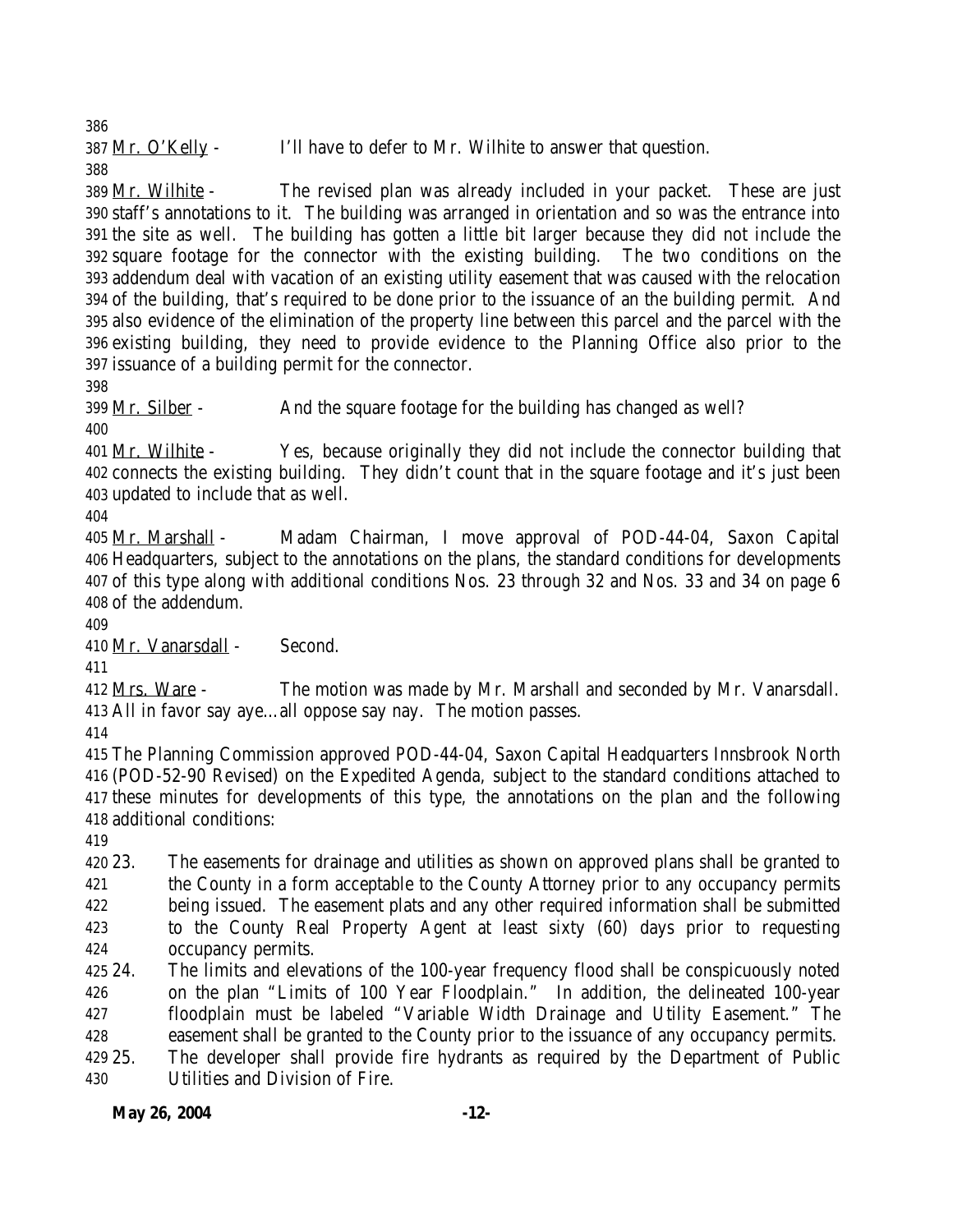Mr. O'Kelly - I'll have to defer to Mr. Wilhite to answer that question.

Mr. Wilhite - The revised plan was already included in your packet. These are just staff's annotations to it. The building was arranged in orientation and so was the entrance into the site as well. The building has gotten a little bit larger because they did not include the square footage for the connector with the existing building. The two conditions on the addendum deal with vacation of an existing utility easement that was caused with the relocation of the building, that's required to be done prior to the issuance of an the building permit. And also evidence of the elimination of the property line between this parcel and the parcel with the existing building, they need to provide evidence to the Planning Office also prior to the issuance of a building permit for the connector.

Mr. Silber - And the square footage for the building has changed as well?

Mr. Wilhite - Yes, because originally they did not include the connector building that connects the existing building. They didn't count that in the square footage and it's just been updated to include that as well.

Mr. Marshall - Madam Chairman, I move approval of POD-44-04, Saxon Capital Headquarters, subject to the annotations on the plans, the standard conditions for developments of this type along with additional conditions Nos. 23 through 32 and Nos. 33 and 34 on page 6 of the addendum.

Mr. Vanarsdall - Second.

Mrs. Ware - The motion was made by Mr. Marshall and seconded by Mr. Vanarsdall. All in favor say aye…all oppose say nay. The motion passes.

The Planning Commission approved POD-44-04, Saxon Capital Headquarters Innsbrook North (POD-52-90 Revised) on the Expedited Agenda, subject to the standard conditions attached to these minutes for developments of this type, the annotations on the plan and the following additional conditions:

23. The easements for drainage and utilities as shown on approved plans shall be granted to the County in a form acceptable to the County Attorney prior to any occupancy permits being issued. The easement plats and any other required information shall be submitted to the County Real Property Agent at least sixty (60) days prior to requesting occupancy permits.
24. The limits and elevations of the 100-year frequency flood shall be conspicuously noted on the plan "Limits of 100 Year Floodplain." In addition, the delineated 100-year floodplain must be labeled "Variable Width Drainage and Utility Easement." The easement shall be granted to the County prior to the issuance of any occupancy permits.
25. The developer shall provide fire hydrants as required by the Department of Public Utilities and Division of Fire.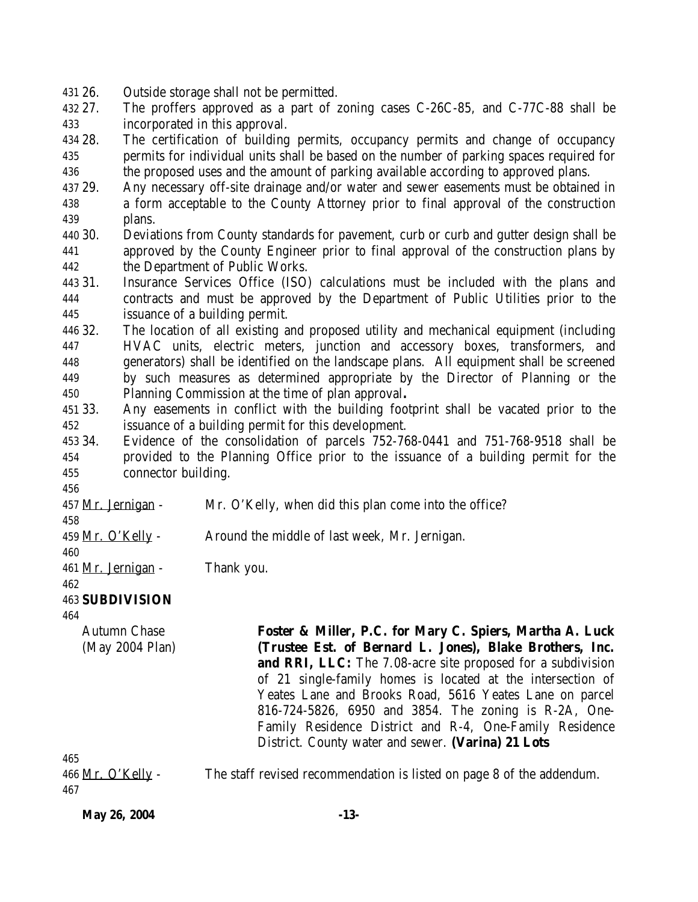26. Outside storage shall not be permitted.
27. The proffers approved as a part of zoning cases C-26C-85, and C-77C-88 shall be incorporated in this approval.
28. The certification of building permits, occupancy permits and change of occupancy permits for individual units shall be based on the number of parking spaces required for the proposed uses and the amount of parking available according to approved plans.
29. Any necessary off-site drainage and/or water and sewer easements must be obtained in a form acceptable to the County Attorney prior to final approval of the construction plans.
30. Deviations from County standards for pavement, curb or curb and gutter design shall be approved by the County Engineer prior to final approval of the construction plans by the Department of Public Works.
31. Insurance Services Office (ISO) calculations must be included with the plans and contracts and must be approved by the Department of Public Utilities prior to the issuance of a building permit.
32. The location of all existing and proposed utility and mechanical equipment (including HVAC units, electric meters, junction and accessory boxes, transformers, and generators) shall be identified on the landscape plans. All equipment shall be screened by such measures as determined appropriate by the Director of Planning or the Planning Commission at the time of plan approval**.**
33. Any easements in conflict with the building footprint shall be vacated prior to the issuance of a building permit for this development.
34. Evidence of the consolidation of parcels 752-768-0441 and 751-768-9518 shall be provided to the Planning Office prior to the issuance of a building permit for the connector building.

Mr. Jernigan - Mr. O'Kelly, when did this plan come into the office?

Mr. O'Kelly - Around the middle of last week, Mr. Jernigan.

Mr. Jernigan - Thank you.

**SUBDIVISION**

Autumn Chase (May 2004 Plan)

**Foster & Miller, P.C. for Mary C. Spiers, Martha A. Luck (Trustee Est. of Bernard L. Jones), Blake Brothers, Inc. and RRI, LLC:** The 7.08-acre site proposed for a subdivision of 21 single-family homes is located at the intersection of Yeates Lane and Brooks Road, 5616 Yeates Lane on parcel 816-724-5826, 6950 and 3854. The zoning is R-2A, One-Family Residence District and R-4, One-Family Residence District. County water and sewer. **(Varina) 21 Lots**

Mr. O'Kelly - The staff revised recommendation is listed on page 8 of the addendum.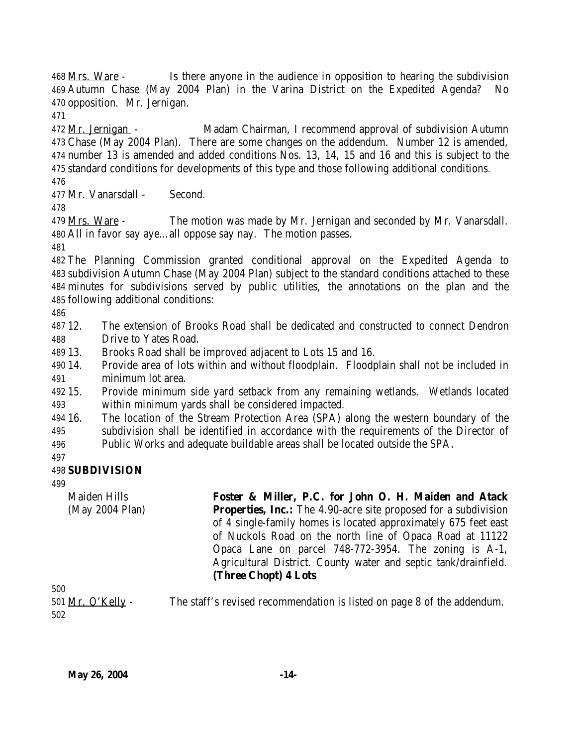Mrs. Ware - Is there anyone in the audience in opposition to hearing the subdivision Autumn Chase (May 2004 Plan) in the Varina District on the Expedited Agenda? No opposition. Mr. Jernigan.

Mr. Jernigan - Madam Chairman, I recommend approval of subdivision Autumn Chase (May 2004 Plan). There are some changes on the addendum. Number 12 is amended, number 13 is amended and added conditions Nos. 13, 14, 15 and 16 and this is subject to the standard conditions for developments of this type and those following additional conditions.

Mr. Vanarsdall - Second.

Mrs. Ware - The motion was made by Mr. Jernigan and seconded by Mr. Vanarsdall. All in favor say aye…all oppose say nay. The motion passes.

The Planning Commission granted conditional approval on the Expedited Agenda to subdivision Autumn Chase (May 2004 Plan) subject to the standard conditions attached to these minutes for subdivisions served by public utilities, the annotations on the plan and the following additional conditions:

12. The extension of Brooks Road shall be dedicated and constructed to connect Dendron Drive to Yates Road.
13. Brooks Road shall be improved adjacent to Lots 15 and 16.
14. Provide area of lots within and without floodplain. Floodplain shall not be included in minimum lot area.
15. Provide minimum side yard setback from any remaining wetlands. Wetlands located within minimum yards shall be considered impacted.
16. The location of the Stream Protection Area (SPA) along the western boundary of the subdivision shall be identified in accordance with the requirements of the Director of Public Works and adequate buildable areas shall be located outside the SPA.

**SUBDIVISION**

Maiden Hills (May 2004 Plan)

**Foster & Miller, P.C. for John O. H. Maiden and Atack Properties, Inc.:** The 4.90-acre site proposed for a subdivision of 4 single-family homes is located approximately 675 feet east of Nuckols Road on the north line of Opaca Road at 11122 Opaca Lane on parcel 748-772-3954. The zoning is A-1, Agricultural District. County water and septic tank/drainfield. **(Three Chopt) 4 Lots**

Mr. O'Kelly - The staff's revised recommendation is listed on page 8 of the addendum.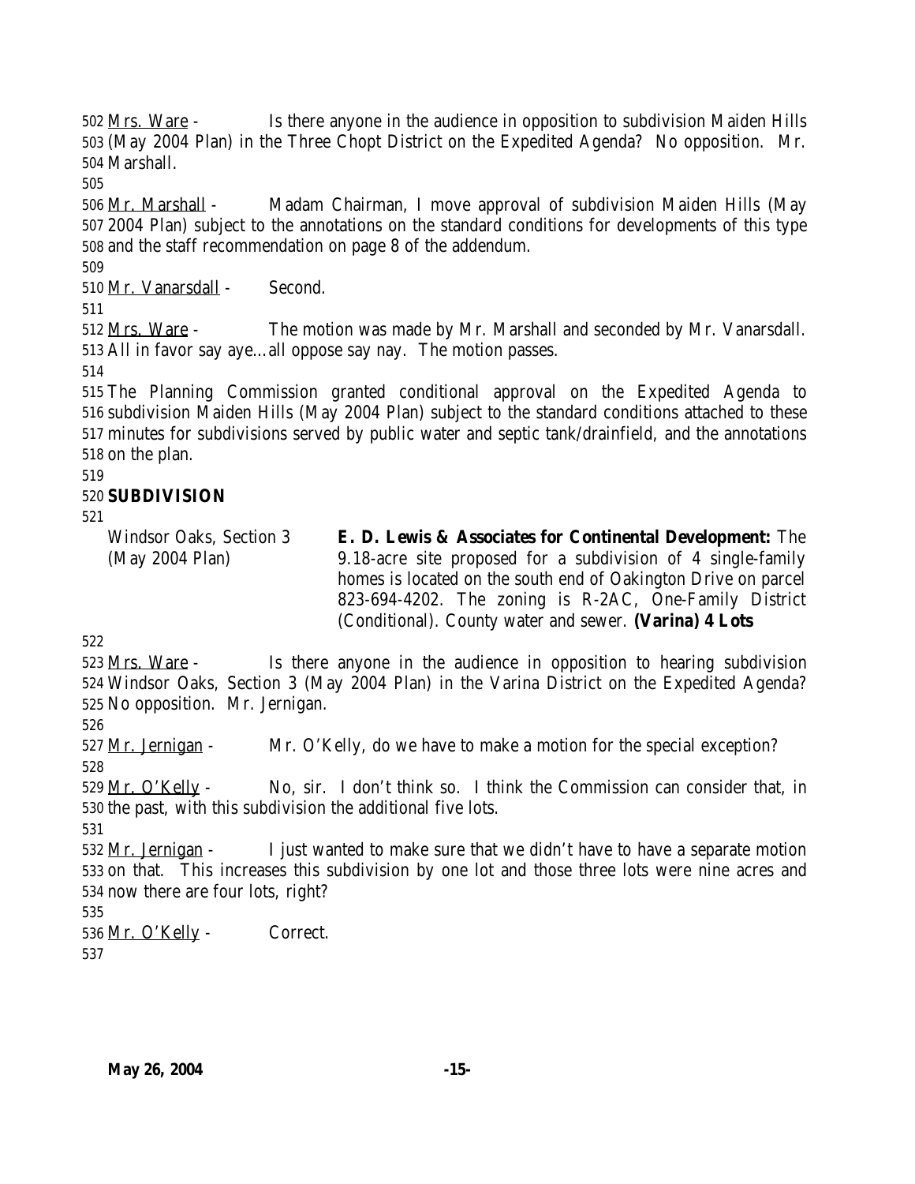Mrs. Ware - Is there anyone in the audience in opposition to subdivision Maiden Hills (May 2004 Plan) in the Three Chopt District on the Expedited Agenda? No opposition. Mr. Marshall.

Mr. Marshall - Madam Chairman, I move approval of subdivision Maiden Hills (May 2004 Plan) subject to the annotations on the standard conditions for developments of this type and the staff recommendation on page 8 of the addendum.

Mr. Vanarsdall - Second.

Mrs. Ware - The motion was made by Mr. Marshall and seconded by Mr. Vanarsdall. All in favor say aye…all oppose say nay. The motion passes.

The Planning Commission granted conditional approval on the Expedited Agenda to subdivision Maiden Hills (May 2004 Plan) subject to the standard conditions attached to these minutes for subdivisions served by public water and septic tank/drainfield, and the annotations on the plan.

**SUBDIVISION**

| | |
|---|---|
| Windsor Oaks, Section 3 (May 2004 Plan) | **E. D. Lewis & Associates for Continental Development:** The 9.18-acre site proposed for a subdivision of 4 single-family homes is located on the south end of Oakington Drive on parcel 823-694-4202. The zoning is R-2AC, One-Family District (Conditional). County water and sewer. **(Varina) 4 Lots** |

Mrs. Ware - Is there anyone in the audience in opposition to hearing subdivision Windsor Oaks, Section 3 (May 2004 Plan) in the Varina District on the Expedited Agenda? No opposition. Mr. Jernigan.

Mr. Jernigan - Mr. O'Kelly, do we have to make a motion for the special exception?

Mr. O'Kelly - No, sir. I don't think so. I think the Commission can consider that, in the past, with this subdivision the additional five lots.

Mr. Jernigan - I just wanted to make sure that we didn't have to have a separate motion on that. This increases this subdivision by one lot and those three lots were nine acres and now there are four lots, right?

Mr. O'Kelly - Correct.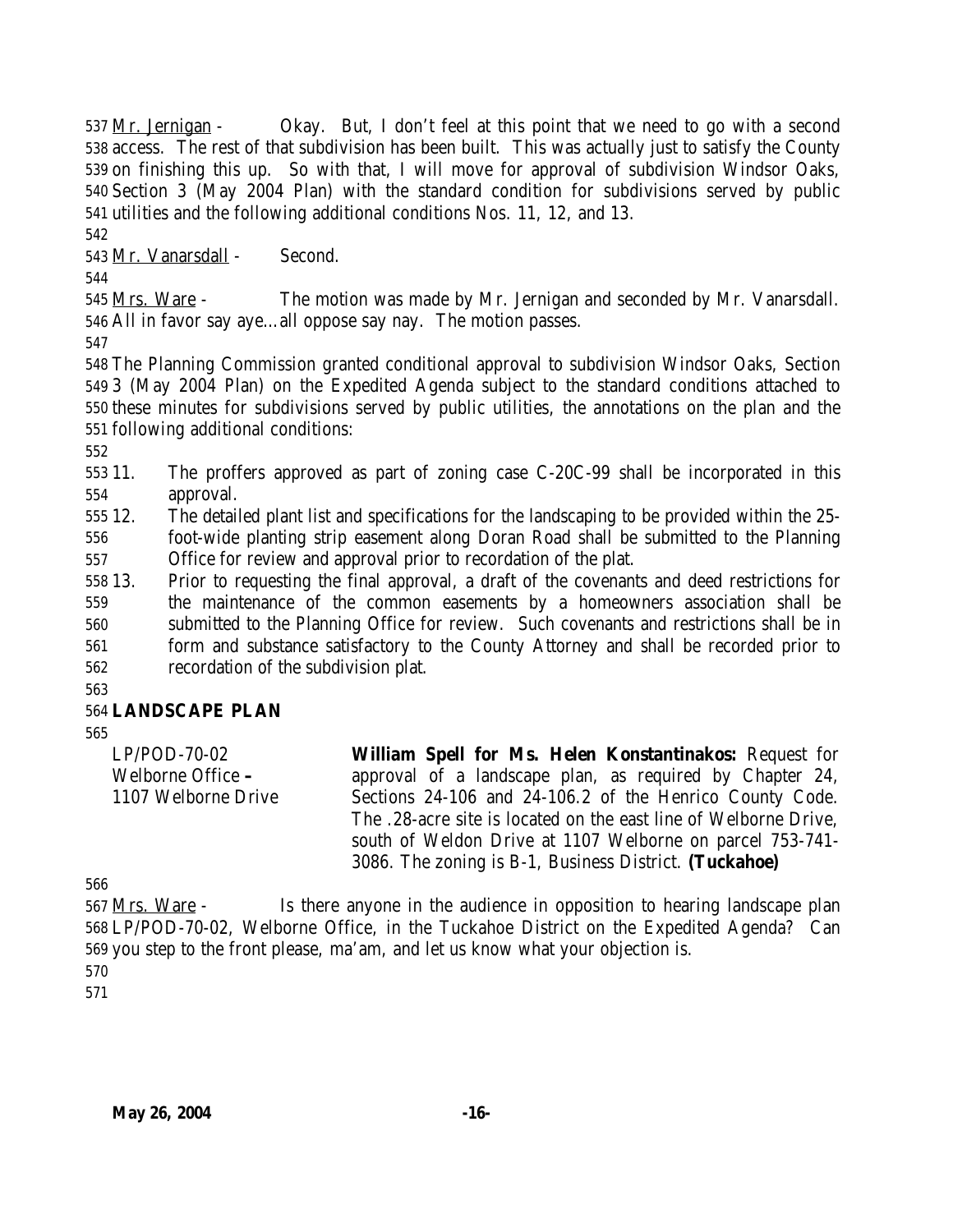Mr. Jernigan - Okay. But, I don't feel at this point that we need to go with a second access. The rest of that subdivision has been built. This was actually just to satisfy the County on finishing this up. So with that, I will move for approval of subdivision Windsor Oaks, Section 3 (May 2004 Plan) with the standard condition for subdivisions served by public utilities and the following additional conditions Nos. 11, 12, and 13.

Mr. Vanarsdall - Second.

Mrs. Ware - The motion was made by Mr. Jernigan and seconded by Mr. Vanarsdall. All in favor say aye…all oppose say nay. The motion passes.

The Planning Commission granted conditional approval to subdivision Windsor Oaks, Section 3 (May 2004 Plan) on the Expedited Agenda subject to the standard conditions attached to these minutes for subdivisions served by public utilities, the annotations on the plan and the following additional conditions:

11. The proffers approved as part of zoning case C-20C-99 shall be incorporated in this approval.
12. The detailed plant list and specifications for the landscaping to be provided within the 25-foot-wide planting strip easement along Doran Road shall be submitted to the Planning Office for review and approval prior to recordation of the plat.
13. Prior to requesting the final approval, a draft of the covenants and deed restrictions for the maintenance of the common easements by a homeowners association shall be submitted to the Planning Office for review. Such covenants and restrictions shall be in form and substance satisfactory to the County Attorney and shall be recorded prior to recordation of the subdivision plat.

**LANDSCAPE PLAN**

LP/POD-70-02
Welborne Office –
1107 Welborne Drive

**William Spell for Ms. Helen Konstantinakos:** Request for approval of a landscape plan, as required by Chapter 24, Sections 24-106 and 24-106.2 of the Henrico County Code. The .28-acre site is located on the east line of Welborne Drive, south of Weldon Drive at 1107 Welborne on parcel 753-741-3086. The zoning is B-1, Business District. **(Tuckahoe)**

Mrs. Ware - Is there anyone in the audience in opposition to hearing landscape plan LP/POD-70-02, Welborne Office, in the Tuckahoe District on the Expedited Agenda? Can you step to the front please, ma'am, and let us know what your objection is.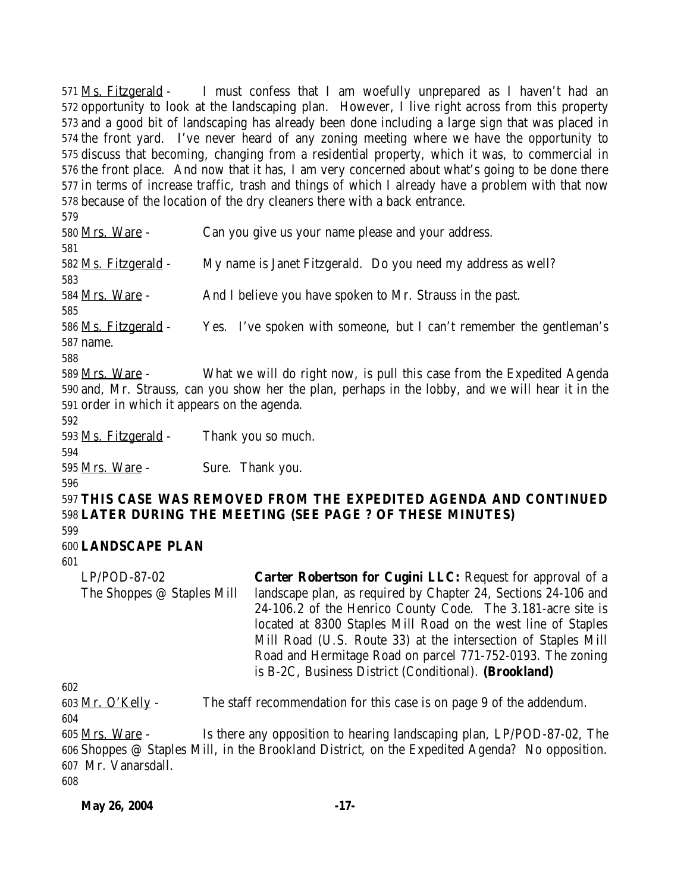Ms. Fitzgerald - I must confess that I am woefully unprepared as I haven't had an opportunity to look at the landscaping plan. However, I live right across from this property and a good bit of landscaping has already been done including a large sign that was placed in the front yard. I've never heard of any zoning meeting where we have the opportunity to discuss that becoming, changing from a residential property, which it was, to commercial in the front place. And now that it has, I am very concerned about what's going to be done there in terms of increase traffic, trash and things of which I already have a problem with that now because of the location of the dry cleaners there with a back entrance.

Mrs. Ware - Can you give us your name please and your address.

Ms. Fitzgerald - My name is Janet Fitzgerald. Do you need my address as well?

Mrs. Ware - And I believe you have spoken to Mr. Strauss in the past.

Ms. Fitzgerald - Yes. I've spoken with someone, but I can't remember the gentleman's name.

Mrs. Ware - What we will do right now, is pull this case from the Expedited Agenda and, Mr. Strauss, can you show her the plan, perhaps in the lobby, and we will hear it in the order in which it appears on the agenda.

Ms. Fitzgerald - Thank you so much.

Mrs. Ware - Sure. Thank you.

**THIS CASE WAS REMOVED FROM THE EXPEDITED AGENDA AND CONTINUED LATER DURING THE MEETING (SEE PAGE ? OF THESE MINUTES)**

**LANDSCAPE PLAN**

LP/POD-87-02
The Shoppes @ Staples Mill

**Carter Robertson for Cugini LLC:** Request for approval of a landscape plan, as required by Chapter 24, Sections 24-106 and 24-106.2 of the Henrico County Code. The 3.181-acre site is located at 8300 Staples Mill Road on the west line of Staples Mill Road (U.S. Route 33) at the intersection of Staples Mill Road and Hermitage Road on parcel 771-752-0193. The zoning is B-2C, Business District (Conditional). **(Brookland)**

Mr. O'Kelly - The staff recommendation for this case is on page 9 of the addendum.

Mrs. Ware - Is there any opposition to hearing landscaping plan, LP/POD-87-02, The Shoppes @ Staples Mill, in the Brookland District, on the Expedited Agenda? No opposition. Mr. Vanarsdall.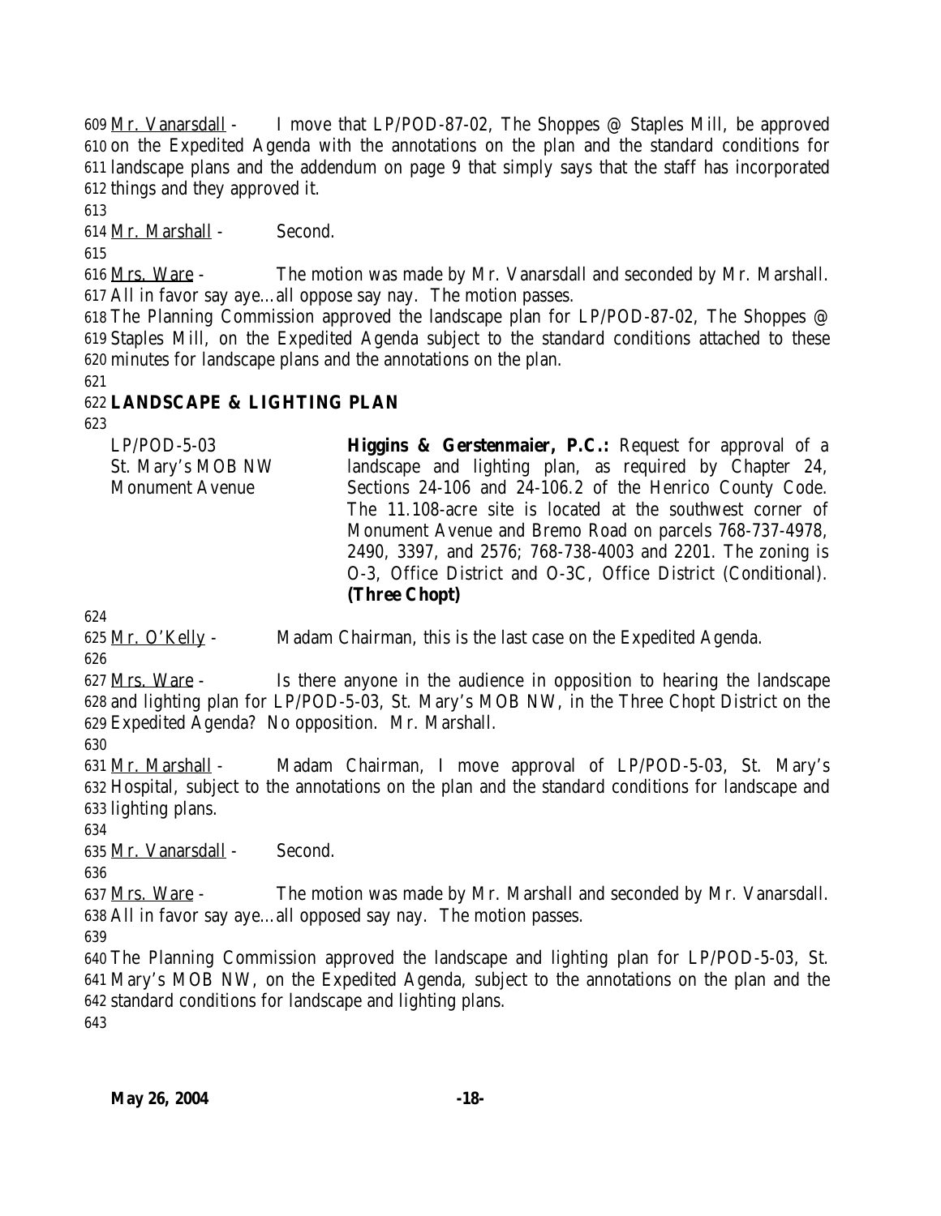609 Mr. Vanarsdall - I move that LP/POD-87-02, The Shoppes @ Staples Mill, be approved 610 on the Expedited Agenda with the annotations on the plan and the standard conditions for 611 landscape plans and the addendum on page 9 that simply says that the staff has incorporated 612 things and they approved it.

613

614 Mr. Marshall - Second.

615

616 Mrs. Ware - The motion was made by Mr. Vanarsdall and seconded by Mr. Marshall. 617 All in favor say aye…all oppose say nay. The motion passes.

618 The Planning Commission approved the landscape plan for LP/POD-87-02, The Shoppes @ 619 Staples Mill, on the Expedited Agenda subject to the standard conditions attached to these 620 minutes for landscape plans and the annotations on the plan.

621

622 **LANDSCAPE & LIGHTING PLAN**

623

| | |
|---|---|
| LP/POD-5-03<br>St. Mary's MOB NW<br>Monument Avenue | **Higgins & Gerstenmaier, P.C.:** Request for approval of a landscape and lighting plan, as required by Chapter 24, Sections 24-106 and 24-106.2 of the Henrico County Code. The 11.108-acre site is located at the southwest corner of Monument Avenue and Bremo Road on parcels 768-737-4978, 2490, 3397, and 2576; 768-738-4003 and 2201. The zoning is O-3, Office District and O-3C, Office District (Conditional). **(Three Chopt)** |

624

625 Mr. O'Kelly - Madam Chairman, this is the last case on the Expedited Agenda.

626

627 Mrs. Ware - Is there anyone in the audience in opposition to hearing the landscape 628 and lighting plan for LP/POD-5-03, St. Mary's MOB NW, in the Three Chopt District on the 629 Expedited Agenda? No opposition. Mr. Marshall.

630

631 Mr. Marshall - Madam Chairman, I move approval of LP/POD-5-03, St. Mary's 632 Hospital, subject to the annotations on the plan and the standard conditions for landscape and 633 lighting plans.

634

635 Mr. Vanarsdall - Second.

636

637 Mrs. Ware - The motion was made by Mr. Marshall and seconded by Mr. Vanarsdall. 638 All in favor say aye…all opposed say nay. The motion passes.

639

640 The Planning Commission approved the landscape and lighting plan for LP/POD-5-03, St. 641 Mary's MOB NW, on the Expedited Agenda, subject to the annotations on the plan and the 642 standard conditions for landscape and lighting plans.

643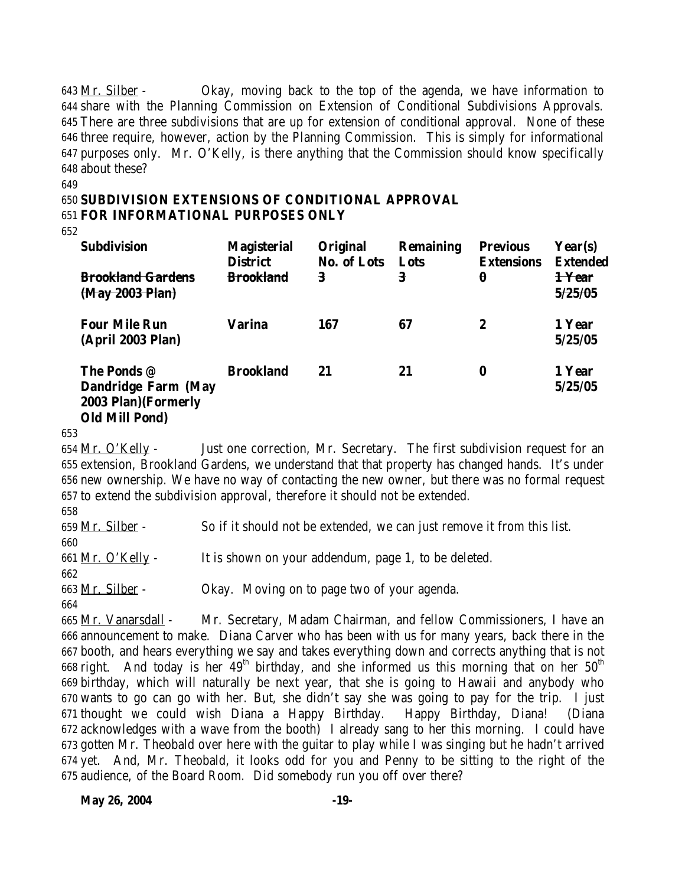643 Mr. Silber - Okay, moving back to the top of the agenda, we have information to 644 share with the Planning Commission on Extension of Conditional Subdivisions Approvals. 645 There are three subdivisions that are up for extension of conditional approval. None of these 646 three require, however, action by the Planning Commission. This is simply for informational 647 purposes only. Mr. O'Kelly, is there anything that the Commission should know specifically 648 about these?

649

650 **SUBDIVISION EXTENSIONS OF CONDITIONAL APPROVAL**
651 **FOR INFORMATIONAL PURPOSES ONLY**

652

| Subdivision | Magisterial District | Original No. of Lots | Remaining Lots | Previous Extensions | Year(s) Extended |
|---|---|---|---|---|---|
| ~~Brookland Gardens (May 2003 Plan)~~ | ~~Brookland~~ | ~~3~~ | ~~3~~ | ~~0~~ | ~~1 Year 5/25/05~~ |
| **Four Mile Run (April 2003 Plan)** | **Varina** | **167** | **67** | **2** | **1 Year 5/25/05** |
| **The Ponds @ Dandridge Farm (May 2003 Plan)(Formerly Old Mill Pond)** | **Brookland** | **21** | **21** | **0** | **1 Year 5/25/05** |

653

654 Mr. O'Kelly - Just one correction, Mr. Secretary. The first subdivision request for an 655 extension, Brookland Gardens, we understand that that property has changed hands. It's under 656 new ownership. We have no way of contacting the new owner, but there was no formal request 657 to extend the subdivision approval, therefore it should not be extended.

658

659 Mr. Silber - So if it should not be extended, we can just remove it from this list.

660

661 Mr. O'Kelly - It is shown on your addendum, page 1, to be deleted.

662

663 Mr. Silber - Okay. Moving on to page two of your agenda.

664

665 Mr. Vanarsdall - Mr. Secretary, Madam Chairman, and fellow Commissioners, I have an 666 announcement to make. Diana Carver who has been with us for many years, back there in the 667 booth, and hears everything we say and takes everything down and corrects anything that is not 668 right. And today is her 49th birthday, and she informed us this morning that on her 50th 669 birthday, which will naturally be next year, that she is going to Hawaii and anybody who 670 wants to go can go with her. But, she didn't say she was going to pay for the trip. I just 671 thought we could wish Diana a Happy Birthday. Happy Birthday, Diana! (Diana 672 acknowledges with a wave from the booth) I already sang to her this morning. I could have 673 gotten Mr. Theobald over here with the guitar to play while I was singing but he hadn't arrived 674 yet. And, Mr. Theobald, it looks odd for you and Penny to be sitting to the right of the 675 audience, of the Board Room. Did somebody run you off over there?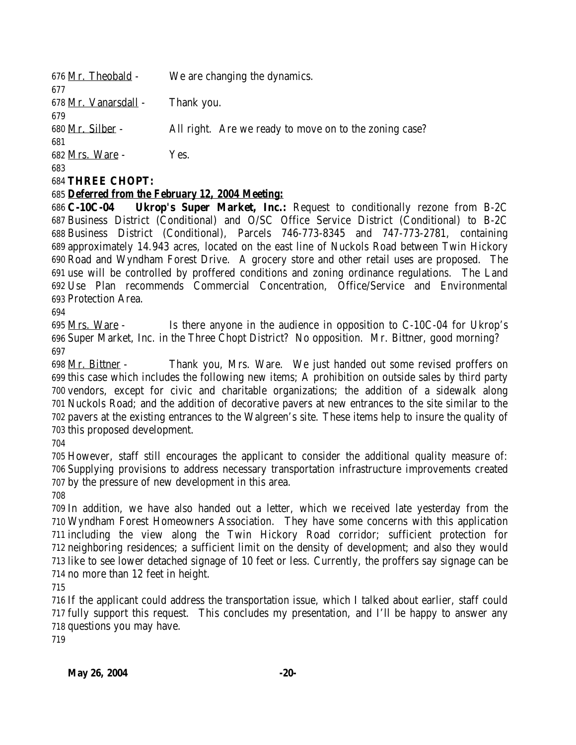Mr. Theobald - We are changing the dynamics.

Mr. Vanarsdall - Thank you.

Mr. Silber - All right. Are we ready to move on to the zoning case?

Mrs. Ware - Yes.

**THREE CHOPT:**

***Deferred from the February 12, 2004 Meeting:***

**C-10C-04 Ukrop's Super Market, Inc.:** Request to conditionally rezone from B-2C Business District (Conditional) and O/SC Office Service District (Conditional) to B-2C Business District (Conditional), Parcels 746-773-8345 and 747-773-2781, containing approximately 14.943 acres, located on the east line of Nuckols Road between Twin Hickory Road and Wyndham Forest Drive. A grocery store and other retail uses are proposed. The use will be controlled by proffered conditions and zoning ordinance regulations. The Land Use Plan recommends Commercial Concentration, Office/Service and Environmental Protection Area.

Mrs. Ware - Is there anyone in the audience in opposition to C-10C-04 for Ukrop's Super Market, Inc. in the Three Chopt District? No opposition. Mr. Bittner, good morning?

Mr. Bittner - Thank you, Mrs. Ware. We just handed out some revised proffers on this case which includes the following new items; A prohibition on outside sales by third party vendors, except for civic and charitable organizations; the addition of a sidewalk along Nuckols Road; and the addition of decorative pavers at new entrances to the site similar to the pavers at the existing entrances to the Walgreen's site. These items help to insure the quality of this proposed development.

However, staff still encourages the applicant to consider the additional quality measure of: Supplying provisions to address necessary transportation infrastructure improvements created by the pressure of new development in this area.

In addition, we have also handed out a letter, which we received late yesterday from the Wyndham Forest Homeowners Association. They have some concerns with this application including the view along the Twin Hickory Road corridor; sufficient protection for neighboring residences; a sufficient limit on the density of development; and also they would like to see lower detached signage of 10 feet or less. Currently, the proffers say signage can be no more than 12 feet in height.

If the applicant could address the transportation issue, which I talked about earlier, staff could fully support this request. This concludes my presentation, and I'll be happy to answer any questions you may have.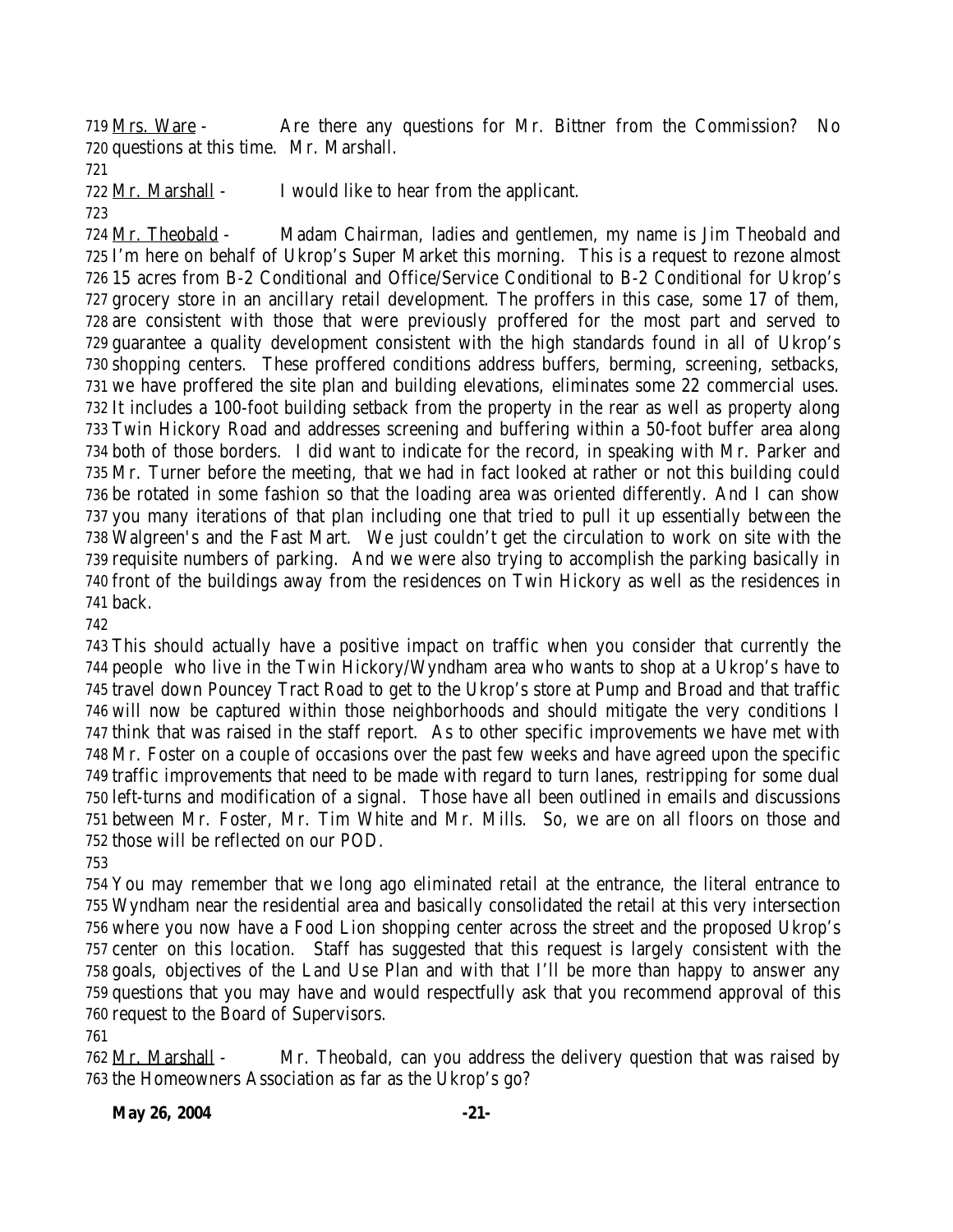719 Mrs. Ware - Are there any questions for Mr. Bittner from the Commission? No
720 questions at this time. Mr. Marshall.
721
722 Mr. Marshall - I would like to hear from the applicant.
723
724 Mr. Theobald - Madam Chairman, ladies and gentlemen, my name is Jim Theobald and
725 I'm here on behalf of Ukrop's Super Market this morning. This is a request to rezone almost
726 15 acres from B-2 Conditional and Office/Service Conditional to B-2 Conditional for Ukrop's
727 grocery store in an ancillary retail development. The proffers in this case, some 17 of them,
728 are consistent with those that were previously proffered for the most part and served to
729 guarantee a quality development consistent with the high standards found in all of Ukrop's
730 shopping centers. These proffered conditions address buffers, berming, screening, setbacks,
731 we have proffered the site plan and building elevations, eliminates some 22 commercial uses.
732 It includes a 100-foot building setback from the property in the rear as well as property along
733 Twin Hickory Road and addresses screening and buffering within a 50-foot buffer area along
734 both of those borders. I did want to indicate for the record, in speaking with Mr. Parker and
735 Mr. Turner before the meeting, that we had in fact looked at rather or not this building could
736 be rotated in some fashion so that the loading area was oriented differently. And I can show
737 you many iterations of that plan including one that tried to pull it up essentially between the
738 Walgreen's and the Fast Mart. We just couldn't get the circulation to work on site with the
739 requisite numbers of parking. And we were also trying to accomplish the parking basically in
740 front of the buildings away from the residences on Twin Hickory as well as the residences in
741 back.
742
743 This should actually have a positive impact on traffic when you consider that currently the
744 people who live in the Twin Hickory/Wyndham area who wants to shop at a Ukrop's have to
745 travel down Pouncey Tract Road to get to the Ukrop's store at Pump and Broad and that traffic
746 will now be captured within those neighborhoods and should mitigate the very conditions I
747 think that was raised in the staff report. As to other specific improvements we have met with
748 Mr. Foster on a couple of occasions over the past few weeks and have agreed upon the specific
749 traffic improvements that need to be made with regard to turn lanes, restripping for some dual
750 left-turns and modification of a signal. Those have all been outlined in emails and discussions
751 between Mr. Foster, Mr. Tim White and Mr. Mills. So, we are on all floors on those and
752 those will be reflected on our POD.
753
754 You may remember that we long ago eliminated retail at the entrance, the literal entrance to
755 Wyndham near the residential area and basically consolidated the retail at this very intersection
756 where you now have a Food Lion shopping center across the street and the proposed Ukrop's
757 center on this location. Staff has suggested that this request is largely consistent with the
758 goals, objectives of the Land Use Plan and with that I'll be more than happy to answer any
759 questions that you may have and would respectfully ask that you recommend approval of this
760 request to the Board of Supervisors.
761
762 Mr. Marshall - Mr. Theobald, can you address the delivery question that was raised by
763 the Homeowners Association as far as the Ukrop's go?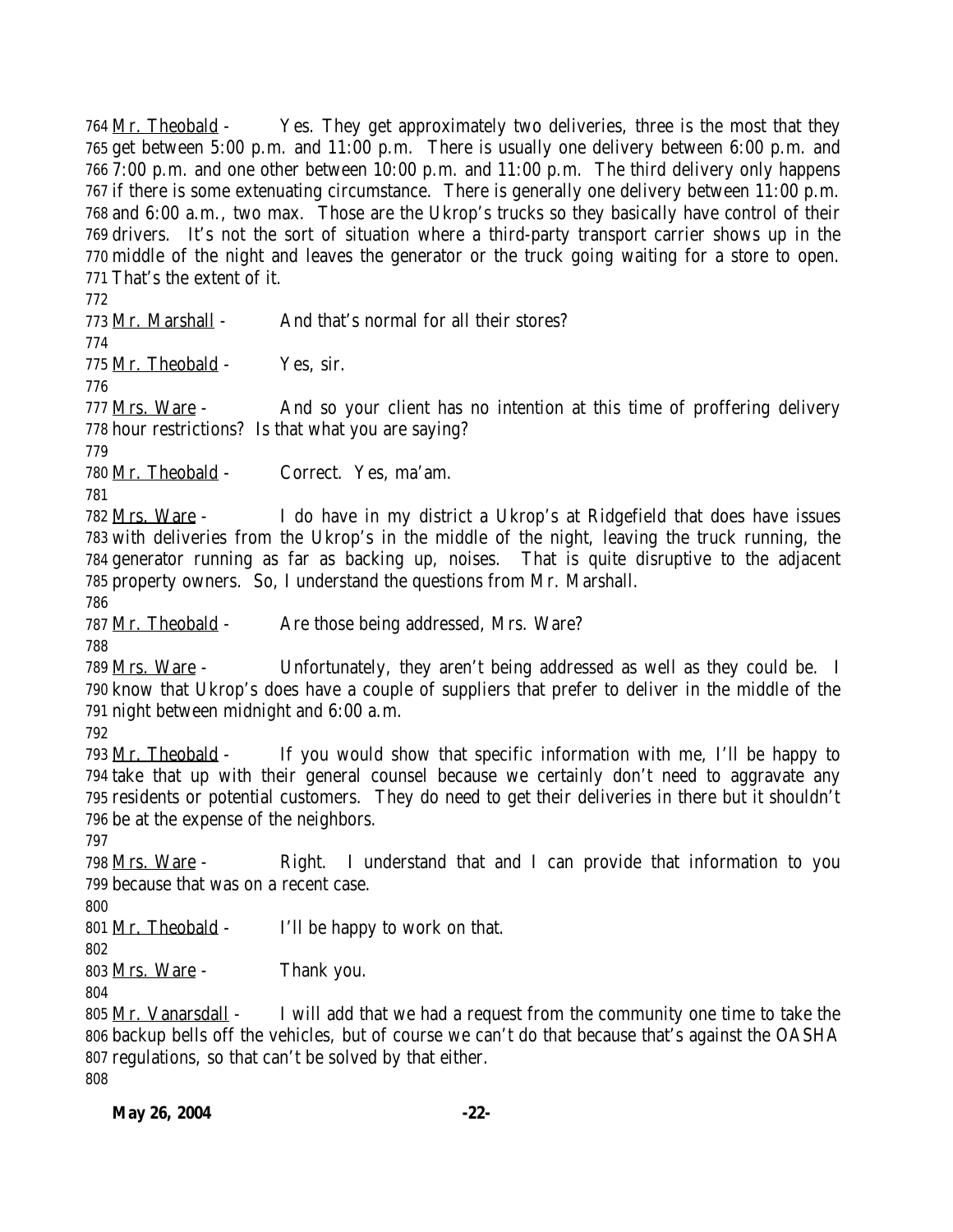Mr. Theobald - Yes. They get approximately two deliveries, three is the most that they get between 5:00 p.m. and 11:00 p.m. There is usually one delivery between 6:00 p.m. and 7:00 p.m. and one other between 10:00 p.m. and 11:00 p.m. The third delivery only happens if there is some extenuating circumstance. There is generally one delivery between 11:00 p.m. and 6:00 a.m., two max. Those are the Ukrop's trucks so they basically have control of their drivers. It's not the sort of situation where a third-party transport carrier shows up in the middle of the night and leaves the generator or the truck going waiting for a store to open. That's the extent of it.

Mr. Marshall - And that's normal for all their stores?

Mr. Theobald - Yes, sir.

Mrs. Ware - And so your client has no intention at this time of proffering delivery hour restrictions? Is that what you are saying?

Mr. Theobald - Correct. Yes, ma'am.

Mrs. Ware - I do have in my district a Ukrop's at Ridgefield that does have issues with deliveries from the Ukrop's in the middle of the night, leaving the truck running, the generator running as far as backing up, noises. That is quite disruptive to the adjacent property owners. So, I understand the questions from Mr. Marshall.

Mr. Theobald - Are those being addressed, Mrs. Ware?

Mrs. Ware - Unfortunately, they aren't being addressed as well as they could be. I know that Ukrop's does have a couple of suppliers that prefer to deliver in the middle of the night between midnight and 6:00 a.m.

Mr. Theobald - If you would show that specific information with me, I'll be happy to take that up with their general counsel because we certainly don't need to aggravate any residents or potential customers. They do need to get their deliveries in there but it shouldn't be at the expense of the neighbors.

Mrs. Ware - Right. I understand that and I can provide that information to you because that was on a recent case.

Mr. Theobald - I'll be happy to work on that.

Mrs. Ware - Thank you.

Mr. Vanarsdall - I will add that we had a request from the community one time to take the backup bells off the vehicles, but of course we can't do that because that's against the OASHA regulations, so that can't be solved by that either.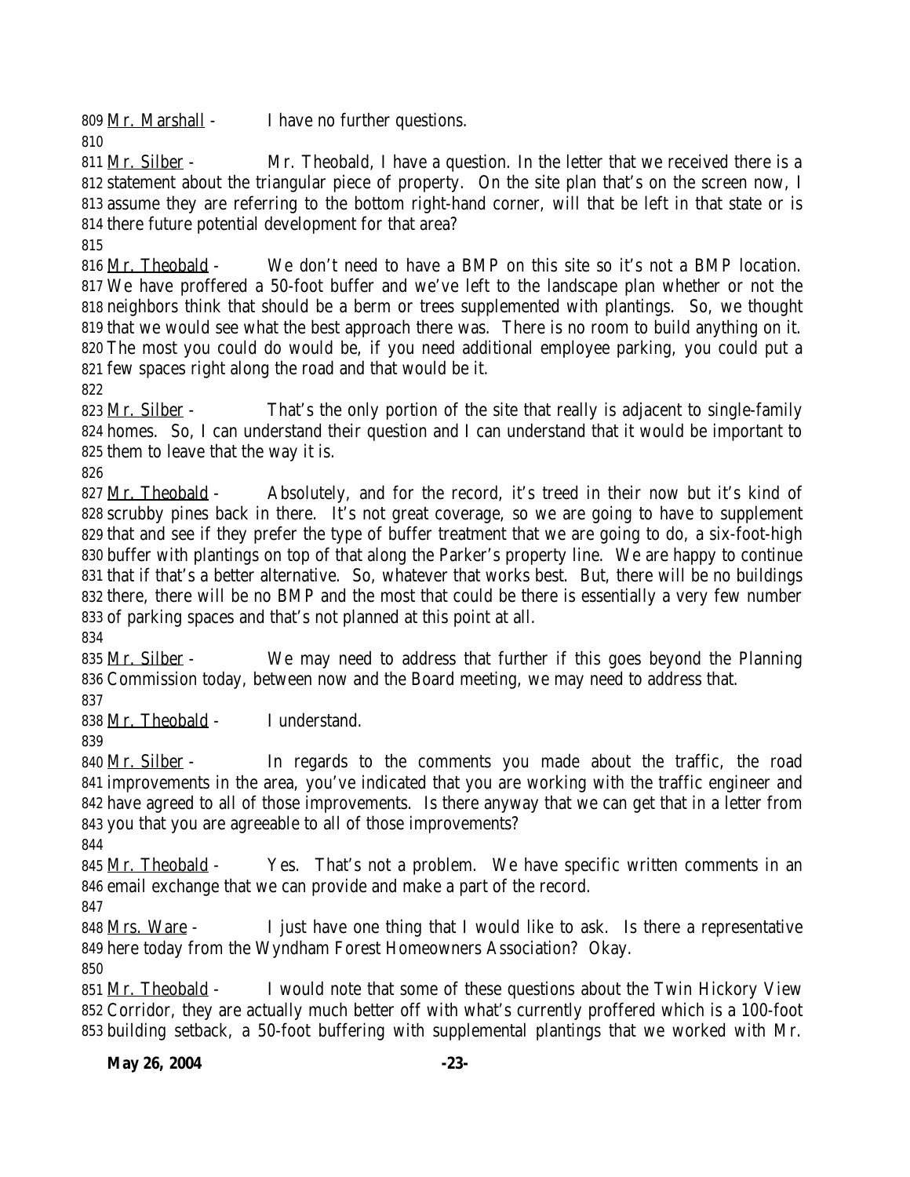809 Mr. Marshall - I have no further questions.

810

811 Mr. Silber - Mr. Theobald, I have a question. In the letter that we received there is a
812 statement about the triangular piece of property. On the site plan that's on the screen now, I
813 assume they are referring to the bottom right-hand corner, will that be left in that state or is
814 there future potential development for that area?

815

816 Mr. Theobald - We don't need to have a BMP on this site so it's not a BMP location.
817 We have proffered a 50-foot buffer and we've left to the landscape plan whether or not the
818 neighbors think that should be a berm or trees supplemented with plantings. So, we thought
819 that we would see what the best approach there was. There is no room to build anything on it.
820 The most you could do would be, if you need additional employee parking, you could put a
821 few spaces right along the road and that would be it.

822

823 Mr. Silber - That's the only portion of the site that really is adjacent to single-family
824 homes. So, I can understand their question and I can understand that it would be important to
825 them to leave that the way it is.

826

827 Mr. Theobald - Absolutely, and for the record, it's treed in their now but it's kind of
828 scrubby pines back in there. It's not great coverage, so we are going to have to supplement
829 that and see if they prefer the type of buffer treatment that we are going to do, a six-foot-high
830 buffer with plantings on top of that along the Parker's property line. We are happy to continue
831 that if that's a better alternative. So, whatever that works best. But, there will be no buildings
832 there, there will be no BMP and the most that could be there is essentially a very few number
833 of parking spaces and that's not planned at this point at all.

834

835 Mr. Silber - We may need to address that further if this goes beyond the Planning
836 Commission today, between now and the Board meeting, we may need to address that.

837

838 Mr. Theobald - I understand.

839

840 Mr. Silber - In regards to the comments you made about the traffic, the road
841 improvements in the area, you've indicated that you are working with the traffic engineer and
842 have agreed to all of those improvements. Is there anyway that we can get that in a letter from
843 you that you are agreeable to all of those improvements?

844

845 Mr. Theobald - Yes. That's not a problem. We have specific written comments in an
846 email exchange that we can provide and make a part of the record.

847

848 Mrs. Ware - I just have one thing that I would like to ask. Is there a representative
849 here today from the Wyndham Forest Homeowners Association? Okay.

850

851 Mr. Theobald - I would note that some of these questions about the Twin Hickory View
852 Corridor, they are actually much better off with what's currently proffered which is a 100-foot
853 building setback, a 50-foot buffering with supplemental plantings that we worked with Mr.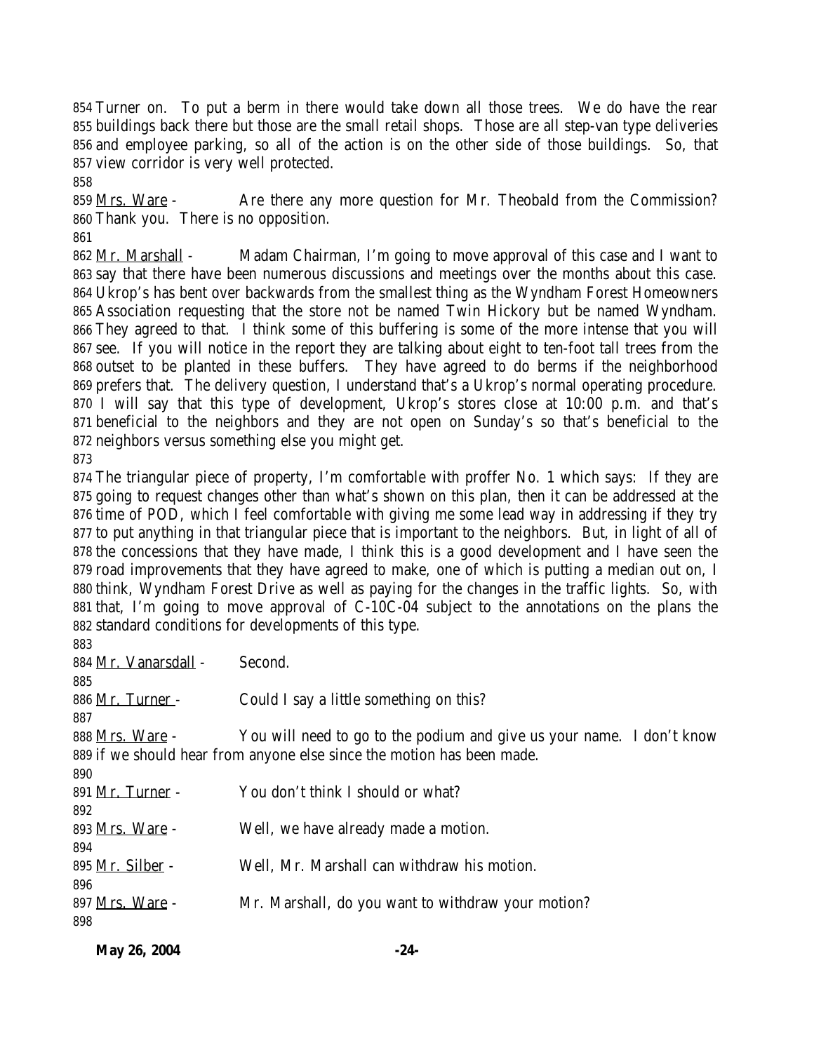Turner on. To put a berm in there would take down all those trees. We do have the rear buildings back there but those are the small retail shops. Those are all step-van type deliveries and employee parking, so all of the action is on the other side of those buildings. So, that view corridor is very well protected.

Mrs. Ware - Are there any more question for Mr. Theobald from the Commission? Thank you. There is no opposition.

Mr. Marshall - Madam Chairman, I'm going to move approval of this case and I want to say that there have been numerous discussions and meetings over the months about this case. Ukrop's has bent over backwards from the smallest thing as the Wyndham Forest Homeowners Association requesting that the store not be named Twin Hickory but be named Wyndham. They agreed to that. I think some of this buffering is some of the more intense that you will see. If you will notice in the report they are talking about eight to ten-foot tall trees from the outset to be planted in these buffers. They have agreed to do berms if the neighborhood prefers that. The delivery question, I understand that's a Ukrop's normal operating procedure. I will say that this type of development, Ukrop's stores close at 10:00 p.m. and that's beneficial to the neighbors and they are not open on Sunday's so that's beneficial to the neighbors versus something else you might get.

The triangular piece of property, I'm comfortable with proffer No. 1 which says: If they are going to request changes other than what's shown on this plan, then it can be addressed at the time of POD, which I feel comfortable with giving me some lead way in addressing if they try to put anything in that triangular piece that is important to the neighbors. But, in light of all of the concessions that they have made, I think this is a good development and I have seen the road improvements that they have agreed to make, one of which is putting a median out on, I think, Wyndham Forest Drive as well as paying for the changes in the traffic lights. So, with that, I'm going to move approval of C-10C-04 subject to the annotations on the plans the standard conditions for developments of this type.

Mr. Vanarsdall - Second.

Mr. Turner - Could I say a little something on this?

Mrs. Ware - You will need to go to the podium and give us your name. I don't know if we should hear from anyone else since the motion has been made.

Mr. Turner - You don't think I should or what?

Mrs. Ware - Well, we have already made a motion.

Mr. Silber - Well, Mr. Marshall can withdraw his motion.

Mrs. Ware - Mr. Marshall, do you want to withdraw your motion?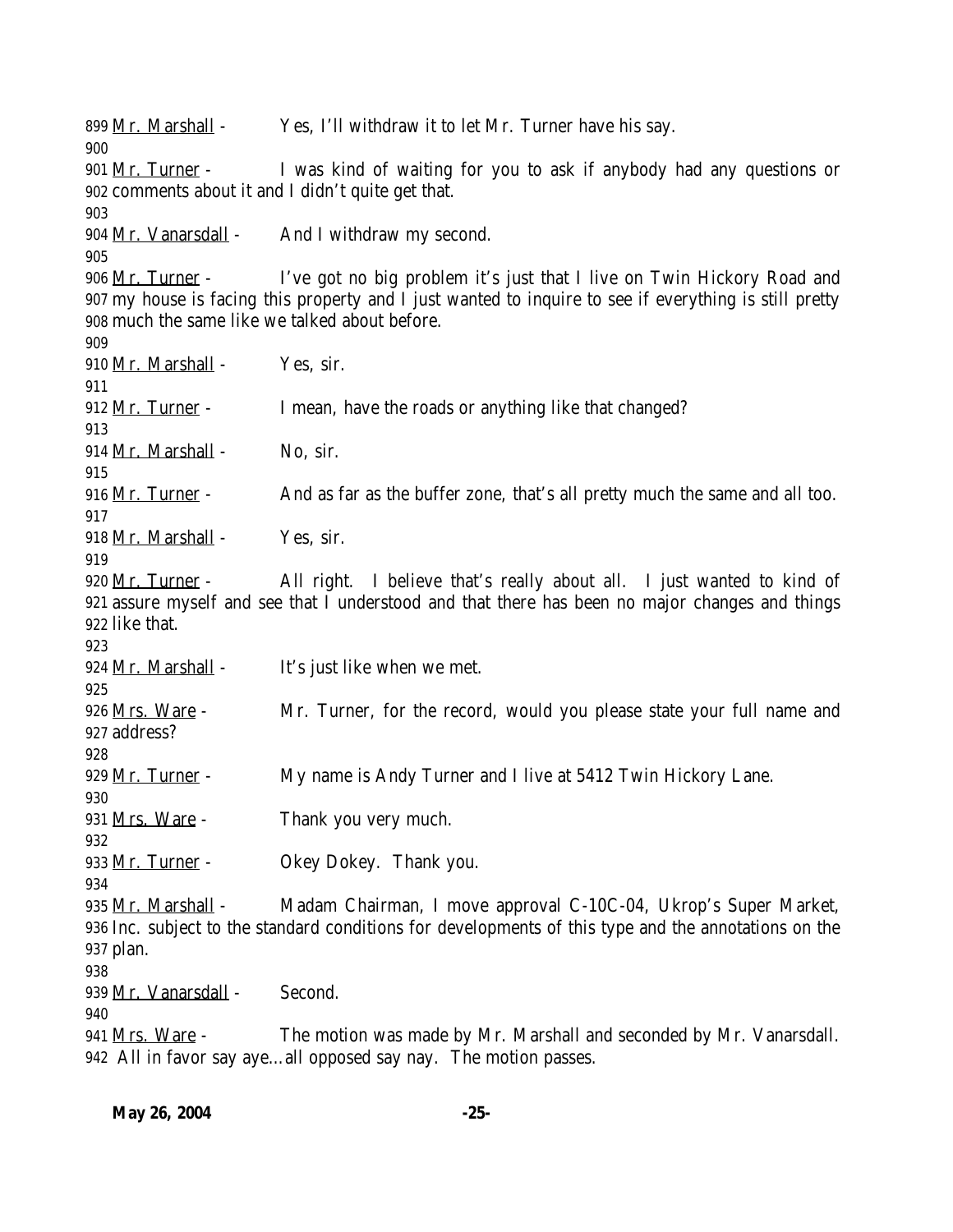899 Mr. Marshall - Yes, I'll withdraw it to let Mr. Turner have his say.
900
901 Mr. Turner - I was kind of waiting for you to ask if anybody had any questions or
902 comments about it and I didn't quite get that.
903
904 Mr. Vanarsdall - And I withdraw my second.
905
906 Mr. Turner - I've got no big problem it's just that I live on Twin Hickory Road and
907 my house is facing this property and I just wanted to inquire to see if everything is still pretty
908 much the same like we talked about before.
909
910 Mr. Marshall - Yes, sir.
911
912 Mr. Turner - I mean, have the roads or anything like that changed?
913
914 Mr. Marshall - No, sir.
915
916 Mr. Turner - And as far as the buffer zone, that's all pretty much the same and all too.
917
918 Mr. Marshall - Yes, sir.
919
920 Mr. Turner - All right. I believe that's really about all. I just wanted to kind of
921 assure myself and see that I understood and that there has been no major changes and things
922 like that.
923
924 Mr. Marshall - It's just like when we met.
925
926 Mrs. Ware - Mr. Turner, for the record, would you please state your full name and
927 address?
928
929 Mr. Turner - My name is Andy Turner and I live at 5412 Twin Hickory Lane.
930
931 Mrs. Ware - Thank you very much.
932
933 Mr. Turner - Okey Dokey. Thank you.
934
935 Mr. Marshall - Madam Chairman, I move approval C-10C-04, Ukrop's Super Market,
936 Inc. subject to the standard conditions for developments of this type and the annotations on the
937 plan.
938
939 Mr. Vanarsdall - Second.
940
941 Mrs. Ware - The motion was made by Mr. Marshall and seconded by Mr. Vanarsdall.
942 All in favor say aye…all opposed say nay. The motion passes.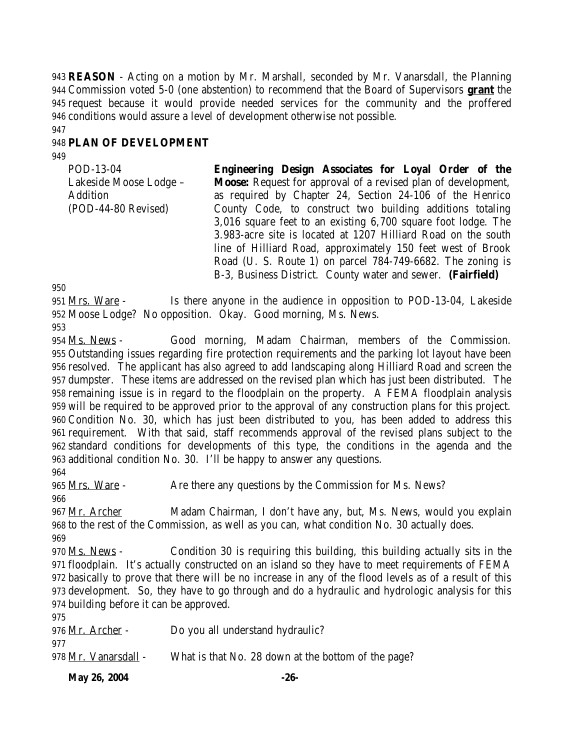**REASON** - Acting on a motion by Mr. Marshall, seconded by Mr. Vanarsdall, the Planning Commission voted 5-0 (one abstention) to recommend that the Board of Supervisors **grant** the request because it would provide needed services for the community and the proffered conditions would assure a level of development otherwise not possible.

## PLAN OF DEVELOPMENT

| | |
|---|---|
| POD-13-04<br>Lakeside Moose Lodge – Addition<br>(POD-44-80 Revised) | **Engineering Design Associates for Loyal Order of the Moose:** Request for approval of a revised plan of development, as required by Chapter 24, Section 24-106 of the Henrico County Code, to construct two building additions totaling 3,016 square feet to an existing 6,700 square foot lodge. The 3.983-acre site is located at 1207 Hilliard Road on the south line of Hilliard Road, approximately 150 feet west of Brook Road (U. S. Route 1) on parcel 784-749-6682. The zoning is B-3, Business District. County water and sewer. **(Fairfield)** |

Mrs. Ware - Is there anyone in the audience in opposition to POD-13-04, Lakeside Moose Lodge? No opposition. Okay. Good morning, Ms. News.

Ms. News - Good morning, Madam Chairman, members of the Commission. Outstanding issues regarding fire protection requirements and the parking lot layout have been resolved. The applicant has also agreed to add landscaping along Hilliard Road and screen the dumpster. These items are addressed on the revised plan which has just been distributed. The remaining issue is in regard to the floodplain on the property. A FEMA floodplain analysis will be required to be approved prior to the approval of any construction plans for this project. Condition No. 30, which has just been distributed to you, has been added to address this requirement. With that said, staff recommends approval of the revised plans subject to the standard conditions for developments of this type, the conditions in the agenda and the additional condition No. 30. I'll be happy to answer any questions.

Mrs. Ware - Are there any questions by the Commission for Ms. News?

Mr. Archer Madam Chairman, I don't have any, but, Ms. News, would you explain to the rest of the Commission, as well as you can, what condition No. 30 actually does.

Ms. News - Condition 30 is requiring this building, this building actually sits in the floodplain. It's actually constructed on an island so they have to meet requirements of FEMA basically to prove that there will be no increase in any of the flood levels as of a result of this development. So, they have to go through and do a hydraulic and hydrologic analysis for this building before it can be approved.

Mr. Archer - Do you all understand hydraulic?

Mr. Vanarsdall - What is that No. 28 down at the bottom of the page?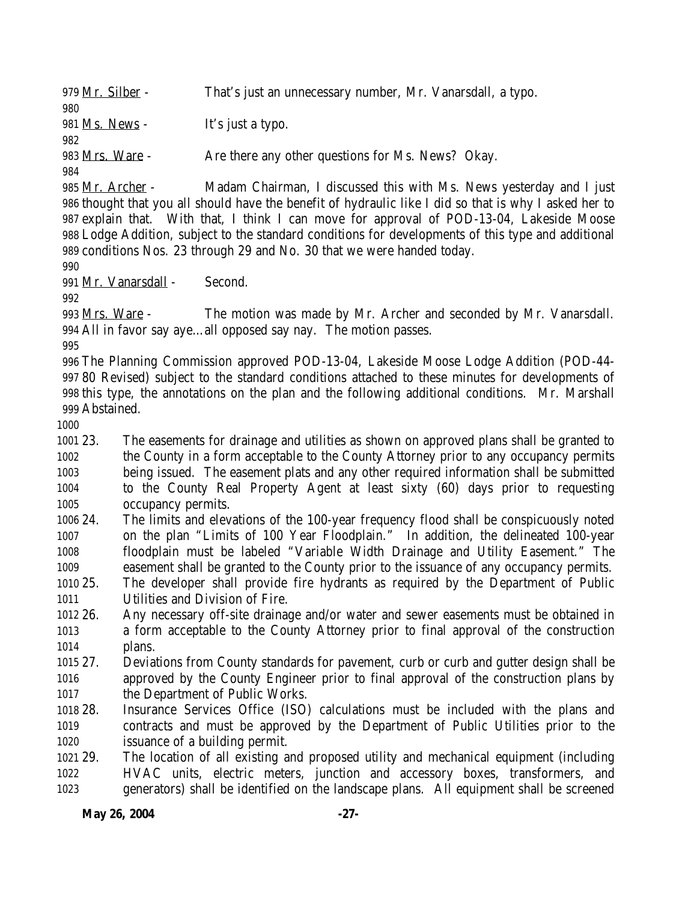Mr. Silber - That's just an unnecessary number, Mr. Vanarsdall, a typo.

Ms. News - It's just a typo.

Mrs. Ware - Are there any other questions for Ms. News? Okay.

Mr. Archer - Madam Chairman, I discussed this with Ms. News yesterday and I just thought that you all should have the benefit of hydraulic like I did so that is why I asked her to explain that. With that, I think I can move for approval of POD-13-04, Lakeside Moose Lodge Addition, subject to the standard conditions for developments of this type and additional conditions Nos. 23 through 29 and No. 30 that we were handed today.

Mr. Vanarsdall - Second.

Mrs. Ware - The motion was made by Mr. Archer and seconded by Mr. Vanarsdall. All in favor say aye…all opposed say nay. The motion passes.

The Planning Commission approved POD-13-04, Lakeside Moose Lodge Addition (POD-44-80 Revised) subject to the standard conditions attached to these minutes for developments of this type, the annotations on the plan and the following additional conditions. Mr. Marshall Abstained.

23. The easements for drainage and utilities as shown on approved plans shall be granted to the County in a form acceptable to the County Attorney prior to any occupancy permits being issued. The easement plats and any other required information shall be submitted to the County Real Property Agent at least sixty (60) days prior to requesting occupancy permits.
24. The limits and elevations of the 100-year frequency flood shall be conspicuously noted on the plan "Limits of 100 Year Floodplain." In addition, the delineated 100-year floodplain must be labeled "Variable Width Drainage and Utility Easement." The easement shall be granted to the County prior to the issuance of any occupancy permits.
25. The developer shall provide fire hydrants as required by the Department of Public Utilities and Division of Fire.
26. Any necessary off-site drainage and/or water and sewer easements must be obtained in a form acceptable to the County Attorney prior to final approval of the construction plans.
27. Deviations from County standards for pavement, curb or curb and gutter design shall be approved by the County Engineer prior to final approval of the construction plans by the Department of Public Works.
28. Insurance Services Office (ISO) calculations must be included with the plans and contracts and must be approved by the Department of Public Utilities prior to the issuance of a building permit.
29. The location of all existing and proposed utility and mechanical equipment (including HVAC units, electric meters, junction and accessory boxes, transformers, and generators) shall be identified on the landscape plans. All equipment shall be screened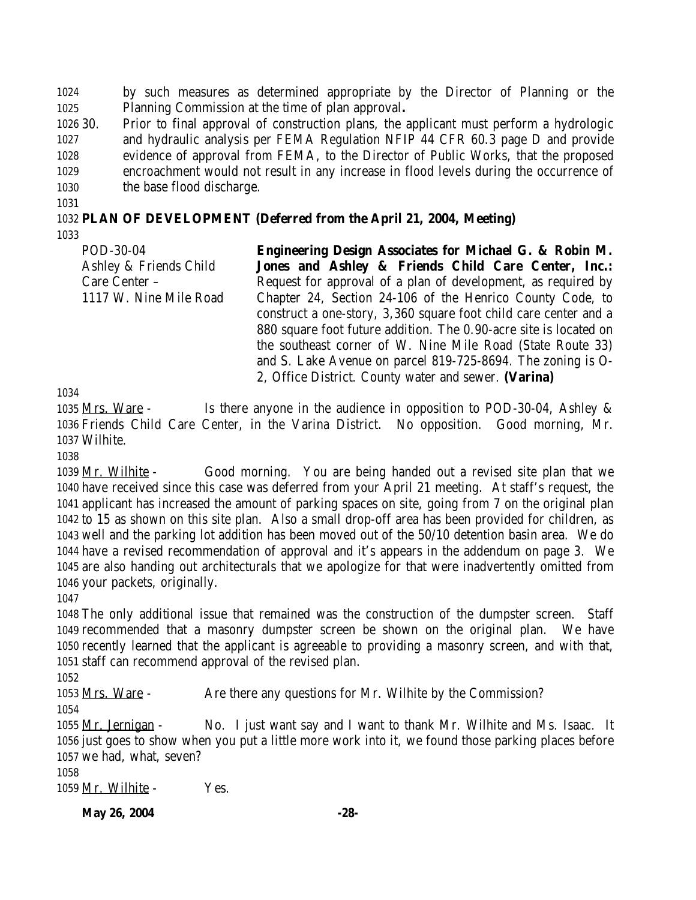by such measures as determined appropriate by the Director of Planning or the Planning Commission at the time of plan approval**.**

30. Prior to final approval of construction plans, the applicant must perform a hydrologic and hydraulic analysis per FEMA Regulation NFIP 44 CFR 60.3 page D and provide evidence of approval from FEMA, to the Director of Public Works, that the proposed encroachment would not result in any increase in flood levels during the occurrence of the base flood discharge.

**PLAN OF DEVELOPMENT (Deferred from the April 21, 2004, Meeting)**

| | |
|---|---|
| POD-30-04<br>Ashley & Friends Child Care Center –<br>1117 W. Nine Mile Road | **Engineering Design Associates for Michael G. & Robin M. Jones and Ashley & Friends Child Care Center, Inc.:** Request for approval of a plan of development, as required by Chapter 24, Section 24-106 of the Henrico County Code, to construct a one-story, 3,360 square foot child care center and a 880 square foot future addition. The 0.90-acre site is located on the southeast corner of W. Nine Mile Road (State Route 33) and S. Lake Avenue on parcel 819-725-8694. The zoning is O-2, Office District. County water and sewer. **(Varina)** |

Mrs. Ware - Is there anyone in the audience in opposition to POD-30-04, Ashley & Friends Child Care Center, in the Varina District. No opposition. Good morning, Mr. Wilhite.

Mr. Wilhite - Good morning. You are being handed out a revised site plan that we have received since this case was deferred from your April 21 meeting. At staff's request, the applicant has increased the amount of parking spaces on site, going from 7 on the original plan to 15 as shown on this site plan. Also a small drop-off area has been provided for children, as well and the parking lot addition has been moved out of the 50/10 detention basin area. We do have a revised recommendation of approval and it's appears in the addendum on page 3. We are also handing out architecturals that we apologize for that were inadvertently omitted from your packets, originally.

The only additional issue that remained was the construction of the dumpster screen. Staff recommended that a masonry dumpster screen be shown on the original plan. We have recently learned that the applicant is agreeable to providing a masonry screen, and with that, staff can recommend approval of the revised plan.

Mrs. Ware - Are there any questions for Mr. Wilhite by the Commission?

Mr. Jernigan - No. I just want say and I want to thank Mr. Wilhite and Ms. Isaac. It just goes to show when you put a little more work into it, we found those parking places before we had, what, seven?

Mr. Wilhite - Yes.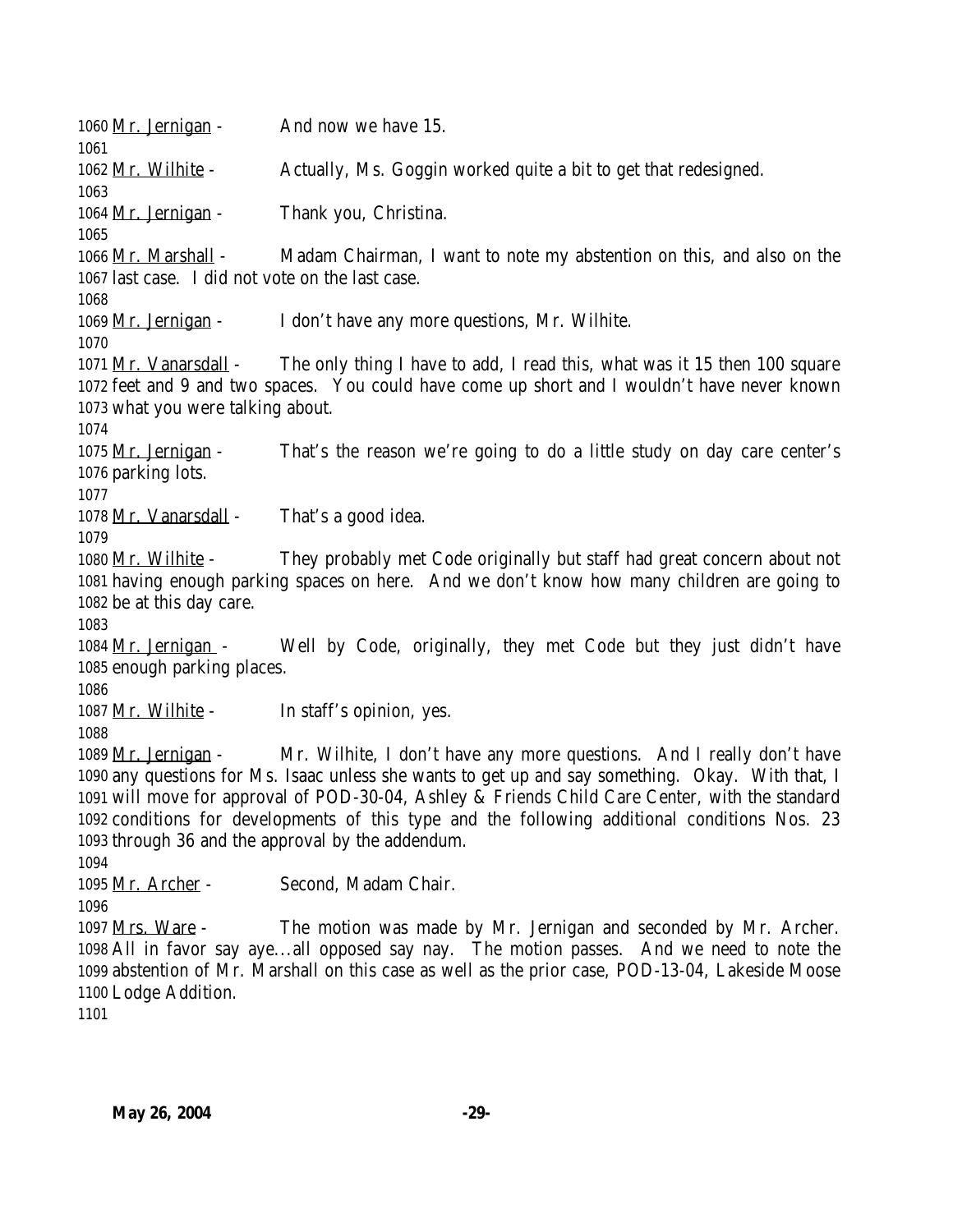1060 Mr. Jernigan - And now we have 15.
1061
1062 Mr. Wilhite - Actually, Ms. Goggin worked quite a bit to get that redesigned.
1063
1064 Mr. Jernigan - Thank you, Christina.
1065
1066 Mr. Marshall - Madam Chairman, I want to note my abstention on this, and also on the
1067 last case. I did not vote on the last case.
1068
1069 Mr. Jernigan - I don't have any more questions, Mr. Wilhite.
1070
1071 Mr. Vanarsdall - The only thing I have to add, I read this, what was it 15 then 100 square
1072 feet and 9 and two spaces. You could have come up short and I wouldn't have never known
1073 what you were talking about.
1074
1075 Mr. Jernigan - That's the reason we're going to do a little study on day care center's
1076 parking lots.
1077
1078 Mr. Vanarsdall - That's a good idea.
1079
1080 Mr. Wilhite - They probably met Code originally but staff had great concern about not
1081 having enough parking spaces on here. And we don't know how many children are going to
1082 be at this day care.
1083
1084 Mr. Jernigan - Well by Code, originally, they met Code but they just didn't have
1085 enough parking places.
1086
1087 Mr. Wilhite - In staff's opinion, yes.
1088
1089 Mr. Jernigan - Mr. Wilhite, I don't have any more questions. And I really don't have
1090 any questions for Ms. Isaac unless she wants to get up and say something. Okay. With that, I
1091 will move for approval of POD-30-04, Ashley & Friends Child Care Center, with the standard
1092 conditions for developments of this type and the following additional conditions Nos. 23
1093 through 36 and the approval by the addendum.
1094
1095 Mr. Archer - Second, Madam Chair.
1096
1097 Mrs. Ware - The motion was made by Mr. Jernigan and seconded by Mr. Archer.
1098 All in favor say aye...all opposed say nay. The motion passes. And we need to note the
1099 abstention of Mr. Marshall on this case as well as the prior case, POD-13-04, Lakeside Moose
1100 Lodge Addition.
1101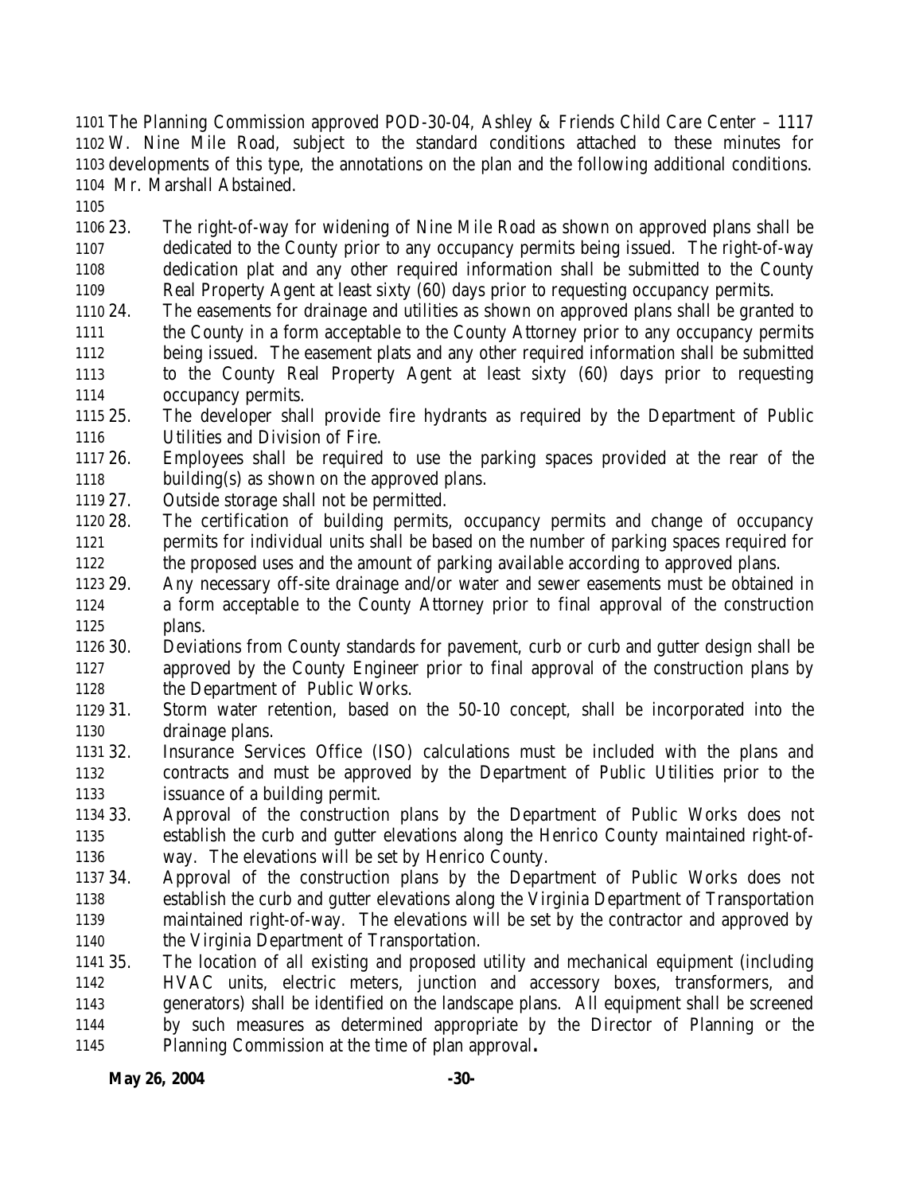The Planning Commission approved POD-30-04, Ashley & Friends Child Care Center – 1117 W. Nine Mile Road, subject to the standard conditions attached to these minutes for developments of this type, the annotations on the plan and the following additional conditions. Mr. Marshall Abstained.

23. The right-of-way for widening of Nine Mile Road as shown on approved plans shall be dedicated to the County prior to any occupancy permits being issued. The right-of-way dedication plat and any other required information shall be submitted to the County Real Property Agent at least sixty (60) days prior to requesting occupancy permits.
24. The easements for drainage and utilities as shown on approved plans shall be granted to the County in a form acceptable to the County Attorney prior to any occupancy permits being issued. The easement plats and any other required information shall be submitted to the County Real Property Agent at least sixty (60) days prior to requesting occupancy permits.
25. The developer shall provide fire hydrants as required by the Department of Public Utilities and Division of Fire.
26. Employees shall be required to use the parking spaces provided at the rear of the building(s) as shown on the approved plans.
27. Outside storage shall not be permitted.
28. The certification of building permits, occupancy permits and change of occupancy permits for individual units shall be based on the number of parking spaces required for the proposed uses and the amount of parking available according to approved plans.
29. Any necessary off-site drainage and/or water and sewer easements must be obtained in a form acceptable to the County Attorney prior to final approval of the construction plans.
30. Deviations from County standards for pavement, curb or curb and gutter design shall be approved by the County Engineer prior to final approval of the construction plans by the Department of Public Works.
31. Storm water retention, based on the 50-10 concept, shall be incorporated into the drainage plans.
32. Insurance Services Office (ISO) calculations must be included with the plans and contracts and must be approved by the Department of Public Utilities prior to the issuance of a building permit.
33. Approval of the construction plans by the Department of Public Works does not establish the curb and gutter elevations along the Henrico County maintained right-of-way. The elevations will be set by Henrico County.
34. Approval of the construction plans by the Department of Public Works does not establish the curb and gutter elevations along the Virginia Department of Transportation maintained right-of-way. The elevations will be set by the contractor and approved by the Virginia Department of Transportation.
35. The location of all existing and proposed utility and mechanical equipment (including HVAC units, electric meters, junction and accessory boxes, transformers, and generators) shall be identified on the landscape plans. All equipment shall be screened by such measures as determined appropriate by the Director of Planning or the Planning Commission at the time of plan approval**.**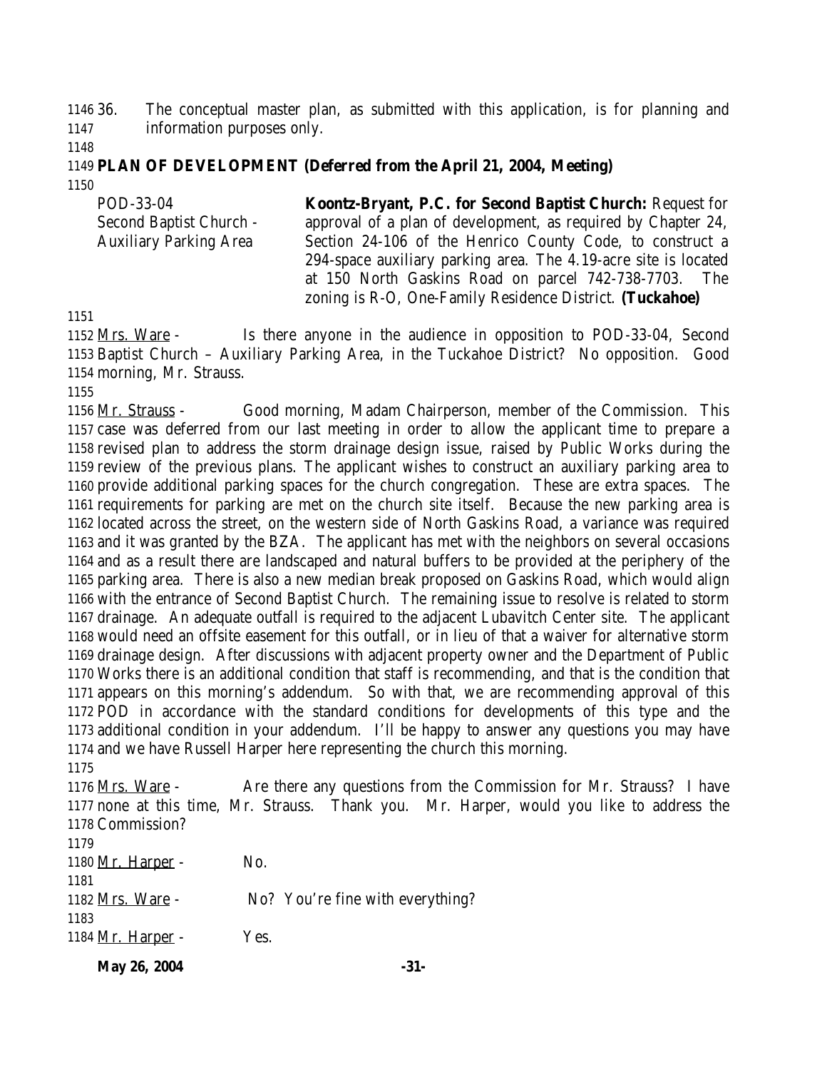36. The conceptual master plan, as submitted with this application, is for planning and information purposes only.

**PLAN OF DEVELOPMENT (Deferred from the April 21, 2004, Meeting)**

| POD-33-04<br>Second Baptist Church - Auxiliary Parking Area | **Koontz-Bryant, P.C. for Second Baptist Church:** Request for approval of a plan of development, as required by Chapter 24, Section 24-106 of the Henrico County Code, to construct a 294-space auxiliary parking area. The 4.19-acre site is located at 150 North Gaskins Road on parcel 742-738-7703. The zoning is R-O, One-Family Residence District. **(Tuckahoe)** |
|---|---|

Mrs. Ware - Is there anyone in the audience in opposition to POD-33-04, Second Baptist Church – Auxiliary Parking Area, in the Tuckahoe District? No opposition. Good morning, Mr. Strauss.

Mr. Strauss - Good morning, Madam Chairperson, member of the Commission. This case was deferred from our last meeting in order to allow the applicant time to prepare a revised plan to address the storm drainage design issue, raised by Public Works during the review of the previous plans. The applicant wishes to construct an auxiliary parking area to provide additional parking spaces for the church congregation. These are extra spaces. The requirements for parking are met on the church site itself. Because the new parking area is located across the street, on the western side of North Gaskins Road, a variance was required and it was granted by the BZA. The applicant has met with the neighbors on several occasions and as a result there are landscaped and natural buffers to be provided at the periphery of the parking area. There is also a new median break proposed on Gaskins Road, which would align with the entrance of Second Baptist Church. The remaining issue to resolve is related to storm drainage. An adequate outfall is required to the adjacent Lubavitch Center site. The applicant would need an offsite easement for this outfall, or in lieu of that a waiver for alternative storm drainage design. After discussions with adjacent property owner and the Department of Public Works there is an additional condition that staff is recommending, and that is the condition that appears on this morning's addendum. So with that, we are recommending approval of this POD in accordance with the standard conditions for developments of this type and the additional condition in your addendum. I'll be happy to answer any questions you may have and we have Russell Harper here representing the church this morning.

Mrs. Ware - Are there any questions from the Commission for Mr. Strauss? I have none at this time, Mr. Strauss. Thank you. Mr. Harper, would you like to address the Commission?

Mr. Harper - No.

Mrs. Ware - No? You're fine with everything?

Mr. Harper - Yes.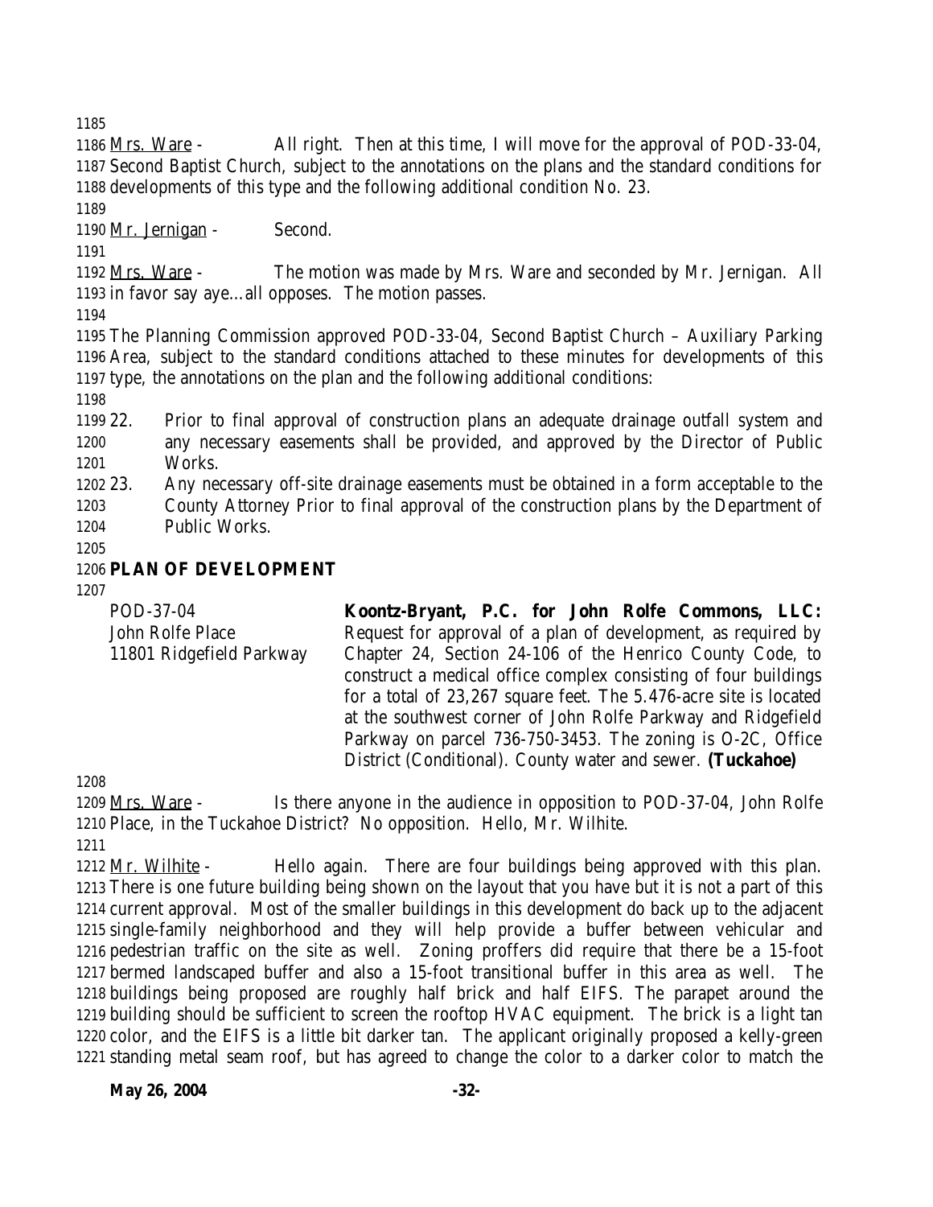Mrs. Ware - All right. Then at this time, I will move for the approval of POD-33-04, Second Baptist Church, subject to the annotations on the plans and the standard conditions for developments of this type and the following additional condition No. 23.

Mr. Jernigan - Second.

Mrs. Ware - The motion was made by Mrs. Ware and seconded by Mr. Jernigan. All in favor say aye…all opposes. The motion passes.

The Planning Commission approved POD-33-04, Second Baptist Church – Auxiliary Parking Area, subject to the standard conditions attached to these minutes for developments of this type, the annotations on the plan and the following additional conditions:

22. Prior to final approval of construction plans an adequate drainage outfall system and any necessary easements shall be provided, and approved by the Director of Public Works.
23. Any necessary off-site drainage easements must be obtained in a form acceptable to the County Attorney Prior to final approval of the construction plans by the Department of Public Works.

## PLAN OF DEVELOPMENT

POD-37-04
John Rolfe Place
11801 Ridgefield Parkway

**Koontz-Bryant, P.C. for John Rolfe Commons, LLC:** Request for approval of a plan of development, as required by Chapter 24, Section 24-106 of the Henrico County Code, to construct a medical office complex consisting of four buildings for a total of 23,267 square feet. The 5.476-acre site is located at the southwest corner of John Rolfe Parkway and Ridgefield Parkway on parcel 736-750-3453. The zoning is O-2C, Office District (Conditional). County water and sewer. **(Tuckahoe)**

Mrs. Ware - Is there anyone in the audience in opposition to POD-37-04, John Rolfe Place, in the Tuckahoe District? No opposition. Hello, Mr. Wilhite.

Mr. Wilhite - Hello again. There are four buildings being approved with this plan. There is one future building being shown on the layout that you have but it is not a part of this current approval. Most of the smaller buildings in this development do back up to the adjacent single-family neighborhood and they will help provide a buffer between vehicular and pedestrian traffic on the site as well. Zoning proffers did require that there be a 15-foot bermed landscaped buffer and also a 15-foot transitional buffer in this area as well. The buildings being proposed are roughly half brick and half EIFS. The parapet around the building should be sufficient to screen the rooftop HVAC equipment. The brick is a light tan color, and the EIFS is a little bit darker tan. The applicant originally proposed a kelly-green standing metal seam roof, but has agreed to change the color to a darker color to match the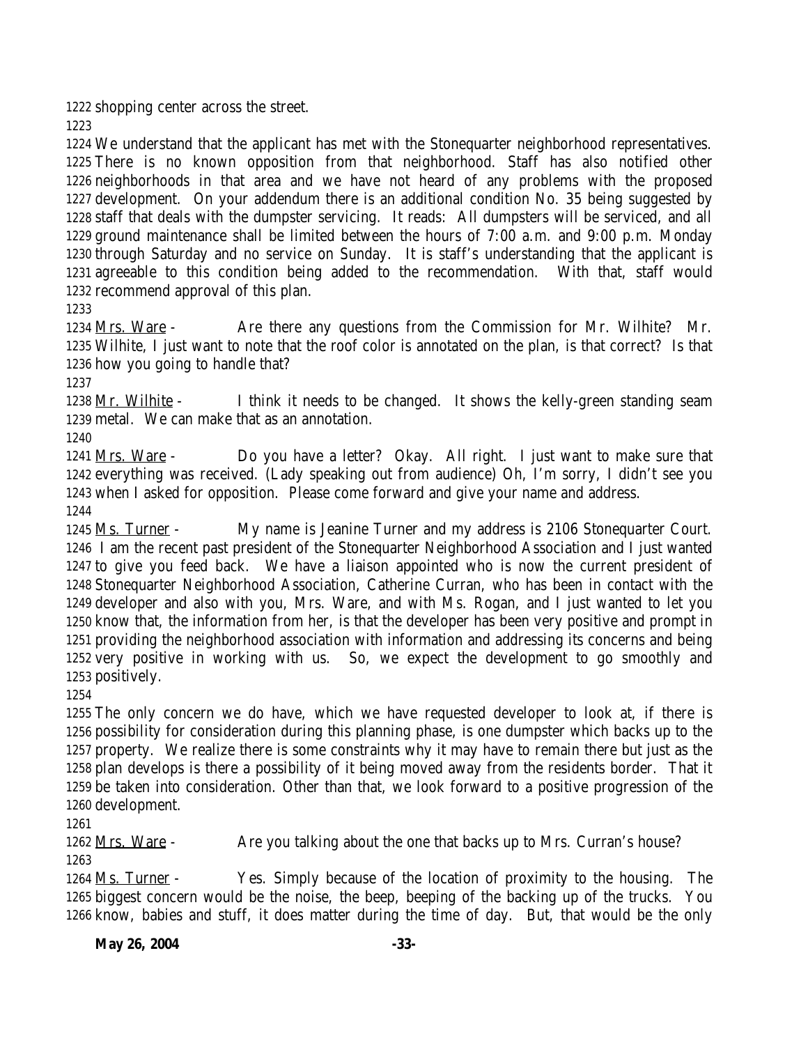shopping center across the street.

We understand that the applicant has met with the Stonequarter neighborhood representatives. There is no known opposition from that neighborhood. Staff has also notified other neighborhoods in that area and we have not heard of any problems with the proposed development. On your addendum there is an additional condition No. 35 being suggested by staff that deals with the dumpster servicing. It reads: All dumpsters will be serviced, and all ground maintenance shall be limited between the hours of 7:00 a.m. and 9:00 p.m. Monday through Saturday and no service on Sunday. It is staff's understanding that the applicant is agreeable to this condition being added to the recommendation. With that, staff would recommend approval of this plan.

Mrs. Ware - Are there any questions from the Commission for Mr. Wilhite? Mr. Wilhite, I just want to note that the roof color is annotated on the plan, is that correct? Is that how you going to handle that?

Mr. Wilhite - I think it needs to be changed. It shows the kelly-green standing seam metal. We can make that as an annotation.

Mrs. Ware - Do you have a letter? Okay. All right. I just want to make sure that everything was received. (Lady speaking out from audience) Oh, I'm sorry, I didn't see you when I asked for opposition. Please come forward and give your name and address.

Ms. Turner - My name is Jeanine Turner and my address is 2106 Stonequarter Court. I am the recent past president of the Stonequarter Neighborhood Association and I just wanted to give you feed back. We have a liaison appointed who is now the current president of Stonequarter Neighborhood Association, Catherine Curran, who has been in contact with the developer and also with you, Mrs. Ware, and with Ms. Rogan, and I just wanted to let you know that, the information from her, is that the developer has been very positive and prompt in providing the neighborhood association with information and addressing its concerns and being very positive in working with us. So, we expect the development to go smoothly and positively.

The only concern we do have, which we have requested developer to look at, if there is possibility for consideration during this planning phase, is one dumpster which backs up to the property. We realize there is some constraints why it may have to remain there but just as the plan develops is there a possibility of it being moved away from the residents border. That it be taken into consideration. Other than that, we look forward to a positive progression of the development.

Mrs. Ware - Are you talking about the one that backs up to Mrs. Curran's house?

Ms. Turner - Yes. Simply because of the location of proximity to the housing. The biggest concern would be the noise, the beep, beeping of the backing up of the trucks. You know, babies and stuff, it does matter during the time of day. But, that would be the only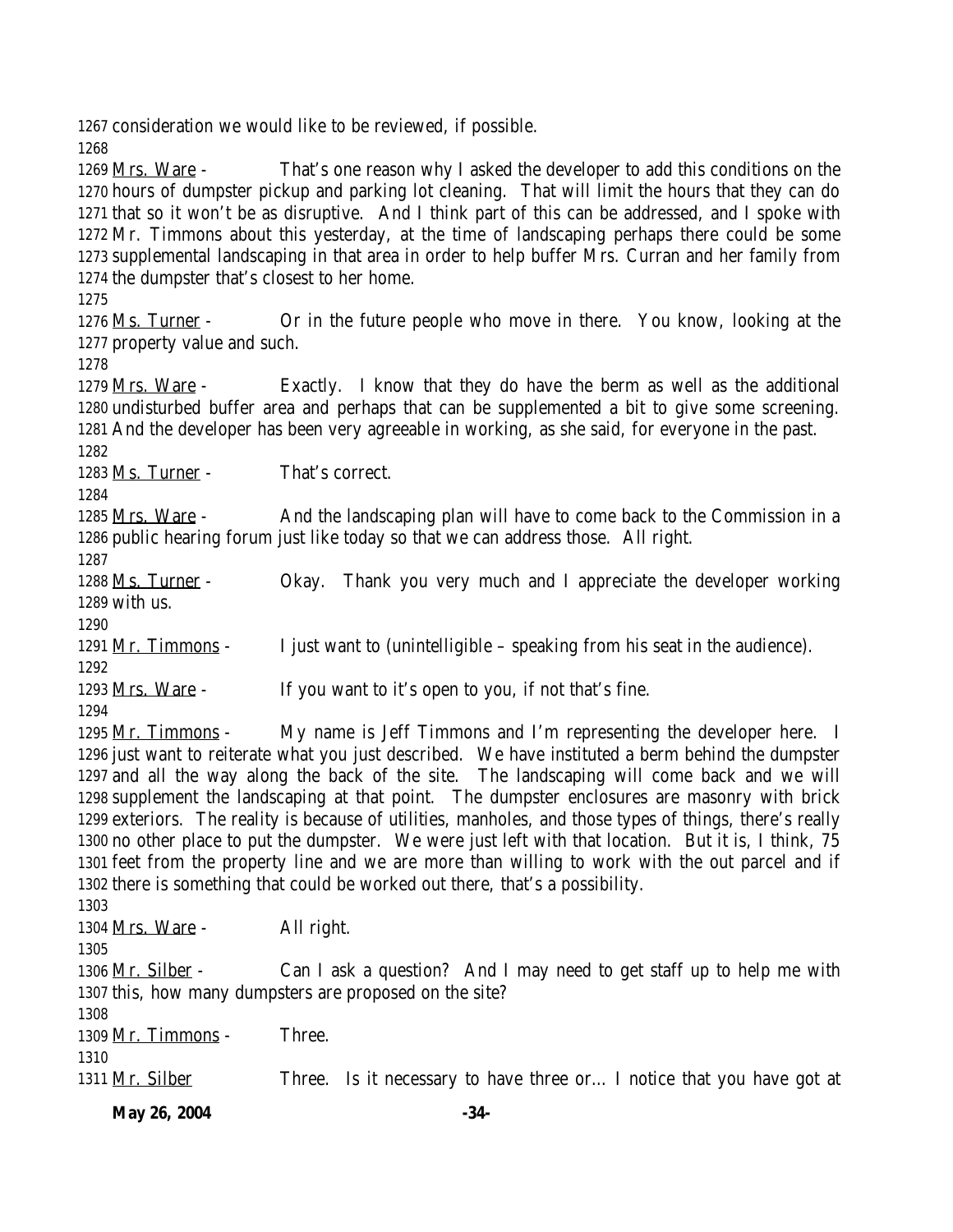consideration we would like to be reviewed, if possible.

Mrs. Ware - That's one reason why I asked the developer to add this conditions on the hours of dumpster pickup and parking lot cleaning. That will limit the hours that they can do that so it won't be as disruptive. And I think part of this can be addressed, and I spoke with Mr. Timmons about this yesterday, at the time of landscaping perhaps there could be some supplemental landscaping in that area in order to help buffer Mrs. Curran and her family from the dumpster that's closest to her home.

Ms. Turner - Or in the future people who move in there. You know, looking at the property value and such.

Mrs. Ware - Exactly. I know that they do have the berm as well as the additional undisturbed buffer area and perhaps that can be supplemented a bit to give some screening. And the developer has been very agreeable in working, as she said, for everyone in the past.

Ms. Turner - That's correct.

Mrs. Ware - And the landscaping plan will have to come back to the Commission in a public hearing forum just like today so that we can address those. All right.

Ms. Turner - Okay. Thank you very much and I appreciate the developer working with us.

Mr. Timmons - I just want to (unintelligible – speaking from his seat in the audience).

Mrs. Ware - If you want to it's open to you, if not that's fine.

Mr. Timmons - My name is Jeff Timmons and I'm representing the developer here. I just want to reiterate what you just described. We have instituted a berm behind the dumpster and all the way along the back of the site. The landscaping will come back and we will supplement the landscaping at that point. The dumpster enclosures are masonry with brick exteriors. The reality is because of utilities, manholes, and those types of things, there's really no other place to put the dumpster. We were just left with that location. But it is, I think, 75 feet from the property line and we are more than willing to work with the out parcel and if there is something that could be worked out there, that's a possibility.

Mrs. Ware - All right.

Mr. Silber - Can I ask a question? And I may need to get staff up to help me with this, how many dumpsters are proposed on the site?

Mr. Timmons - Three.

Mr. Silber Three. Is it necessary to have three or… I notice that you have got at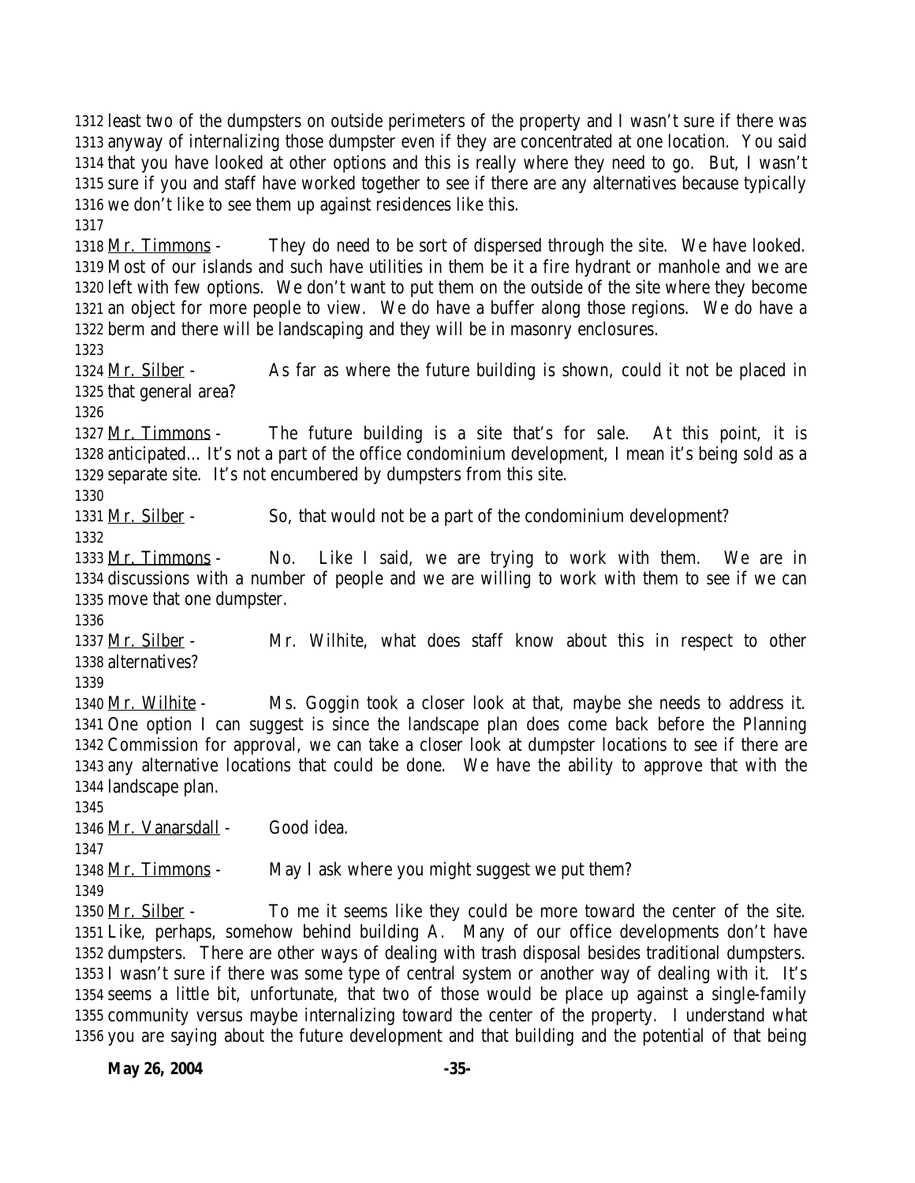least two of the dumpsters on outside perimeters of the property and I wasn't sure if there was anyway of internalizing those dumpster even if they are concentrated at one location. You said that you have looked at other options and this is really where they need to go. But, I wasn't sure if you and staff have worked together to see if there are any alternatives because typically we don't like to see them up against residences like this.

Mr. Timmons - They do need to be sort of dispersed through the site. We have looked. Most of our islands and such have utilities in them be it a fire hydrant or manhole and we are left with few options. We don't want to put them on the outside of the site where they become an object for more people to view. We do have a buffer along those regions. We do have a berm and there will be landscaping and they will be in masonry enclosures.

Mr. Silber - As far as where the future building is shown, could it not be placed in that general area?

Mr. Timmons - The future building is a site that's for sale. At this point, it is anticipated… It's not a part of the office condominium development, I mean it's being sold as a separate site. It's not encumbered by dumpsters from this site.

Mr. Silber - So, that would not be a part of the condominium development?

Mr. Timmons - No. Like I said, we are trying to work with them. We are in discussions with a number of people and we are willing to work with them to see if we can move that one dumpster.

Mr. Silber - Mr. Wilhite, what does staff know about this in respect to other alternatives?

Mr. Wilhite - Ms. Goggin took a closer look at that, maybe she needs to address it. One option I can suggest is since the landscape plan does come back before the Planning Commission for approval, we can take a closer look at dumpster locations to see if there are any alternative locations that could be done. We have the ability to approve that with the landscape plan.

Mr. Vanarsdall - Good idea.

Mr. Timmons - May I ask where you might suggest we put them?

Mr. Silber - To me it seems like they could be more toward the center of the site. Like, perhaps, somehow behind building A. Many of our office developments don't have dumpsters. There are other ways of dealing with trash disposal besides traditional dumpsters. I wasn't sure if there was some type of central system or another way of dealing with it. It's seems a little bit, unfortunate, that two of those would be place up against a single-family community versus maybe internalizing toward the center of the property. I understand what you are saying about the future development and that building and the potential of that being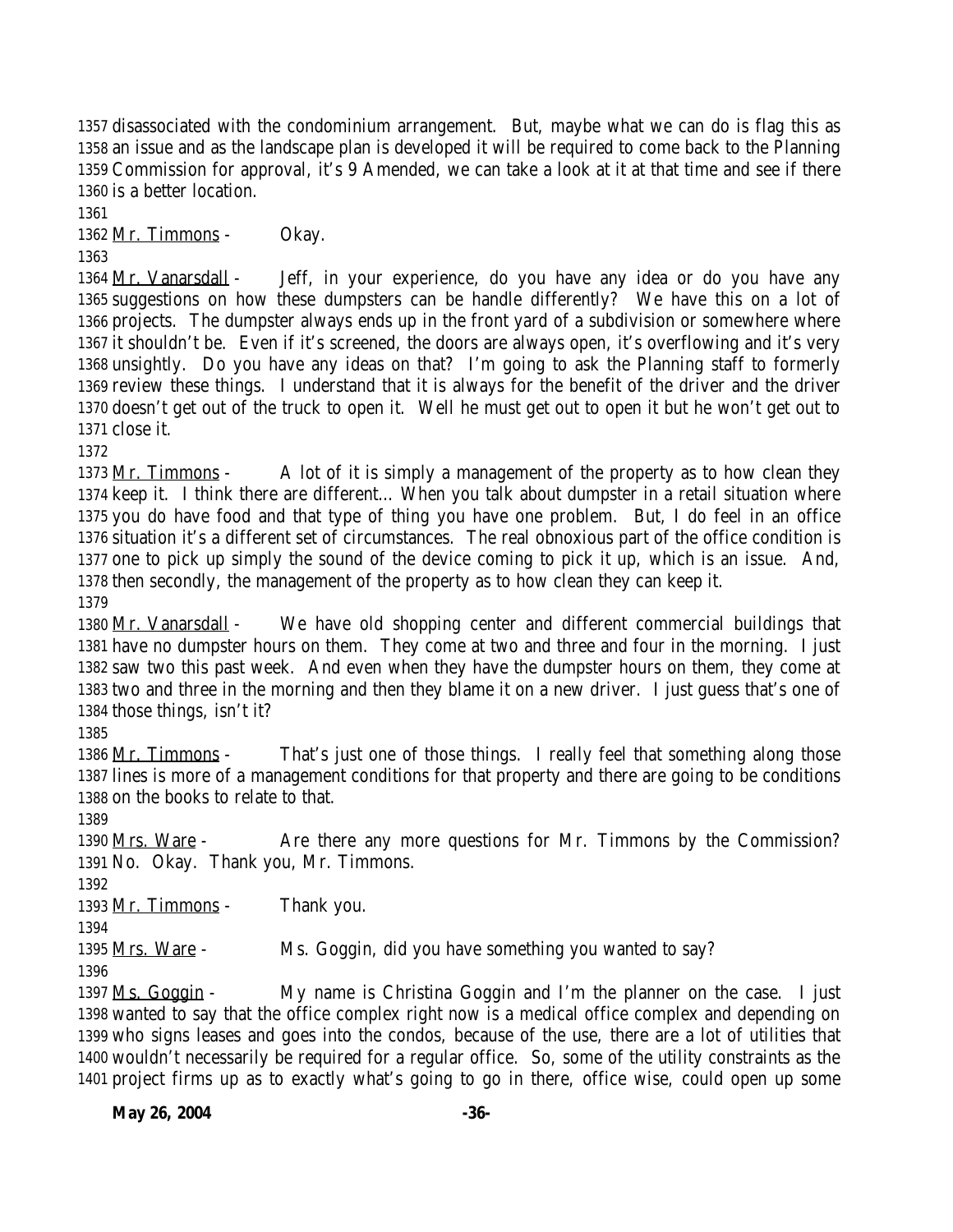1357 disassociated with the condominium arrangement. But, maybe what we can do is flag this as
1358 an issue and as the landscape plan is developed it will be required to come back to the Planning
1359 Commission for approval, it's 9 Amended, we can take a look at it at that time and see if there
1360 is a better location.
1361
1362 Mr. Timmons - Okay.
1363
1364 Mr. Vanarsdall - Jeff, in your experience, do you have any idea or do you have any
1365 suggestions on how these dumpsters can be handle differently? We have this on a lot of
1366 projects. The dumpster always ends up in the front yard of a subdivision or somewhere where
1367 it shouldn't be. Even if it's screened, the doors are always open, it's overflowing and it's very
1368 unsightly. Do you have any ideas on that? I'm going to ask the Planning staff to formerly
1369 review these things. I understand that it is always for the benefit of the driver and the driver
1370 doesn't get out of the truck to open it. Well he must get out to open it but he won't get out to
1371 close it.
1372
1373 Mr. Timmons - A lot of it is simply a management of the property as to how clean they
1374 keep it. I think there are different… When you talk about dumpster in a retail situation where
1375 you do have food and that type of thing you have one problem. But, I do feel in an office
1376 situation it's a different set of circumstances. The real obnoxious part of the office condition is
1377 one to pick up simply the sound of the device coming to pick it up, which is an issue. And,
1378 then secondly, the management of the property as to how clean they can keep it.
1379
1380 Mr. Vanarsdall - We have old shopping center and different commercial buildings that
1381 have no dumpster hours on them. They come at two and three and four in the morning. I just
1382 saw two this past week. And even when they have the dumpster hours on them, they come at
1383 two and three in the morning and then they blame it on a new driver. I just guess that's one of
1384 those things, isn't it?
1385
1386 Mr. Timmons - That's just one of those things. I really feel that something along those
1387 lines is more of a management conditions for that property and there are going to be conditions
1388 on the books to relate to that.
1389
1390 Mrs. Ware - Are there any more questions for Mr. Timmons by the Commission?
1391 No. Okay. Thank you, Mr. Timmons.
1392
1393 Mr. Timmons - Thank you.
1394
1395 Mrs. Ware - Ms. Goggin, did you have something you wanted to say?
1396
1397 Ms. Goggin - My name is Christina Goggin and I'm the planner on the case. I just
1398 wanted to say that the office complex right now is a medical office complex and depending on
1399 who signs leases and goes into the condos, because of the use, there are a lot of utilities that
1400 wouldn't necessarily be required for a regular office. So, some of the utility constraints as the
1401 project firms up as to exactly what's going to go in there, office wise, could open up some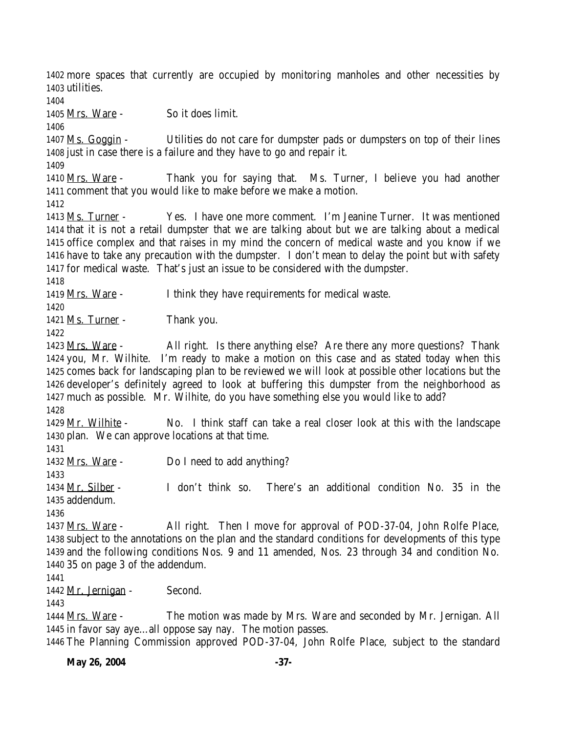more spaces that currently are occupied by monitoring manholes and other necessities by utilities.

<u>Mrs. Ware</u> - So it does limit.

<u>Ms. Goggin</u> - Utilities do not care for dumpster pads or dumpsters on top of their lines just in case there is a failure and they have to go and repair it.

<u>Mrs. Ware</u> - Thank you for saying that. Ms. Turner, I believe you had another comment that you would like to make before we make a motion.

<u>Ms. Turner</u> - Yes. I have one more comment. I'm Jeanine Turner. It was mentioned that it is not a retail dumpster that we are talking about but we are talking about a medical office complex and that raises in my mind the concern of medical waste and you know if we have to take any precaution with the dumpster. I don't mean to delay the point but with safety for medical waste. That's just an issue to be considered with the dumpster.

<u>Mrs. Ware</u> - I think they have requirements for medical waste.

<u>Ms. Turner</u> - Thank you.

<u>Mrs. Ware</u> - All right. Is there anything else? Are there any more questions? Thank you, Mr. Wilhite. I'm ready to make a motion on this case and as stated today when this comes back for landscaping plan to be reviewed we will look at possible other locations but the developer's definitely agreed to look at buffering this dumpster from the neighborhood as much as possible. Mr. Wilhite, do you have something else you would like to add?

<u>Mr. Wilhite</u> - No. I think staff can take a real closer look at this with the landscape plan. We can approve locations at that time.

<u>Mrs. Ware</u> - Do I need to add anything?

<u>Mr. Silber</u> - I don't think so. There's an additional condition No. 35 in the addendum.

<u>Mrs. Ware</u> - All right. Then I move for approval of POD-37-04, John Rolfe Place, subject to the annotations on the plan and the standard conditions for developments of this type and the following conditions Nos. 9 and 11 amended, Nos. 23 through 34 and condition No. 35 on page 3 of the addendum.

<u>Mr. Jernigan</u> - Second.

<u>Mrs. Ware</u> - The motion was made by Mrs. Ware and seconded by Mr. Jernigan. All in favor say aye…all oppose say nay. The motion passes.

The Planning Commission approved POD-37-04, John Rolfe Place, subject to the standard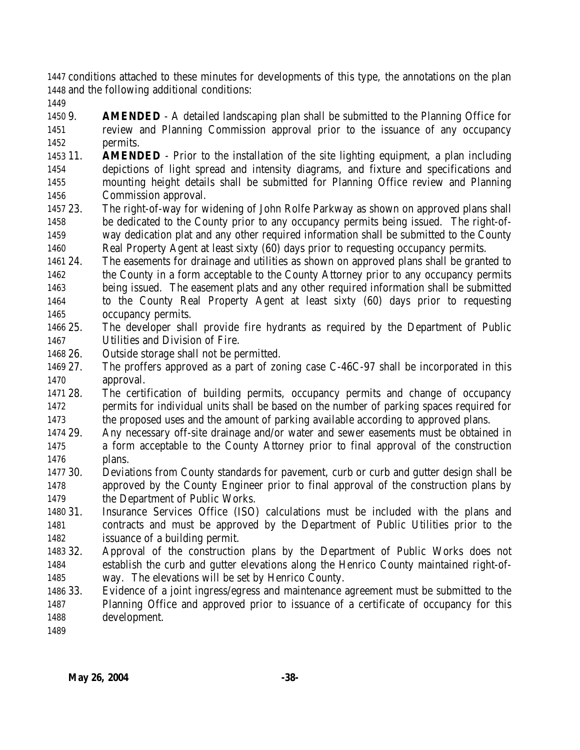conditions attached to these minutes for developments of this type, the annotations on the plan and the following additional conditions:

9. **AMENDED** - A detailed landscaping plan shall be submitted to the Planning Office for review and Planning Commission approval prior to the issuance of any occupancy permits.
11. **AMENDED** - Prior to the installation of the site lighting equipment, a plan including depictions of light spread and intensity diagrams, and fixture and specifications and mounting height details shall be submitted for Planning Office review and Planning Commission approval.
23. The right-of-way for widening of John Rolfe Parkway as shown on approved plans shall be dedicated to the County prior to any occupancy permits being issued. The right-of-way dedication plat and any other required information shall be submitted to the County Real Property Agent at least sixty (60) days prior to requesting occupancy permits.
24. The easements for drainage and utilities as shown on approved plans shall be granted to the County in a form acceptable to the County Attorney prior to any occupancy permits being issued. The easement plats and any other required information shall be submitted to the County Real Property Agent at least sixty (60) days prior to requesting occupancy permits.
25. The developer shall provide fire hydrants as required by the Department of Public Utilities and Division of Fire.
26. Outside storage shall not be permitted.
27. The proffers approved as a part of zoning case C-46C-97 shall be incorporated in this approval.
28. The certification of building permits, occupancy permits and change of occupancy permits for individual units shall be based on the number of parking spaces required for the proposed uses and the amount of parking available according to approved plans.
29. Any necessary off-site drainage and/or water and sewer easements must be obtained in a form acceptable to the County Attorney prior to final approval of the construction plans.
30. Deviations from County standards for pavement, curb or curb and gutter design shall be approved by the County Engineer prior to final approval of the construction plans by the Department of Public Works.
31. Insurance Services Office (ISO) calculations must be included with the plans and contracts and must be approved by the Department of Public Utilities prior to the issuance of a building permit.
32. Approval of the construction plans by the Department of Public Works does not establish the curb and gutter elevations along the Henrico County maintained right-of-way. The elevations will be set by Henrico County.
33. Evidence of a joint ingress/egress and maintenance agreement must be submitted to the Planning Office and approved prior to issuance of a certificate of occupancy for this development.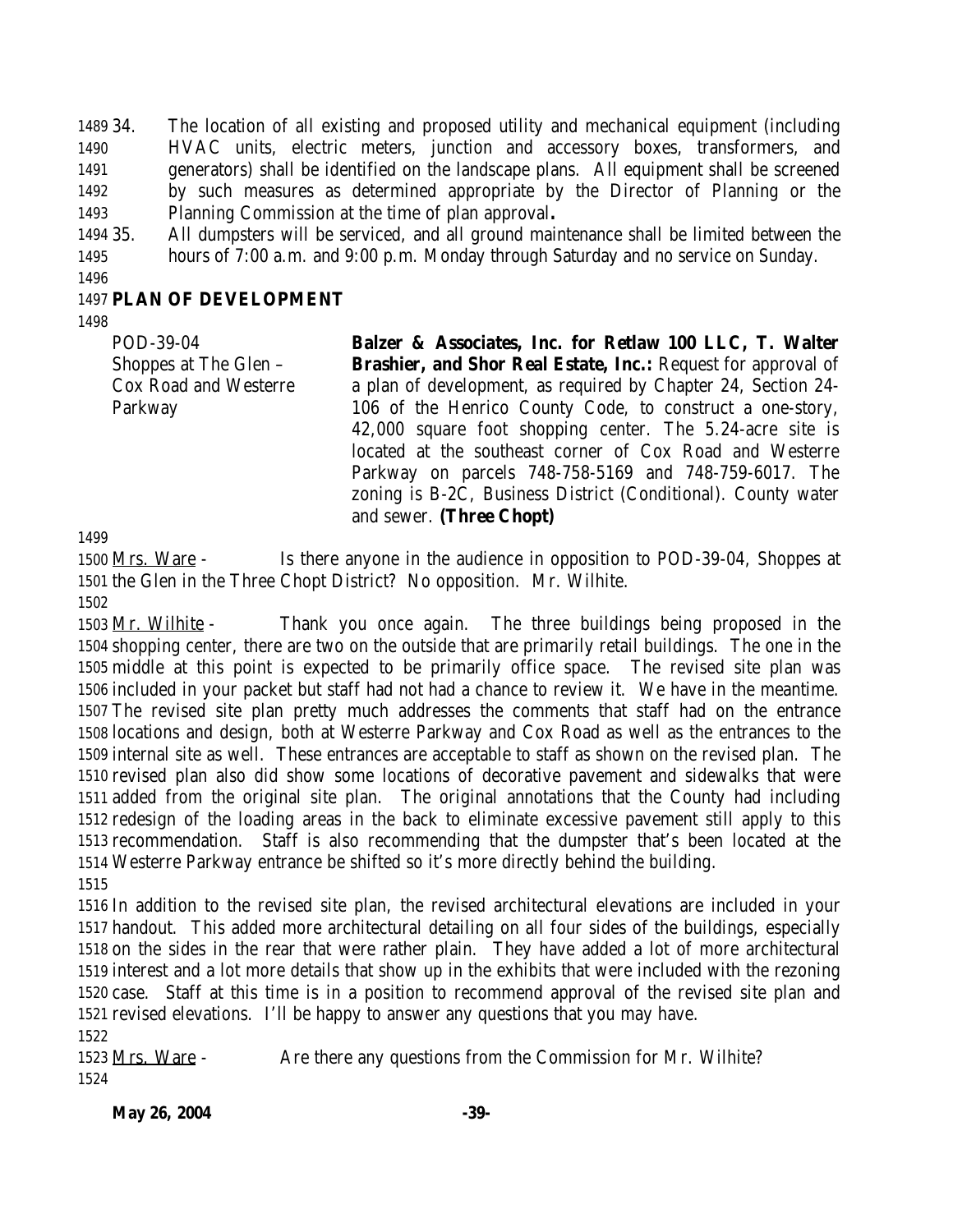34. The location of all existing and proposed utility and mechanical equipment (including HVAC units, electric meters, junction and accessory boxes, transformers, and generators) shall be identified on the landscape plans. All equipment shall be screened by such measures as determined appropriate by the Director of Planning or the Planning Commission at the time of plan approval**.**
35. All dumpsters will be serviced, and all ground maintenance shall be limited between the hours of 7:00 a.m. and 9:00 p.m. Monday through Saturday and no service on Sunday.

## PLAN OF DEVELOPMENT

| | |
|---|---|
| POD-39-04<br>Shoppes at The Glen – Cox Road and Westerre Parkway | **Balzer & Associates, Inc. for Retlaw 100 LLC, T. Walter Brashier, and Shor Real Estate, Inc.:** Request for approval of a plan of development, as required by Chapter 24, Section 24-106 of the Henrico County Code, to construct a one-story, 42,000 square foot shopping center. The 5.24-acre site is located at the southeast corner of Cox Road and Westerre Parkway on parcels 748-758-5169 and 748-759-6017. The zoning is B-2C, Business District (Conditional). County water and sewer. **(Three Chopt)** |

Mrs. Ware - Is there anyone in the audience in opposition to POD-39-04, Shoppes at the Glen in the Three Chopt District? No opposition. Mr. Wilhite.

Mr. Wilhite - Thank you once again. The three buildings being proposed in the shopping center, there are two on the outside that are primarily retail buildings. The one in the middle at this point is expected to be primarily office space. The revised site plan was included in your packet but staff had not had a chance to review it. We have in the meantime. The revised site plan pretty much addresses the comments that staff had on the entrance locations and design, both at Westerre Parkway and Cox Road as well as the entrances to the internal site as well. These entrances are acceptable to staff as shown on the revised plan. The revised plan also did show some locations of decorative pavement and sidewalks that were added from the original site plan. The original annotations that the County had including redesign of the loading areas in the back to eliminate excessive pavement still apply to this recommendation. Staff is also recommending that the dumpster that's been located at the Westerre Parkway entrance be shifted so it's more directly behind the building.

In addition to the revised site plan, the revised architectural elevations are included in your handout. This added more architectural detailing on all four sides of the buildings, especially on the sides in the rear that were rather plain. They have added a lot of more architectural interest and a lot more details that show up in the exhibits that were included with the rezoning case. Staff at this time is in a position to recommend approval of the revised site plan and revised elevations. I'll be happy to answer any questions that you may have.

Mrs. Ware - Are there any questions from the Commission for Mr. Wilhite?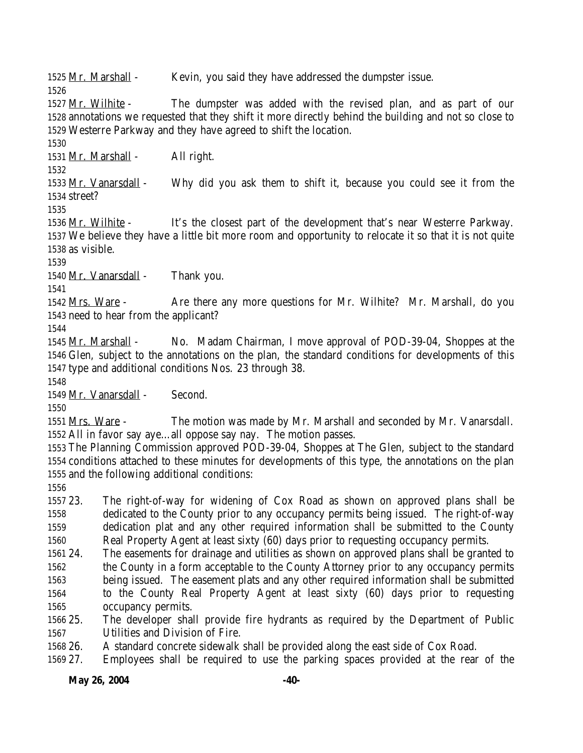Mr. Marshall - Kevin, you said they have addressed the dumpster issue.

Mr. Wilhite - The dumpster was added with the revised plan, and as part of our annotations we requested that they shift it more directly behind the building and not so close to Westerre Parkway and they have agreed to shift the location.

Mr. Marshall - All right.

Mr. Vanarsdall - Why did you ask them to shift it, because you could see it from the street?

Mr. Wilhite - It's the closest part of the development that's near Westerre Parkway. We believe they have a little bit more room and opportunity to relocate it so that it is not quite as visible.

Mr. Vanarsdall - Thank you.

Mrs. Ware - Are there any more questions for Mr. Wilhite? Mr. Marshall, do you need to hear from the applicant?

Mr. Marshall - No. Madam Chairman, I move approval of POD-39-04, Shoppes at the Glen, subject to the annotations on the plan, the standard conditions for developments of this type and additional conditions Nos. 23 through 38.

Mr. Vanarsdall - Second.

Mrs. Ware - The motion was made by Mr. Marshall and seconded by Mr. Vanarsdall. All in favor say aye…all oppose say nay. The motion passes.

The Planning Commission approved POD-39-04, Shoppes at The Glen, subject to the standard conditions attached to these minutes for developments of this type, the annotations on the plan and the following additional conditions:

23. The right-of-way for widening of Cox Road as shown on approved plans shall be dedicated to the County prior to any occupancy permits being issued. The right-of-way dedication plat and any other required information shall be submitted to the County Real Property Agent at least sixty (60) days prior to requesting occupancy permits.
24. The easements for drainage and utilities as shown on approved plans shall be granted to the County in a form acceptable to the County Attorney prior to any occupancy permits being issued. The easement plats and any other required information shall be submitted to the County Real Property Agent at least sixty (60) days prior to requesting occupancy permits.
25. The developer shall provide fire hydrants as required by the Department of Public Utilities and Division of Fire.
26. A standard concrete sidewalk shall be provided along the east side of Cox Road.
27. Employees shall be required to use the parking spaces provided at the rear of the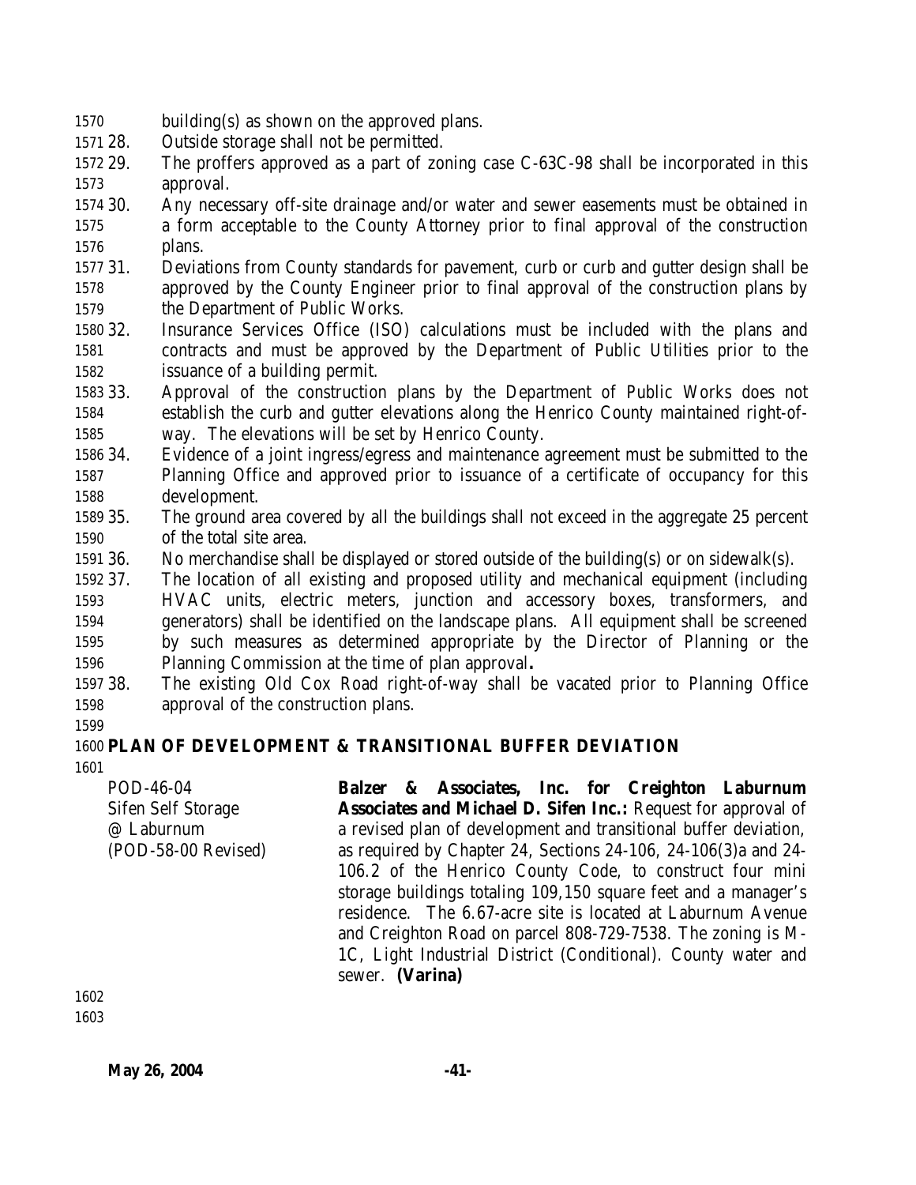building(s) as shown on the approved plans.

28. Outside storage shall not be permitted.
29. The proffers approved as a part of zoning case C-63C-98 shall be incorporated in this approval.
30. Any necessary off-site drainage and/or water and sewer easements must be obtained in a form acceptable to the County Attorney prior to final approval of the construction plans.
31. Deviations from County standards for pavement, curb or curb and gutter design shall be approved by the County Engineer prior to final approval of the construction plans by the Department of Public Works.
32. Insurance Services Office (ISO) calculations must be included with the plans and contracts and must be approved by the Department of Public Utilities prior to the issuance of a building permit.
33. Approval of the construction plans by the Department of Public Works does not establish the curb and gutter elevations along the Henrico County maintained right-of-way. The elevations will be set by Henrico County.
34. Evidence of a joint ingress/egress and maintenance agreement must be submitted to the Planning Office and approved prior to issuance of a certificate of occupancy for this development.
35. The ground area covered by all the buildings shall not exceed in the aggregate 25 percent of the total site area.
36. No merchandise shall be displayed or stored outside of the building(s) or on sidewalk(s).
37. The location of all existing and proposed utility and mechanical equipment (including HVAC units, electric meters, junction and accessory boxes, transformers, and generators) shall be identified on the landscape plans. All equipment shall be screened by such measures as determined appropriate by the Director of Planning or the Planning Commission at the time of plan approval**.**
38. The existing Old Cox Road right-of-way shall be vacated prior to Planning Office approval of the construction plans.

## PLAN OF DEVELOPMENT & TRANSITIONAL BUFFER DEVIATION

POD-46-04
Sifen Self Storage
@ Laburnum
(POD-58-00 Revised)

**Balzer & Associates, Inc. for Creighton Laburnum Associates and Michael D. Sifen Inc.:** Request for approval of a revised plan of development and transitional buffer deviation, as required by Chapter 24, Sections 24-106, 24-106(3)a and 24-106.2 of the Henrico County Code, to construct four mini storage buildings totaling 109,150 square feet and a manager's residence. The 6.67-acre site is located at Laburnum Avenue and Creighton Road on parcel 808-729-7538. The zoning is M-1C, Light Industrial District (Conditional). County water and sewer. **(Varina)**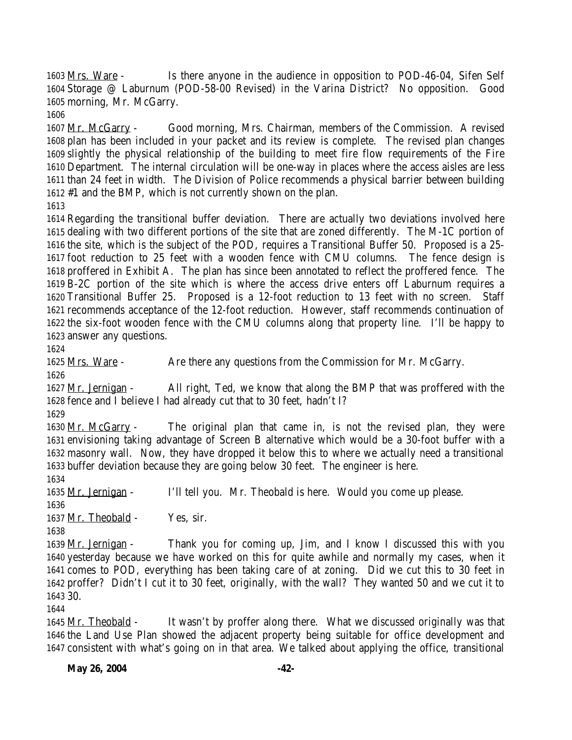Mrs. Ware - Is there anyone in the audience in opposition to POD-46-04, Sifen Self Storage @ Laburnum (POD-58-00 Revised) in the Varina District? No opposition. Good morning, Mr. McGarry.

Mr. McGarry - Good morning, Mrs. Chairman, members of the Commission. A revised plan has been included in your packet and its review is complete. The revised plan changes slightly the physical relationship of the building to meet fire flow requirements of the Fire Department. The internal circulation will be one-way in places where the access aisles are less than 24 feet in width. The Division of Police recommends a physical barrier between building #1 and the BMP, which is not currently shown on the plan.

Regarding the transitional buffer deviation. There are actually two deviations involved here dealing with two different portions of the site that are zoned differently. The M-1C portion of the site, which is the subject of the POD, requires a Transitional Buffer 50. Proposed is a 25-foot reduction to 25 feet with a wooden fence with CMU columns. The fence design is proffered in Exhibit A. The plan has since been annotated to reflect the proffered fence. The B-2C portion of the site which is where the access drive enters off Laburnum requires a Transitional Buffer 25. Proposed is a 12-foot reduction to 13 feet with no screen. Staff recommends acceptance of the 12-foot reduction. However, staff recommends continuation of the six-foot wooden fence with the CMU columns along that property line. I'll be happy to answer any questions.

Mrs. Ware - Are there any questions from the Commission for Mr. McGarry.

Mr. Jernigan - All right, Ted, we know that along the BMP that was proffered with the fence and I believe I had already cut that to 30 feet, hadn't I?

Mr. McGarry - The original plan that came in, is not the revised plan, they were envisioning taking advantage of Screen B alternative which would be a 30-foot buffer with a masonry wall. Now, they have dropped it below this to where we actually need a transitional buffer deviation because they are going below 30 feet. The engineer is here.

Mr. Jernigan - I'll tell you. Mr. Theobald is here. Would you come up please.

Mr. Theobald - Yes, sir.

Mr. Jernigan - Thank you for coming up, Jim, and I know I discussed this with you yesterday because we have worked on this for quite awhile and normally my cases, when it comes to POD, everything has been taking care of at zoning. Did we cut this to 30 feet in proffer? Didn't I cut it to 30 feet, originally, with the wall? They wanted 50 and we cut it to 30.

Mr. Theobald - It wasn't by proffer along there. What we discussed originally was that the Land Use Plan showed the adjacent property being suitable for office development and consistent with what's going on in that area. We talked about applying the office, transitional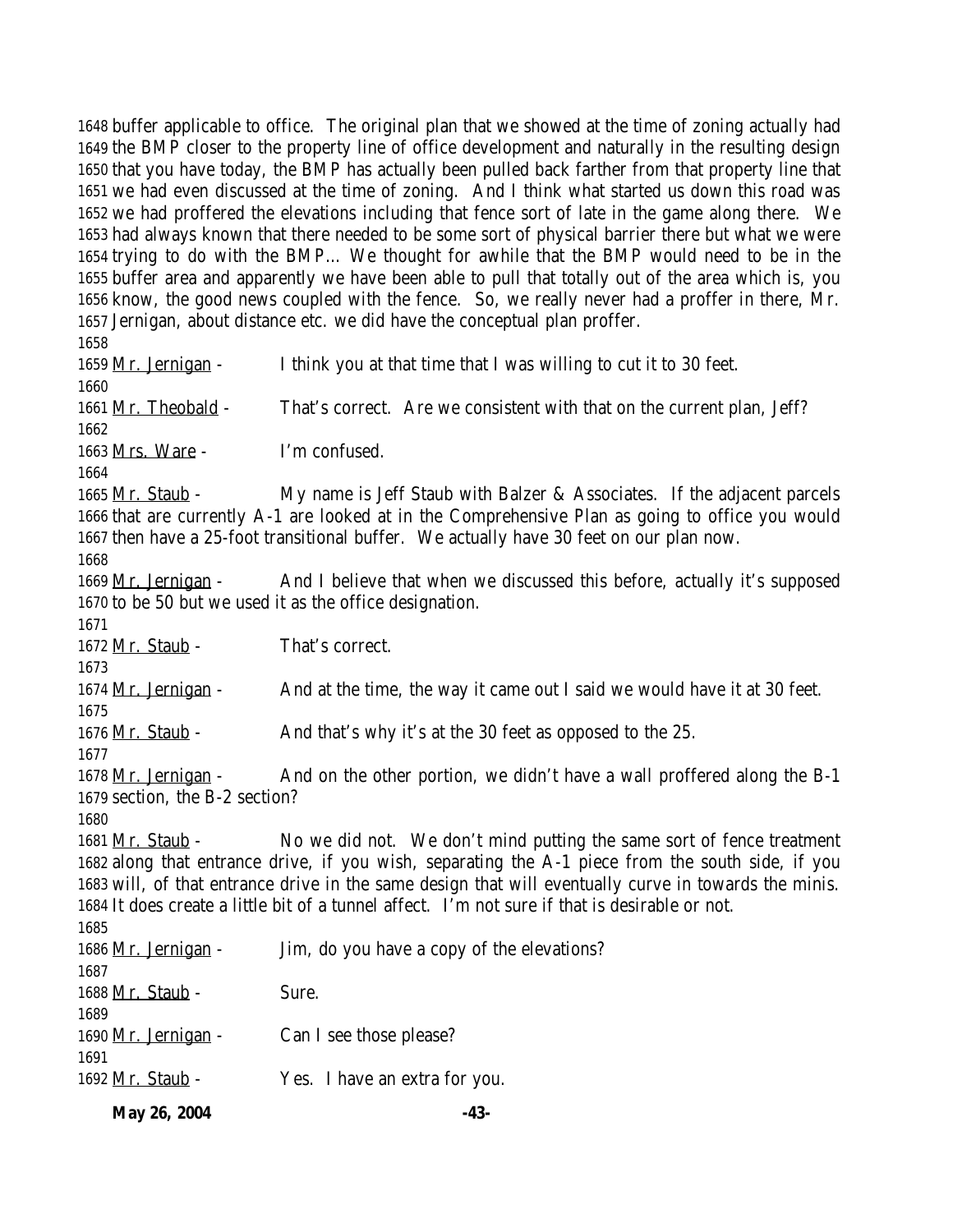buffer applicable to office. The original plan that we showed at the time of zoning actually had the BMP closer to the property line of office development and naturally in the resulting design that you have today, the BMP has actually been pulled back farther from that property line that we had even discussed at the time of zoning. And I think what started us down this road was we had proffered the elevations including that fence sort of late in the game along there. We had always known that there needed to be some sort of physical barrier there but what we were trying to do with the BMP… We thought for awhile that the BMP would need to be in the buffer area and apparently we have been able to pull that totally out of the area which is, you know, the good news coupled with the fence. So, we really never had a proffer in there, Mr. Jernigan, about distance etc. we did have the conceptual plan proffer.

Mr. Jernigan - I think you at that time that I was willing to cut it to 30 feet.

Mr. Theobald - That's correct. Are we consistent with that on the current plan, Jeff?

Mrs. Ware - I'm confused.

Mr. Staub - My name is Jeff Staub with Balzer & Associates. If the adjacent parcels that are currently A-1 are looked at in the Comprehensive Plan as going to office you would then have a 25-foot transitional buffer. We actually have 30 feet on our plan now.

Mr. Jernigan - And I believe that when we discussed this before, actually it's supposed to be 50 but we used it as the office designation.

Mr. Staub - That's correct.

Mr. Jernigan - And at the time, the way it came out I said we would have it at 30 feet.

Mr. Staub - And that's why it's at the 30 feet as opposed to the 25.

Mr. Jernigan - And on the other portion, we didn't have a wall proffered along the B-1 section, the B-2 section?

Mr. Staub - No we did not. We don't mind putting the same sort of fence treatment along that entrance drive, if you wish, separating the A-1 piece from the south side, if you will, of that entrance drive in the same design that will eventually curve in towards the minis. It does create a little bit of a tunnel affect. I'm not sure if that is desirable or not.

Mr. Jernigan - Jim, do you have a copy of the elevations?

Mr. Staub - Sure.

Mr. Jernigan - Can I see those please?

Mr. Staub - Yes. I have an extra for you.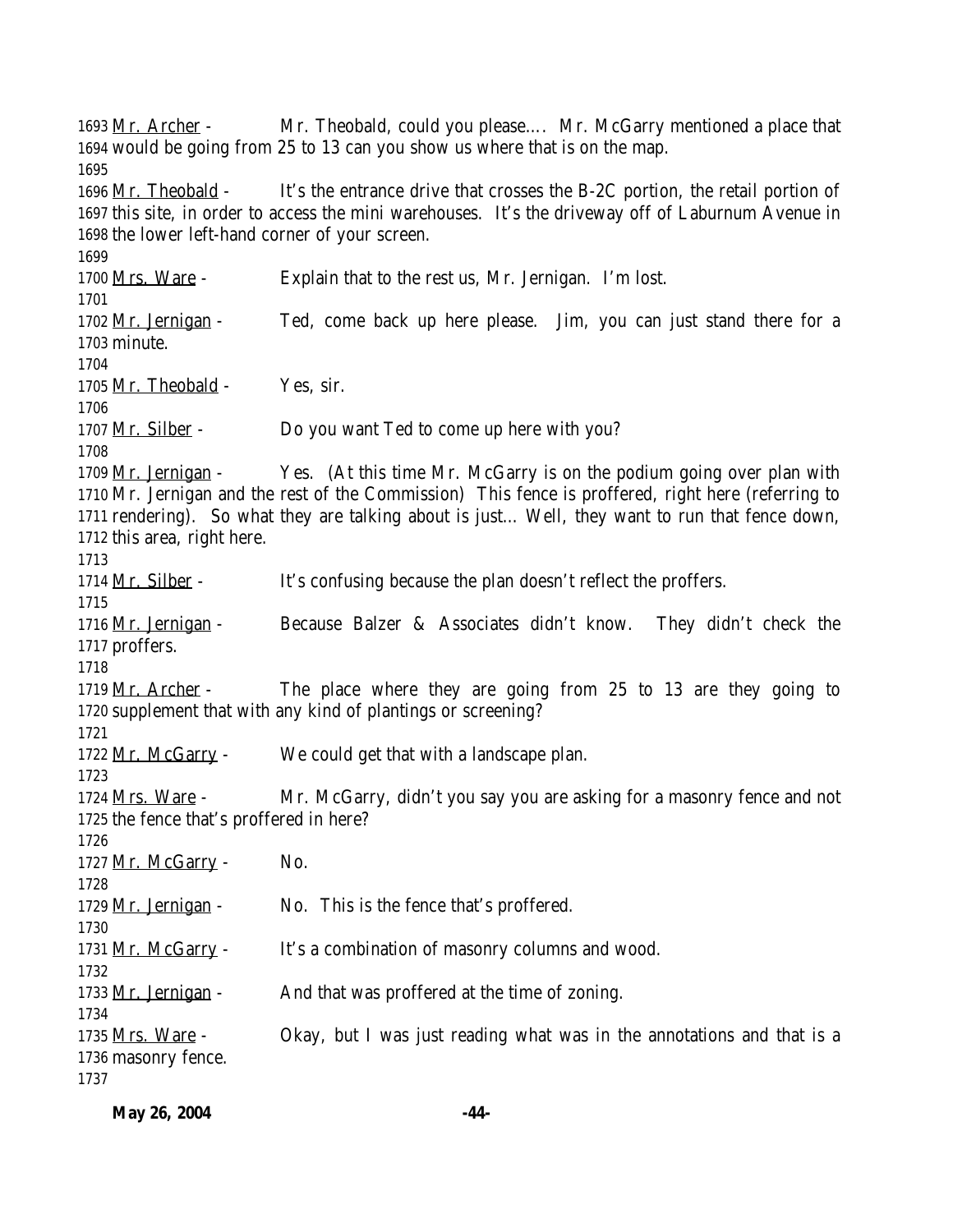1693 Mr. Archer - Mr. Theobald, could you please…. Mr. McGarry mentioned a place that
1694 would be going from 25 to 13 can you show us where that is on the map.
1695
1696 Mr. Theobald - It's the entrance drive that crosses the B-2C portion, the retail portion of
1697 this site, in order to access the mini warehouses. It's the driveway off of Laburnum Avenue in
1698 the lower left-hand corner of your screen.
1699
1700 Mrs. Ware - Explain that to the rest us, Mr. Jernigan. I'm lost.
1701
1702 Mr. Jernigan - Ted, come back up here please. Jim, you can just stand there for a
1703 minute.
1704
1705 Mr. Theobald - Yes, sir.
1706
1707 Mr. Silber - Do you want Ted to come up here with you?
1708
1709 Mr. Jernigan - Yes. (At this time Mr. McGarry is on the podium going over plan with
1710 Mr. Jernigan and the rest of the Commission) This fence is proffered, right here (referring to
1711 rendering). So what they are talking about is just… Well, they want to run that fence down,
1712 this area, right here.
1713
1714 Mr. Silber - It's confusing because the plan doesn't reflect the proffers.
1715
1716 Mr. Jernigan - Because Balzer & Associates didn't know. They didn't check the
1717 proffers.
1718
1719 Mr. Archer - The place where they are going from 25 to 13 are they going to
1720 supplement that with any kind of plantings or screening?
1721
1722 Mr. McGarry - We could get that with a landscape plan.
1723
1724 Mrs. Ware - Mr. McGarry, didn't you say you are asking for a masonry fence and not
1725 the fence that's proffered in here?
1726
1727 Mr. McGarry - No.
1728
1729 Mr. Jernigan - No. This is the fence that's proffered.
1730
1731 Mr. McGarry - It's a combination of masonry columns and wood.
1732
1733 Mr. Jernigan - And that was proffered at the time of zoning.
1734
1735 Mrs. Ware - Okay, but I was just reading what was in the annotations and that is a
1736 masonry fence.
1737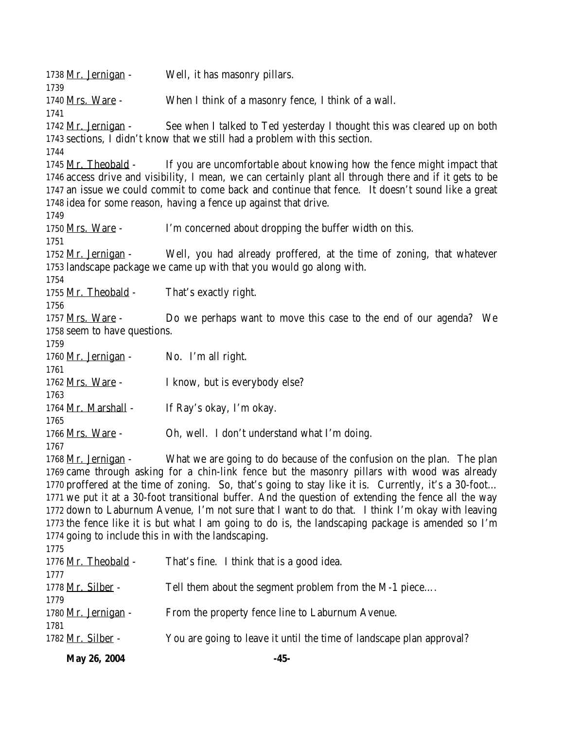1738 Mr. Jernigan - Well, it has masonry pillars.
1739
1740 Mrs. Ware - When I think of a masonry fence, I think of a wall.
1741
1742 Mr. Jernigan - See when I talked to Ted yesterday I thought this was cleared up on both
1743 sections, I didn't know that we still had a problem with this section.
1744
1745 Mr. Theobald - If you are uncomfortable about knowing how the fence might impact that
1746 access drive and visibility, I mean, we can certainly plant all through there and if it gets to be
1747 an issue we could commit to come back and continue that fence. It doesn't sound like a great
1748 idea for some reason, having a fence up against that drive.
1749
1750 Mrs. Ware - I'm concerned about dropping the buffer width on this.
1751
1752 Mr. Jernigan - Well, you had already proffered, at the time of zoning, that whatever
1753 landscape package we came up with that you would go along with.
1754
1755 Mr. Theobald - That's exactly right.
1756
1757 Mrs. Ware - Do we perhaps want to move this case to the end of our agenda? We
1758 seem to have questions.
1759
1760 Mr. Jernigan - No. I'm all right.
1761
1762 Mrs. Ware - I know, but is everybody else?
1763
1764 Mr. Marshall - If Ray's okay, I'm okay.
1765
1766 Mrs. Ware - Oh, well. I don't understand what I'm doing.
1767
1768 Mr. Jernigan - What we are going to do because of the confusion on the plan. The plan
1769 came through asking for a chin-link fence but the masonry pillars with wood was already
1770 proffered at the time of zoning. So, that's going to stay like it is. Currently, it's a 30-foot...
1771 we put it at a 30-foot transitional buffer. And the question of extending the fence all the way
1772 down to Laburnum Avenue, I'm not sure that I want to do that. I think I'm okay with leaving
1773 the fence like it is but what I am going to do is, the landscaping package is amended so I'm
1774 going to include this in with the landscaping.
1775
1776 Mr. Theobald - That's fine. I think that is a good idea.
1777
1778 Mr. Silber - Tell them about the segment problem from the M-1 piece....
1779
1780 Mr. Jernigan - From the property fence line to Laburnum Avenue.
1781
1782 Mr. Silber - You are going to leave it until the time of landscape plan approval?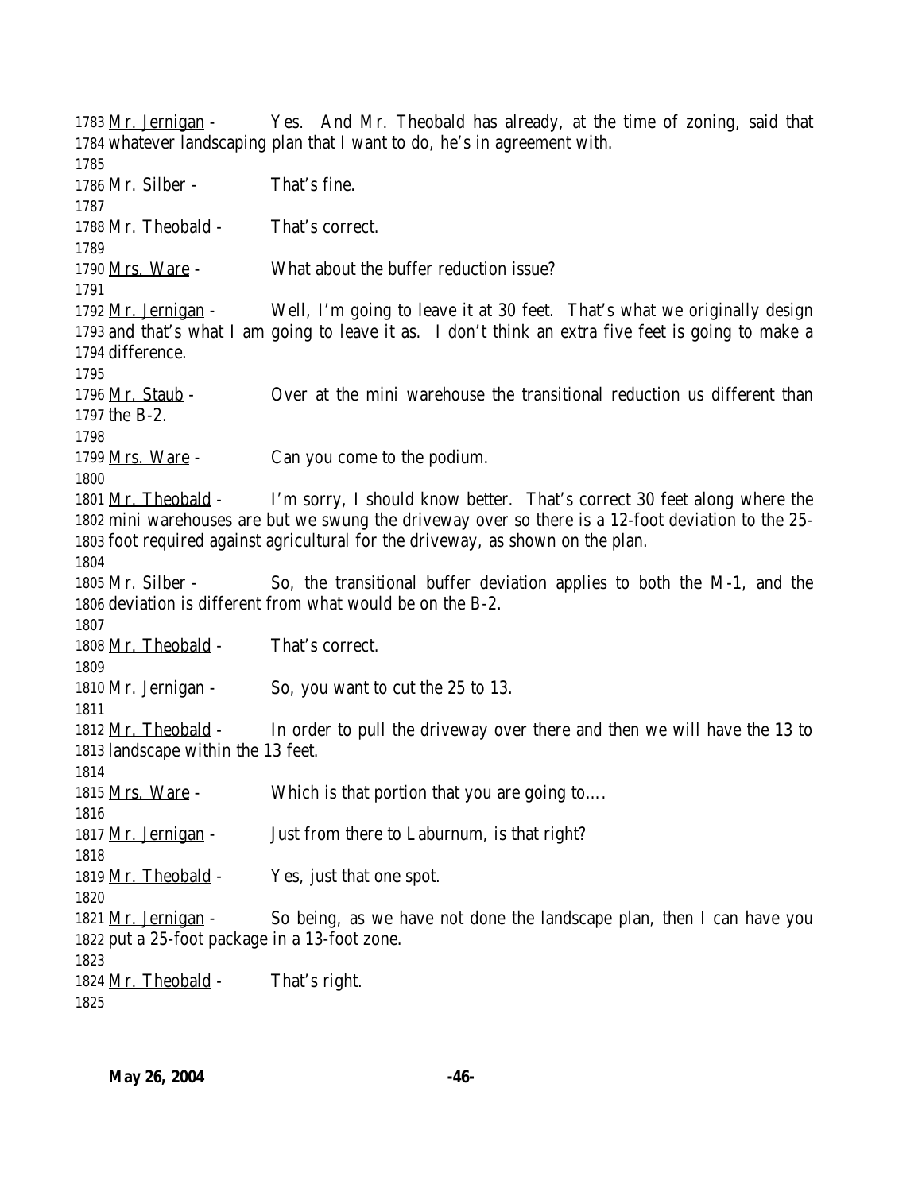1783 Mr. Jernigan - Yes. And Mr. Theobald has already, at the time of zoning, said that
1784 whatever landscaping plan that I want to do, he's in agreement with.
1785
1786 Mr. Silber - That's fine.
1787
1788 Mr. Theobald - That's correct.
1789
1790 Mrs. Ware - What about the buffer reduction issue?
1791
1792 Mr. Jernigan - Well, I'm going to leave it at 30 feet. That's what we originally design
1793 and that's what I am going to leave it as. I don't think an extra five feet is going to make a
1794 difference.
1795
1796 Mr. Staub - Over at the mini warehouse the transitional reduction us different than
1797 the B-2.
1798
1799 Mrs. Ware - Can you come to the podium.
1800
1801 Mr. Theobald - I'm sorry, I should know better. That's correct 30 feet along where the
1802 mini warehouses are but we swung the driveway over so there is a 12-foot deviation to the 25-
1803 foot required against agricultural for the driveway, as shown on the plan.
1804
1805 Mr. Silber - So, the transitional buffer deviation applies to both the M-1, and the
1806 deviation is different from what would be on the B-2.
1807
1808 Mr. Theobald - That's correct.
1809
1810 Mr. Jernigan - So, you want to cut the 25 to 13.
1811
1812 Mr. Theobald - In order to pull the driveway over there and then we will have the 13 to
1813 landscape within the 13 feet.
1814
1815 Mrs. Ware - Which is that portion that you are going to….
1816
1817 Mr. Jernigan - Just from there to Laburnum, is that right?
1818
1819 Mr. Theobald - Yes, just that one spot.
1820
1821 Mr. Jernigan - So being, as we have not done the landscape plan, then I can have you
1822 put a 25-foot package in a 13-foot zone.
1823
1824 Mr. Theobald - That's right.
1825

**May 26, 2004**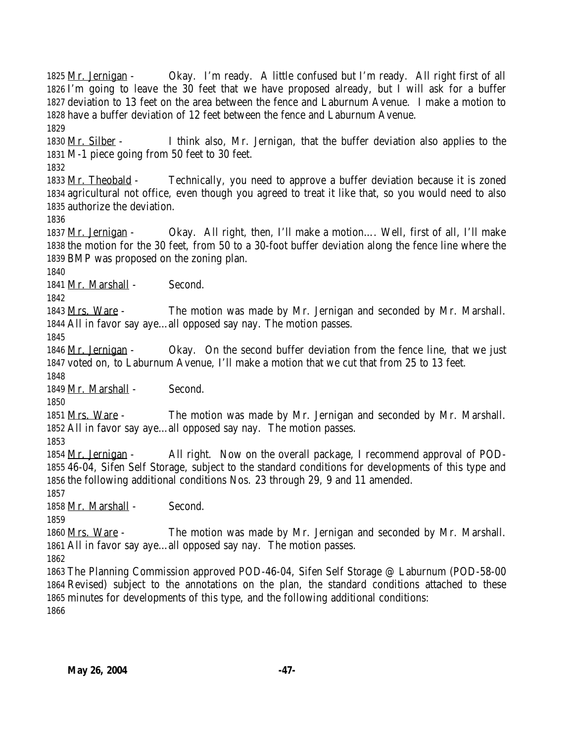Mr. Jernigan - Okay. I'm ready. A little confused but I'm ready. All right first of all I'm going to leave the 30 feet that we have proposed already, but I will ask for a buffer deviation to 13 feet on the area between the fence and Laburnum Avenue. I make a motion to have a buffer deviation of 12 feet between the fence and Laburnum Avenue.

Mr. Silber - I think also, Mr. Jernigan, that the buffer deviation also applies to the M-1 piece going from 50 feet to 30 feet.

Mr. Theobald - Technically, you need to approve a buffer deviation because it is zoned agricultural not office, even though you agreed to treat it like that, so you would need to also authorize the deviation.

Mr. Jernigan - Okay. All right, then, I'll make a motion…. Well, first of all, I'll make the motion for the 30 feet, from 50 to a 30-foot buffer deviation along the fence line where the BMP was proposed on the zoning plan.

Mr. Marshall - Second.

Mrs. Ware - The motion was made by Mr. Jernigan and seconded by Mr. Marshall. All in favor say aye…all opposed say nay. The motion passes.

Mr. Jernigan - Okay. On the second buffer deviation from the fence line, that we just voted on, to Laburnum Avenue, I'll make a motion that we cut that from 25 to 13 feet.

Mr. Marshall - Second.

Mrs. Ware - The motion was made by Mr. Jernigan and seconded by Mr. Marshall. All in favor say aye…all opposed say nay. The motion passes.

Mr. Jernigan - All right. Now on the overall package, I recommend approval of POD-46-04, Sifen Self Storage, subject to the standard conditions for developments of this type and the following additional conditions Nos. 23 through 29, 9 and 11 amended.

Mr. Marshall - Second.

Mrs. Ware - The motion was made by Mr. Jernigan and seconded by Mr. Marshall. All in favor say aye…all opposed say nay. The motion passes.

The Planning Commission approved POD-46-04, Sifen Self Storage @ Laburnum (POD-58-00 Revised) subject to the annotations on the plan, the standard conditions attached to these minutes for developments of this type, and the following additional conditions: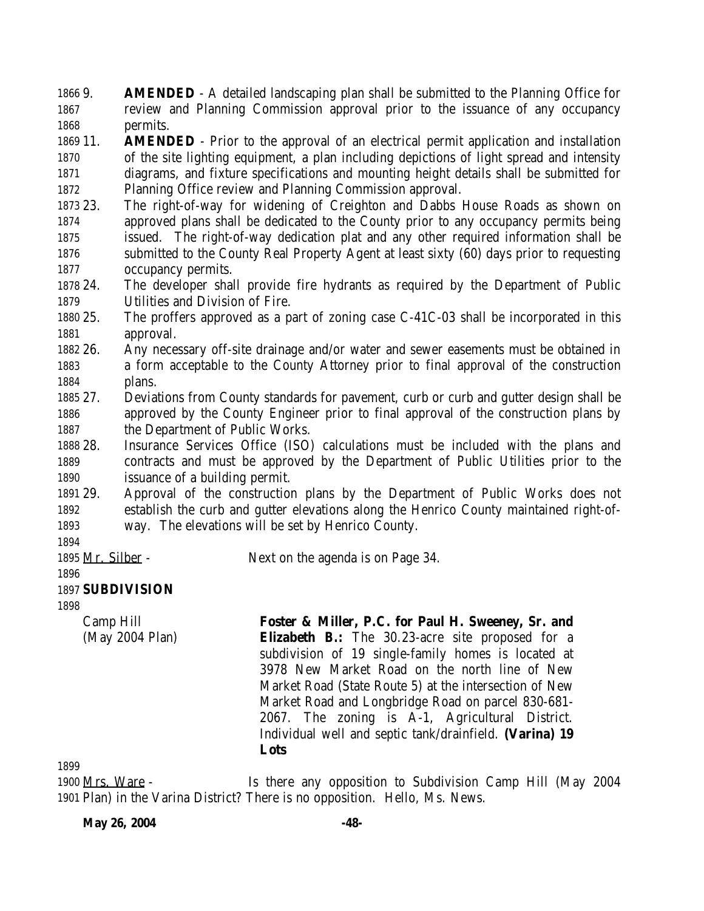9. **AMENDED** - A detailed landscaping plan shall be submitted to the Planning Office for review and Planning Commission approval prior to the issuance of any occupancy permits.

11. **AMENDED** - Prior to the approval of an electrical permit application and installation of the site lighting equipment, a plan including depictions of light spread and intensity diagrams, and fixture specifications and mounting height details shall be submitted for Planning Office review and Planning Commission approval.

23. The right-of-way for widening of Creighton and Dabbs House Roads as shown on approved plans shall be dedicated to the County prior to any occupancy permits being issued. The right-of-way dedication plat and any other required information shall be submitted to the County Real Property Agent at least sixty (60) days prior to requesting occupancy permits.

24. The developer shall provide fire hydrants as required by the Department of Public Utilities and Division of Fire.

25. The proffers approved as a part of zoning case C-41C-03 shall be incorporated in this approval.

26. Any necessary off-site drainage and/or water and sewer easements must be obtained in a form acceptable to the County Attorney prior to final approval of the construction plans.

27. Deviations from County standards for pavement, curb or curb and gutter design shall be approved by the County Engineer prior to final approval of the construction plans by the Department of Public Works.

28. Insurance Services Office (ISO) calculations must be included with the plans and contracts and must be approved by the Department of Public Utilities prior to the issuance of a building permit.

29. Approval of the construction plans by the Department of Public Works does not establish the curb and gutter elevations along the Henrico County maintained right-of-way. The elevations will be set by Henrico County.

Mr. Silber - Next on the agenda is on Page 34.

**SUBDIVISION**

Camp Hill (May 2004 Plan)

**Foster & Miller, P.C. for Paul H. Sweeney, Sr. and Elizabeth B.:** The 30.23-acre site proposed for a subdivision of 19 single-family homes is located at 3978 New Market Road on the north line of New Market Road (State Route 5) at the intersection of New Market Road and Longbridge Road on parcel 830-681-2067. The zoning is A-1, Agricultural District. Individual well and septic tank/drainfield. **(Varina) 19 Lots**

Mrs. Ware - Is there any opposition to Subdivision Camp Hill (May 2004 Plan) in the Varina District? There is no opposition. Hello, Ms. News.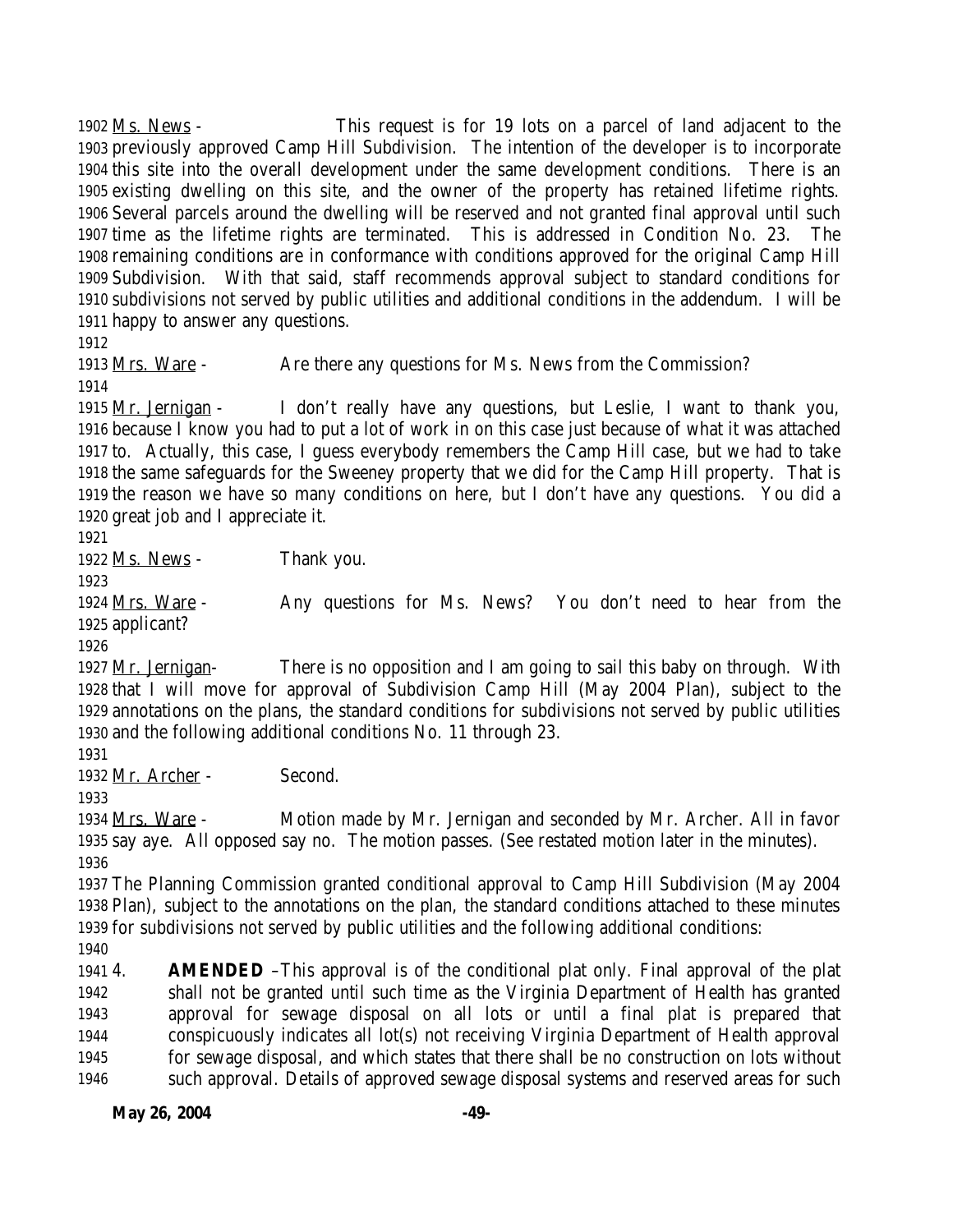Ms. News - This request is for 19 lots on a parcel of land adjacent to the previously approved Camp Hill Subdivision. The intention of the developer is to incorporate this site into the overall development under the same development conditions. There is an existing dwelling on this site, and the owner of the property has retained lifetime rights. Several parcels around the dwelling will be reserved and not granted final approval until such time as the lifetime rights are terminated. This is addressed in Condition No. 23. The remaining conditions are in conformance with conditions approved for the original Camp Hill Subdivision. With that said, staff recommends approval subject to standard conditions for subdivisions not served by public utilities and additional conditions in the addendum. I will be happy to answer any questions.

Mrs. Ware - Are there any questions for Ms. News from the Commission?

Mr. Jernigan - I don't really have any questions, but Leslie, I want to thank you, because I know you had to put a lot of work in on this case just because of what it was attached to. Actually, this case, I guess everybody remembers the Camp Hill case, but we had to take the same safeguards for the Sweeney property that we did for the Camp Hill property. That is the reason we have so many conditions on here, but I don't have any questions. You did a great job and I appreciate it.

Ms. News - Thank you.

Mrs. Ware - Any questions for Ms. News? You don't need to hear from the applicant?

Mr. Jernigan- There is no opposition and I am going to sail this baby on through. With that I will move for approval of Subdivision Camp Hill (May 2004 Plan), subject to the annotations on the plans, the standard conditions for subdivisions not served by public utilities and the following additional conditions No. 11 through 23.

Mr. Archer - Second.

Mrs. Ware - Motion made by Mr. Jernigan and seconded by Mr. Archer. All in favor say aye. All opposed say no. The motion passes. (See restated motion later in the minutes).

The Planning Commission granted conditional approval to Camp Hill Subdivision (May 2004 Plan), subject to the annotations on the plan, the standard conditions attached to these minutes for subdivisions not served by public utilities and the following additional conditions:

4. **AMENDED** –This approval is of the conditional plat only. Final approval of the plat shall not be granted until such time as the Virginia Department of Health has granted approval for sewage disposal on all lots or until a final plat is prepared that conspicuously indicates all lot(s) not receiving Virginia Department of Health approval for sewage disposal, and which states that there shall be no construction on lots without such approval. Details of approved sewage disposal systems and reserved areas for such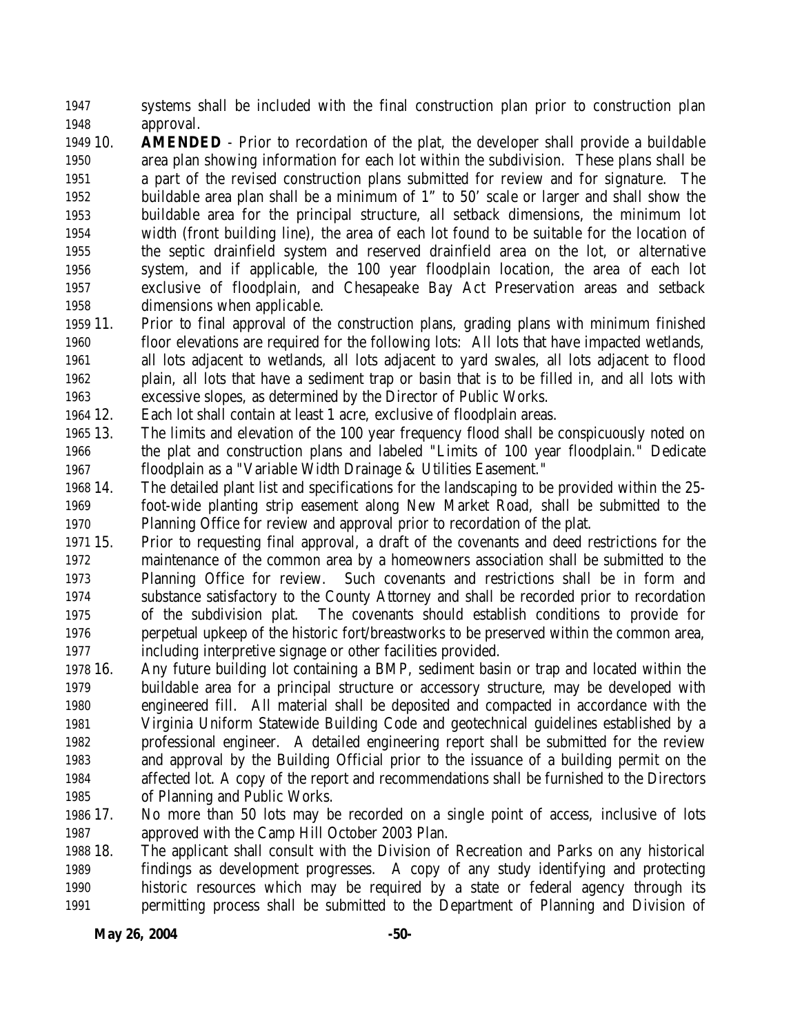systems shall be included with the final construction plan prior to construction plan approval.

10. **AMENDED** - Prior to recordation of the plat, the developer shall provide a buildable area plan showing information for each lot within the subdivision. These plans shall be a part of the revised construction plans submitted for review and for signature. The buildable area plan shall be a minimum of 1" to 50' scale or larger and shall show the buildable area for the principal structure, all setback dimensions, the minimum lot width (front building line), the area of each lot found to be suitable for the location of the septic drainfield system and reserved drainfield area on the lot, or alternative system, and if applicable, the 100 year floodplain location, the area of each lot exclusive of floodplain, and Chesapeake Bay Act Preservation areas and setback dimensions when applicable.
11. Prior to final approval of the construction plans, grading plans with minimum finished floor elevations are required for the following lots: All lots that have impacted wetlands, all lots adjacent to wetlands, all lots adjacent to yard swales, all lots adjacent to flood plain, all lots that have a sediment trap or basin that is to be filled in, and all lots with excessive slopes, as determined by the Director of Public Works.
12. Each lot shall contain at least 1 acre, exclusive of floodplain areas.
13. The limits and elevation of the 100 year frequency flood shall be conspicuously noted on the plat and construction plans and labeled "Limits of 100 year floodplain." Dedicate floodplain as a "Variable Width Drainage & Utilities Easement."
14. The detailed plant list and specifications for the landscaping to be provided within the 25-foot-wide planting strip easement along New Market Road, shall be submitted to the Planning Office for review and approval prior to recordation of the plat.
15. Prior to requesting final approval, a draft of the covenants and deed restrictions for the maintenance of the common area by a homeowners association shall be submitted to the Planning Office for review. Such covenants and restrictions shall be in form and substance satisfactory to the County Attorney and shall be recorded prior to recordation of the subdivision plat. The covenants should establish conditions to provide for perpetual upkeep of the historic fort/breastworks to be preserved within the common area, including interpretive signage or other facilities provided.
16. Any future building lot containing a BMP, sediment basin or trap and located within the buildable area for a principal structure or accessory structure, may be developed with engineered fill. All material shall be deposited and compacted in accordance with the Virginia Uniform Statewide Building Code and geotechnical guidelines established by a professional engineer. A detailed engineering report shall be submitted for the review and approval by the Building Official prior to the issuance of a building permit on the affected lot. A copy of the report and recommendations shall be furnished to the Directors of Planning and Public Works.
17. No more than 50 lots may be recorded on a single point of access, inclusive of lots approved with the Camp Hill October 2003 Plan.
18. The applicant shall consult with the Division of Recreation and Parks on any historical findings as development progresses. A copy of any study identifying and protecting historic resources which may be required by a state or federal agency through its permitting process shall be submitted to the Department of Planning and Division of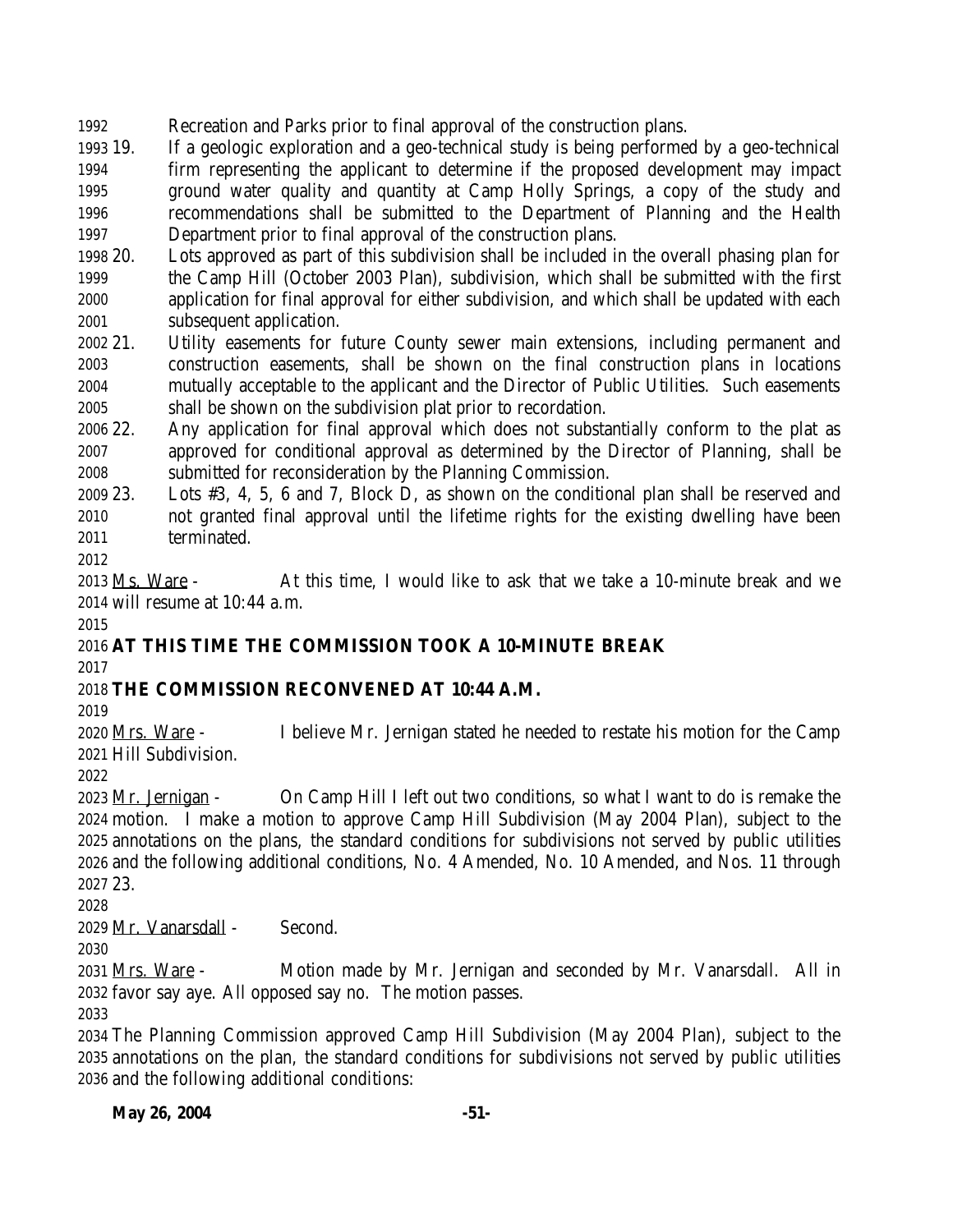Recreation and Parks prior to final approval of the construction plans.

19. If a geologic exploration and a geo-technical study is being performed by a geo-technical firm representing the applicant to determine if the proposed development may impact ground water quality and quantity at Camp Holly Springs, a copy of the study and recommendations shall be submitted to the Department of Planning and the Health Department prior to final approval of the construction plans.
20. Lots approved as part of this subdivision shall be included in the overall phasing plan for the Camp Hill (October 2003 Plan), subdivision, which shall be submitted with the first application for final approval for either subdivision, and which shall be updated with each subsequent application.
21. Utility easements for future County sewer main extensions, including permanent and construction easements, shall be shown on the final construction plans in locations mutually acceptable to the applicant and the Director of Public Utilities. Such easements shall be shown on the subdivision plat prior to recordation.
22. Any application for final approval which does not substantially conform to the plat as approved for conditional approval as determined by the Director of Planning, shall be submitted for reconsideration by the Planning Commission.
23. Lots #3, 4, 5, 6 and 7, Block D, as shown on the conditional plan shall be reserved and not granted final approval until the lifetime rights for the existing dwelling have been terminated.

Ms. Ware - At this time, I would like to ask that we take a 10-minute break and we will resume at 10:44 a.m.

**AT THIS TIME THE COMMISSION TOOK A 10-MINUTE BREAK**

**THE COMMISSION RECONVENED AT 10:44 A.M.**

Mrs. Ware - I believe Mr. Jernigan stated he needed to restate his motion for the Camp Hill Subdivision.

Mr. Jernigan - On Camp Hill I left out two conditions, so what I want to do is remake the motion. I make a motion to approve Camp Hill Subdivision (May 2004 Plan), subject to the annotations on the plans, the standard conditions for subdivisions not served by public utilities and the following additional conditions, No. 4 Amended, No. 10 Amended, and Nos. 11 through 23.

Mr. Vanarsdall - Second.

Mrs. Ware - Motion made by Mr. Jernigan and seconded by Mr. Vanarsdall. All in favor say aye. All opposed say no. The motion passes.

The Planning Commission approved Camp Hill Subdivision (May 2004 Plan), subject to the annotations on the plan, the standard conditions for subdivisions not served by public utilities and the following additional conditions: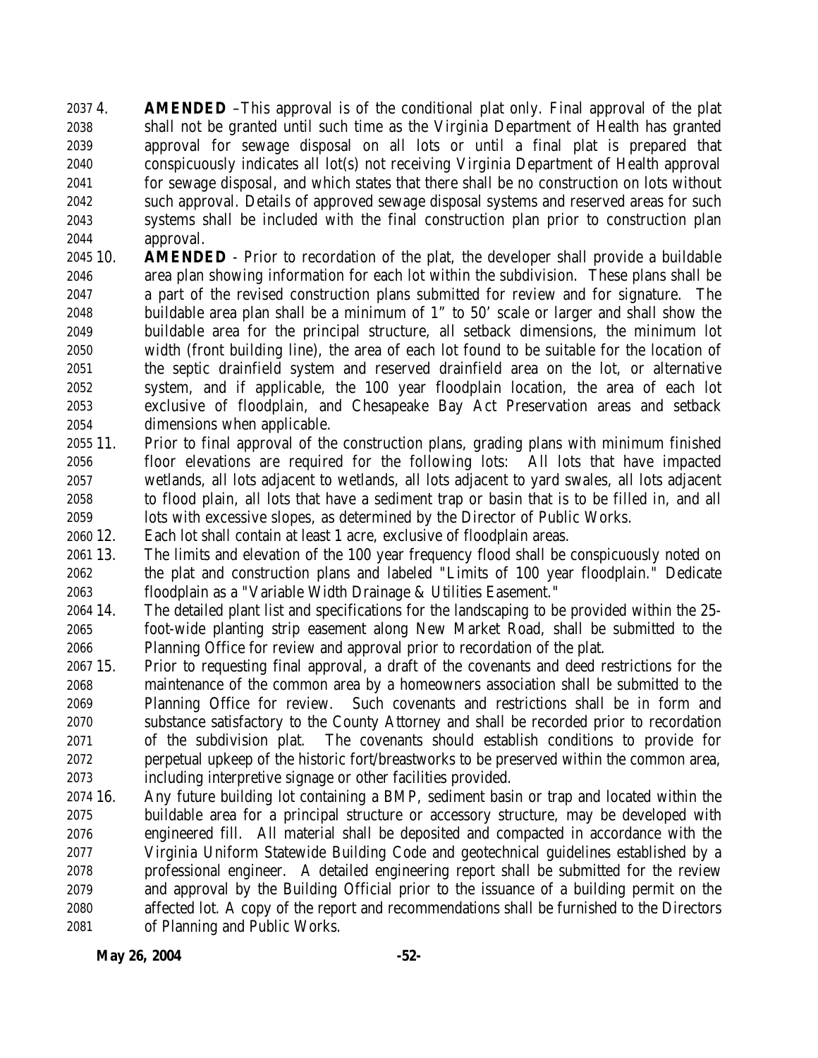4. **AMENDED** –This approval is of the conditional plat only. Final approval of the plat shall not be granted until such time as the Virginia Department of Health has granted approval for sewage disposal on all lots or until a final plat is prepared that conspicuously indicates all lot(s) not receiving Virginia Department of Health approval for sewage disposal, and which states that there shall be no construction on lots without such approval. Details of approved sewage disposal systems and reserved areas for such systems shall be included with the final construction plan prior to construction plan approval.

10. **AMENDED** - Prior to recordation of the plat, the developer shall provide a buildable area plan showing information for each lot within the subdivision. These plans shall be a part of the revised construction plans submitted for review and for signature. The buildable area plan shall be a minimum of 1" to 50' scale or larger and shall show the buildable area for the principal structure, all setback dimensions, the minimum lot width (front building line), the area of each lot found to be suitable for the location of the septic drainfield system and reserved drainfield area on the lot, or alternative system, and if applicable, the 100 year floodplain location, the area of each lot exclusive of floodplain, and Chesapeake Bay Act Preservation areas and setback dimensions when applicable.

11. Prior to final approval of the construction plans, grading plans with minimum finished floor elevations are required for the following lots: All lots that have impacted wetlands, all lots adjacent to wetlands, all lots adjacent to yard swales, all lots adjacent to flood plain, all lots that have a sediment trap or basin that is to be filled in, and all lots with excessive slopes, as determined by the Director of Public Works.

12. Each lot shall contain at least 1 acre, exclusive of floodplain areas.

13. The limits and elevation of the 100 year frequency flood shall be conspicuously noted on the plat and construction plans and labeled "Limits of 100 year floodplain." Dedicate floodplain as a "Variable Width Drainage & Utilities Easement."

14. The detailed plant list and specifications for the landscaping to be provided within the 25-foot-wide planting strip easement along New Market Road, shall be submitted to the Planning Office for review and approval prior to recordation of the plat.

15. Prior to requesting final approval, a draft of the covenants and deed restrictions for the maintenance of the common area by a homeowners association shall be submitted to the Planning Office for review. Such covenants and restrictions shall be in form and substance satisfactory to the County Attorney and shall be recorded prior to recordation of the subdivision plat. The covenants should establish conditions to provide for perpetual upkeep of the historic fort/breastworks to be preserved within the common area, including interpretive signage or other facilities provided.

16. Any future building lot containing a BMP, sediment basin or trap and located within the buildable area for a principal structure or accessory structure, may be developed with engineered fill. All material shall be deposited and compacted in accordance with the Virginia Uniform Statewide Building Code and geotechnical guidelines established by a professional engineer. A detailed engineering report shall be submitted for the review and approval by the Building Official prior to the issuance of a building permit on the affected lot. A copy of the report and recommendations shall be furnished to the Directors of Planning and Public Works.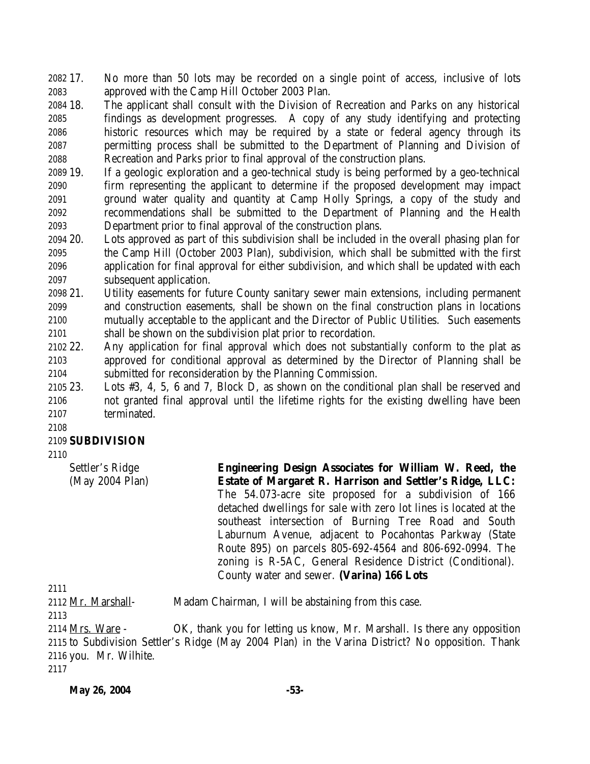17. No more than 50 lots may be recorded on a single point of access, inclusive of lots approved with the Camp Hill October 2003 Plan.

18. The applicant shall consult with the Division of Recreation and Parks on any historical findings as development progresses. A copy of any study identifying and protecting historic resources which may be required by a state or federal agency through its permitting process shall be submitted to the Department of Planning and Division of Recreation and Parks prior to final approval of the construction plans.

19. If a geologic exploration and a geo-technical study is being performed by a geo-technical firm representing the applicant to determine if the proposed development may impact ground water quality and quantity at Camp Holly Springs, a copy of the study and recommendations shall be submitted to the Department of Planning and the Health Department prior to final approval of the construction plans.

20. Lots approved as part of this subdivision shall be included in the overall phasing plan for the Camp Hill (October 2003 Plan), subdivision, which shall be submitted with the first application for final approval for either subdivision, and which shall be updated with each subsequent application.

21. Utility easements for future County sanitary sewer main extensions, including permanent and construction easements, shall be shown on the final construction plans in locations mutually acceptable to the applicant and the Director of Public Utilities. Such easements shall be shown on the subdivision plat prior to recordation.

22. Any application for final approval which does not substantially conform to the plat as approved for conditional approval as determined by the Director of Planning shall be submitted for reconsideration by the Planning Commission.

23. Lots #3, 4, 5, 6 and 7, Block D, as shown on the conditional plan shall be reserved and not granted final approval until the lifetime rights for the existing dwelling have been terminated.

**SUBDIVISION**

Settler's Ridge (May 2004 Plan)

**Engineering Design Associates for William W. Reed, the Estate of Margaret R. Harrison and Settler's Ridge, LLC:** The 54.073-acre site proposed for a subdivision of 166 detached dwellings for sale with zero lot lines is located at the southeast intersection of Burning Tree Road and South Laburnum Avenue, adjacent to Pocahontas Parkway (State Route 895) on parcels 805-692-4564 and 806-692-0994. The zoning is R-5AC, General Residence District (Conditional). County water and sewer. **(Varina) 166 Lots**

Mr. Marshall- Madam Chairman, I will be abstaining from this case.

Mrs. Ware - OK, thank you for letting us know, Mr. Marshall. Is there any opposition to Subdivision Settler's Ridge (May 2004 Plan) in the Varina District? No opposition. Thank you. Mr. Wilhite.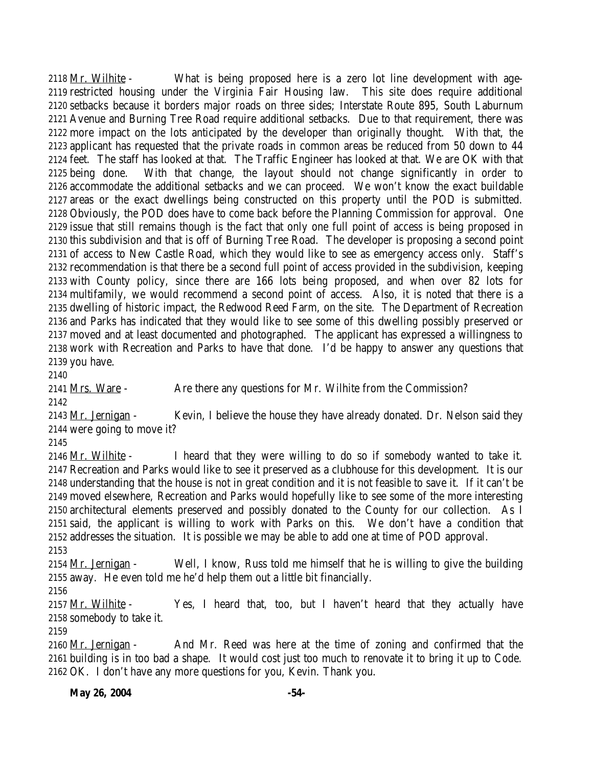Mr. Wilhite - What is being proposed here is a zero lot line development with age-restricted housing under the Virginia Fair Housing law. This site does require additional setbacks because it borders major roads on three sides; Interstate Route 895, South Laburnum Avenue and Burning Tree Road require additional setbacks. Due to that requirement, there was more impact on the lots anticipated by the developer than originally thought. With that, the applicant has requested that the private roads in common areas be reduced from 50 down to 44 feet. The staff has looked at that. The Traffic Engineer has looked at that. We are OK with that being done. With that change, the layout should not change significantly in order to accommodate the additional setbacks and we can proceed. We won't know the exact buildable areas or the exact dwellings being constructed on this property until the POD is submitted. Obviously, the POD does have to come back before the Planning Commission for approval. One issue that still remains though is the fact that only one full point of access is being proposed in this subdivision and that is off of Burning Tree Road. The developer is proposing a second point of access to New Castle Road, which they would like to see as emergency access only. Staff's recommendation is that there be a second full point of access provided in the subdivision, keeping with County policy, since there are 166 lots being proposed, and when over 82 lots for multifamily, we would recommend a second point of access. Also, it is noted that there is a dwelling of historic impact, the Redwood Reed Farm, on the site. The Department of Recreation and Parks has indicated that they would like to see some of this dwelling possibly preserved or moved and at least documented and photographed. The applicant has expressed a willingness to work with Recreation and Parks to have that done. I'd be happy to answer any questions that you have.

Mrs. Ware - Are there any questions for Mr. Wilhite from the Commission?

Mr. Jernigan - Kevin, I believe the house they have already donated. Dr. Nelson said they were going to move it?

Mr. Wilhite - I heard that they were willing to do so if somebody wanted to take it. Recreation and Parks would like to see it preserved as a clubhouse for this development. It is our understanding that the house is not in great condition and it is not feasible to save it. If it can't be moved elsewhere, Recreation and Parks would hopefully like to see some of the more interesting architectural elements preserved and possibly donated to the County for our collection. As I said, the applicant is willing to work with Parks on this. We don't have a condition that addresses the situation. It is possible we may be able to add one at time of POD approval.

Mr. Jernigan - Well, I know, Russ told me himself that he is willing to give the building away. He even told me he'd help them out a little bit financially.

Mr. Wilhite - Yes, I heard that, too, but I haven't heard that they actually have somebody to take it.

Mr. Jernigan - And Mr. Reed was here at the time of zoning and confirmed that the building is in too bad a shape. It would cost just too much to renovate it to bring it up to Code. OK. I don't have any more questions for you, Kevin. Thank you.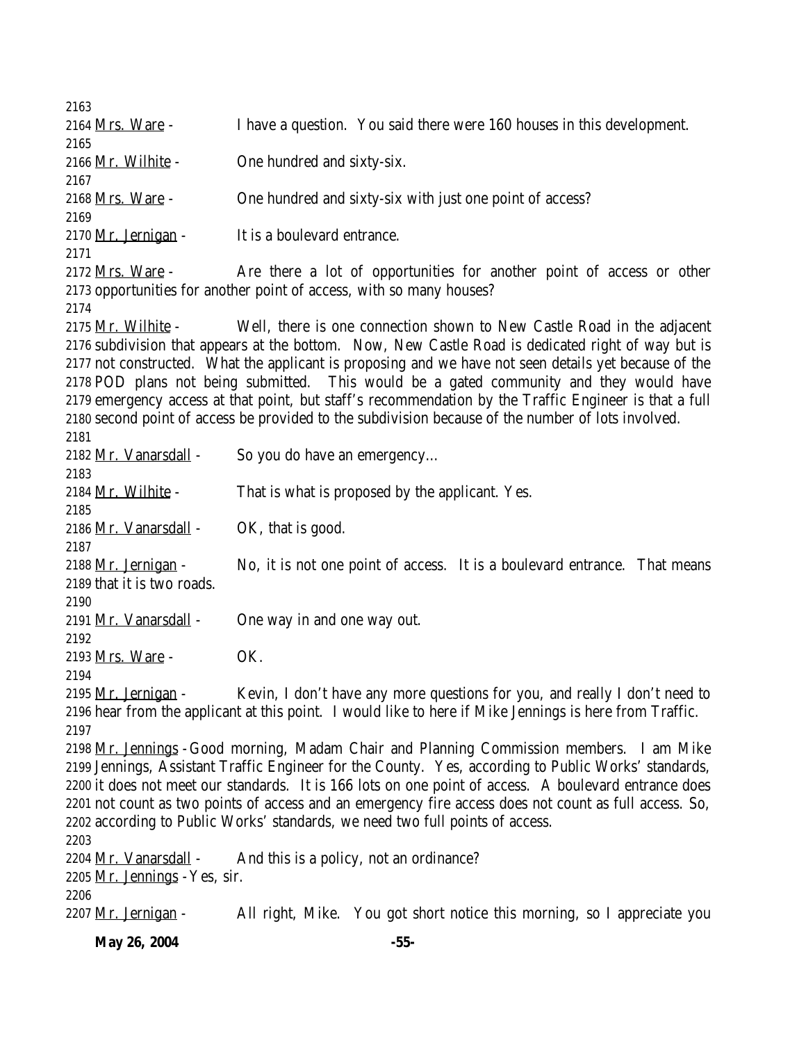2163
2164 Mrs. Ware - I have a question. You said there were 160 houses in this development.
2165
2166 Mr. Wilhite - One hundred and sixty-six.
2167
2168 Mrs. Ware - One hundred and sixty-six with just one point of access?
2169
2170 Mr. Jernigan - It is a boulevard entrance.
2171
2172 Mrs. Ware - Are there a lot of opportunities for another point of access or other
2173 opportunities for another point of access, with so many houses?
2174
2175 Mr. Wilhite - Well, there is one connection shown to New Castle Road in the adjacent
2176 subdivision that appears at the bottom. Now, New Castle Road is dedicated right of way but is
2177 not constructed. What the applicant is proposing and we have not seen details yet because of the
2178 POD plans not being submitted. This would be a gated community and they would have
2179 emergency access at that point, but staff's recommendation by the Traffic Engineer is that a full
2180 second point of access be provided to the subdivision because of the number of lots involved.
2181
2182 Mr. Vanarsdall - So you do have an emergency…
2183
2184 Mr. Wilhite - That is what is proposed by the applicant. Yes.
2185
2186 Mr. Vanarsdall - OK, that is good.
2187
2188 Mr. Jernigan - No, it is not one point of access. It is a boulevard entrance. That means
2189 that it is two roads.
2190
2191 Mr. Vanarsdall - One way in and one way out.
2192
2193 Mrs. Ware - OK.
2194
2195 Mr. Jernigan - Kevin, I don't have any more questions for you, and really I don't need to
2196 hear from the applicant at this point. I would like to here if Mike Jennings is here from Traffic.
2197
2198 Mr. Jennings - Good morning, Madam Chair and Planning Commission members. I am Mike
2199 Jennings, Assistant Traffic Engineer for the County. Yes, according to Public Works' standards,
2200 it does not meet our standards. It is 166 lots on one point of access. A boulevard entrance does
2201 not count as two points of access and an emergency fire access does not count as full access. So,
2202 according to Public Works' standards, we need two full points of access.
2203
2204 Mr. Vanarsdall - And this is a policy, not an ordinance?
2205 Mr. Jennings - Yes, sir.
2206
2207 Mr. Jernigan - All right, Mike. You got short notice this morning, so I appreciate you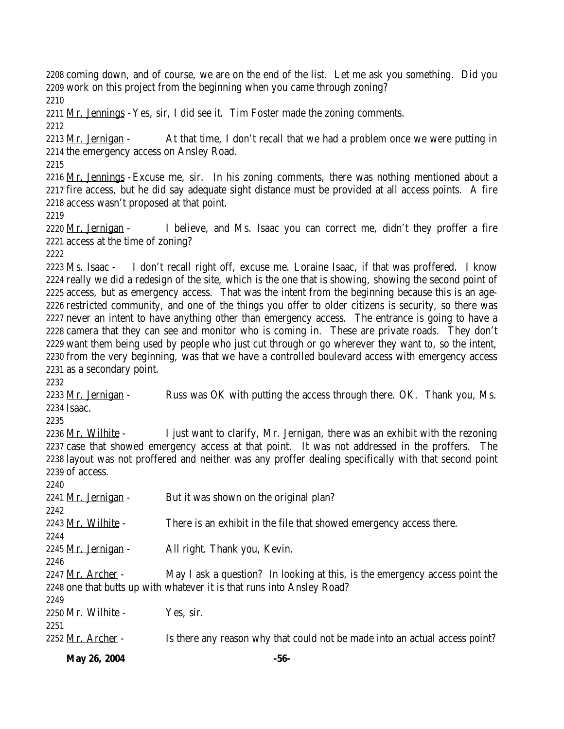2208 coming down, and of course, we are on the end of the list. Let me ask you something. Did you
2209 work on this project from the beginning when you came through zoning?
2210
2211 Mr. Jennings - Yes, sir, I did see it. Tim Foster made the zoning comments.
2212
2213 Mr. Jernigan - At that time, I don't recall that we had a problem once we were putting in
2214 the emergency access on Ansley Road.
2215
2216 Mr. Jennings - Excuse me, sir. In his zoning comments, there was nothing mentioned about a
2217 fire access, but he did say adequate sight distance must be provided at all access points. A fire
2218 access wasn't proposed at that point.
2219
2220 Mr. Jernigan - I believe, and Ms. Isaac you can correct me, didn't they proffer a fire
2221 access at the time of zoning?
2222
2223 Ms. Isaac - I don't recall right off, excuse me. Loraine Isaac, if that was proffered. I know
2224 really we did a redesign of the site, which is the one that is showing, showing the second point of
2225 access, but as emergency access. That was the intent from the beginning because this is an age-
2226 restricted community, and one of the things you offer to older citizens is security, so there was
2227 never an intent to have anything other than emergency access. The entrance is going to have a
2228 camera that they can see and monitor who is coming in. These are private roads. They don't
2229 want them being used by people who just cut through or go wherever they want to, so the intent,
2230 from the very beginning, was that we have a controlled boulevard access with emergency access
2231 as a secondary point.
2232
2233 Mr. Jernigan - Russ was OK with putting the access through there. OK. Thank you, Ms.
2234 Isaac.
2235
2236 Mr. Wilhite - I just want to clarify, Mr. Jernigan, there was an exhibit with the rezoning
2237 case that showed emergency access at that point. It was not addressed in the proffers. The
2238 layout was not proffered and neither was any proffer dealing specifically with that second point
2239 of access.
2240
2241 Mr. Jernigan - But it was shown on the original plan?
2242
2243 Mr. Wilhite - There is an exhibit in the file that showed emergency access there.
2244
2245 Mr. Jernigan - All right. Thank you, Kevin.
2246
2247 Mr. Archer - May I ask a question? In looking at this, is the emergency access point the
2248 one that butts up with whatever it is that runs into Ansley Road?
2249
2250 Mr. Wilhite - Yes, sir.
2251
2252 Mr. Archer - Is there any reason why that could not be made into an actual access point?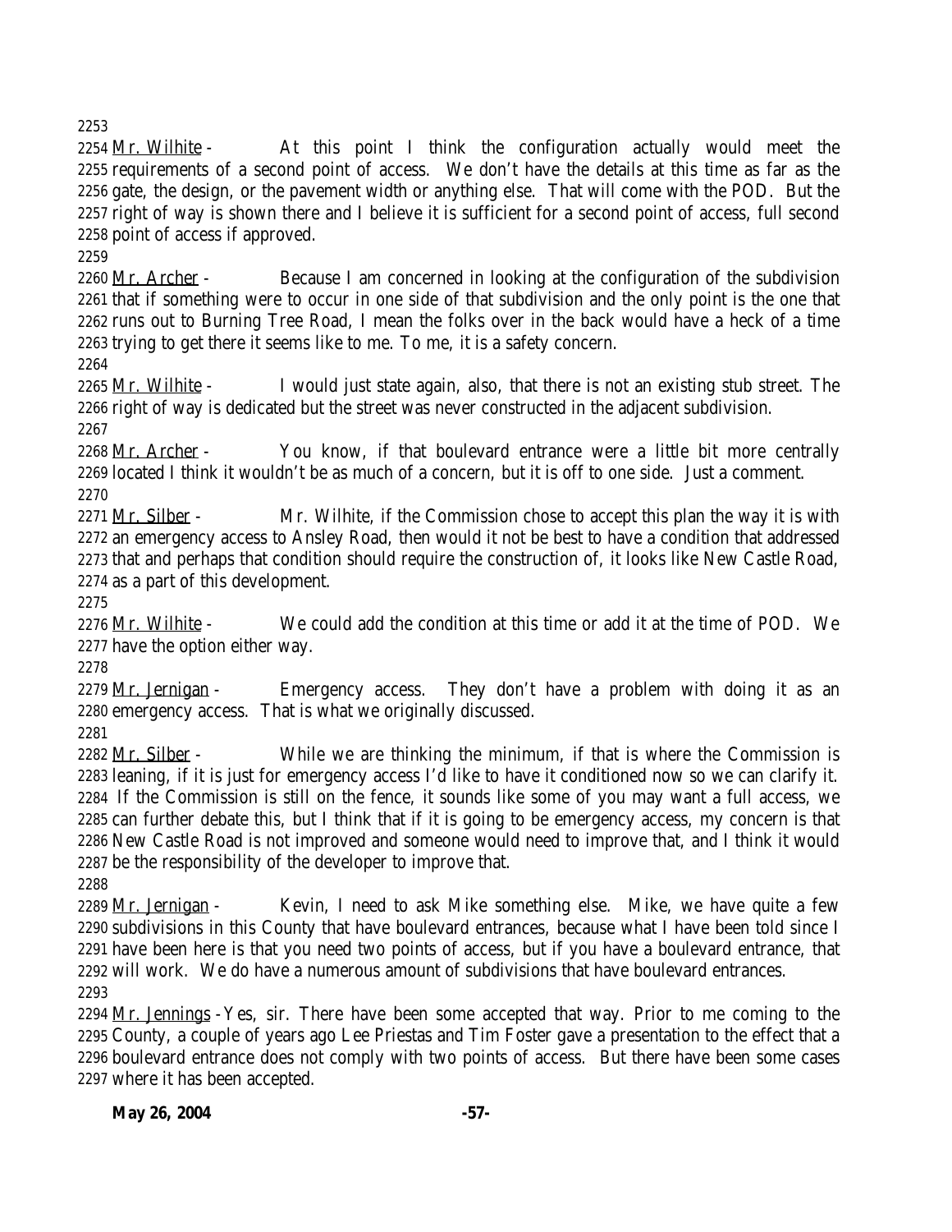2253

2254 Mr. Wilhite - At this point I think the configuration actually would meet the
2255 requirements of a second point of access. We don't have the details at this time as far as the
2256 gate, the design, or the pavement width or anything else. That will come with the POD. But the
2257 right of way is shown there and I believe it is sufficient for a second point of access, full second
2258 point of access if approved.

2259

2260 Mr. Archer - Because I am concerned in looking at the configuration of the subdivision
2261 that if something were to occur in one side of that subdivision and the only point is the one that
2262 runs out to Burning Tree Road, I mean the folks over in the back would have a heck of a time
2263 trying to get there it seems like to me. To me, it is a safety concern.

2264

2265 Mr. Wilhite - I would just state again, also, that there is not an existing stub street. The
2266 right of way is dedicated but the street was never constructed in the adjacent subdivision.

2267

2268 Mr. Archer - You know, if that boulevard entrance were a little bit more centrally
2269 located I think it wouldn't be as much of a concern, but it is off to one side. Just a comment.

2270

2271 Mr. Silber - Mr. Wilhite, if the Commission chose to accept this plan the way it is with
2272 an emergency access to Ansley Road, then would it not be best to have a condition that addressed
2273 that and perhaps that condition should require the construction of, it looks like New Castle Road,
2274 as a part of this development.

2275

2276 Mr. Wilhite - We could add the condition at this time or add it at the time of POD. We
2277 have the option either way.

2278

2279 Mr. Jernigan - Emergency access. They don't have a problem with doing it as an
2280 emergency access. That is what we originally discussed.

2281

2282 Mr. Silber - While we are thinking the minimum, if that is where the Commission is
2283 leaning, if it is just for emergency access I'd like to have it conditioned now so we can clarify it.
2284 If the Commission is still on the fence, it sounds like some of you may want a full access, we
2285 can further debate this, but I think that if it is going to be emergency access, my concern is that
2286 New Castle Road is not improved and someone would need to improve that, and I think it would
2287 be the responsibility of the developer to improve that.

2288

2289 Mr. Jernigan - Kevin, I need to ask Mike something else. Mike, we have quite a few
2290 subdivisions in this County that have boulevard entrances, because what I have been told since I
2291 have been here is that you need two points of access, but if you have a boulevard entrance, that
2292 will work. We do have a numerous amount of subdivisions that have boulevard entrances.

2293

2294 Mr. Jennings - Yes, sir. There have been some accepted that way. Prior to me coming to the
2295 County, a couple of years ago Lee Priestas and Tim Foster gave a presentation to the effect that a
2296 boulevard entrance does not comply with two points of access. But there have been some cases
2297 where it has been accepted.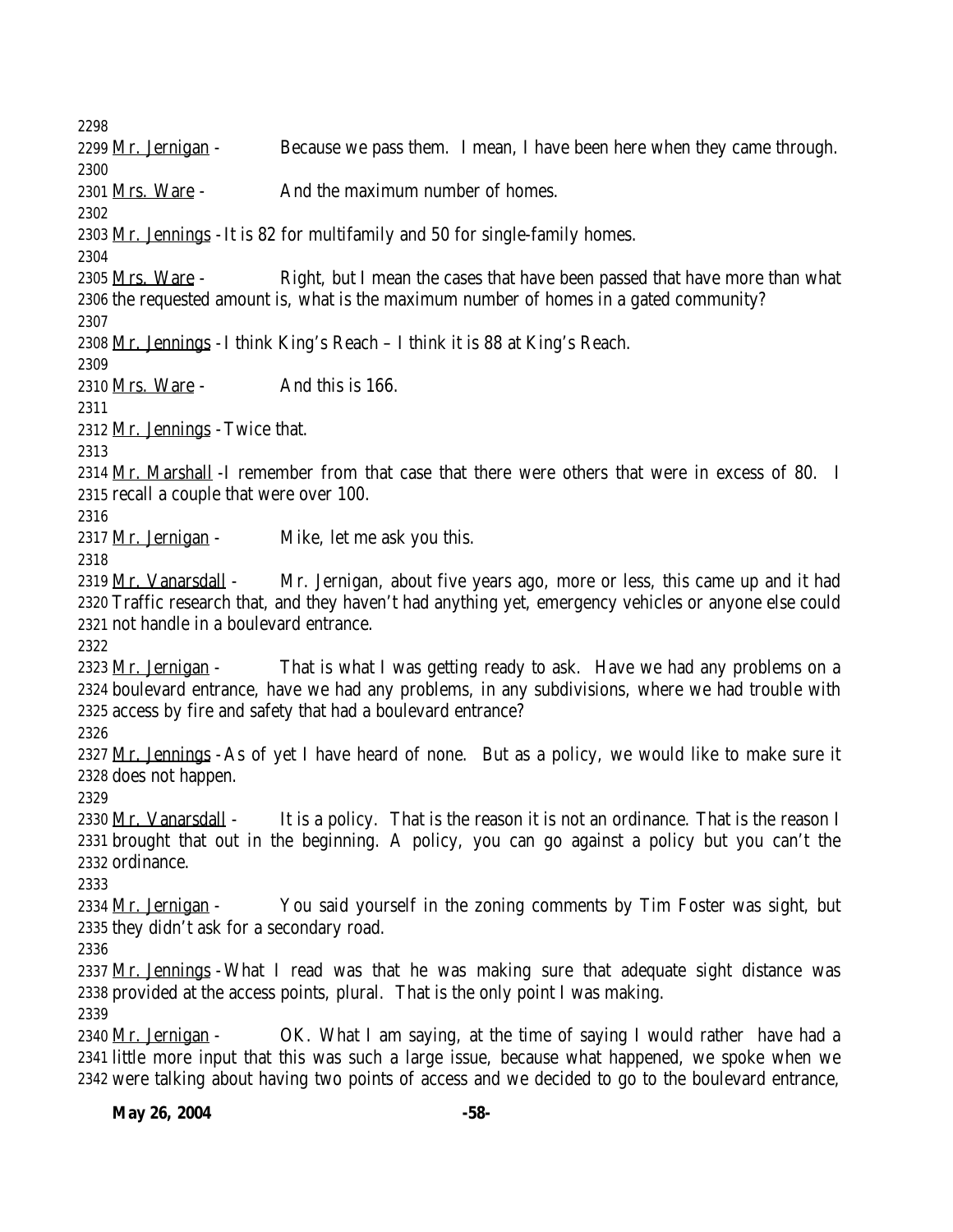2298

2299 Mr. Jernigan - Because we pass them. I mean, I have been here when they came through.

2300

2301 Mrs. Ware - And the maximum number of homes.

2302

2303 Mr. Jennings - It is 82 for multifamily and 50 for single-family homes.

2304

2305 Mrs. Ware - Right, but I mean the cases that have been passed that have more than what
2306 the requested amount is, what is the maximum number of homes in a gated community?

2307

2308 Mr. Jennings - I think King's Reach – I think it is 88 at King's Reach.

2309

2310 Mrs. Ware - And this is 166.

2311

2312 Mr. Jennings - Twice that.

2313

2314 Mr. Marshall - I remember from that case that there were others that were in excess of 80. I
2315 recall a couple that were over 100.

2316

2317 Mr. Jernigan - Mike, let me ask you this.

2318

2319 Mr. Vanarsdall - Mr. Jernigan, about five years ago, more or less, this came up and it had
2320 Traffic research that, and they haven't had anything yet, emergency vehicles or anyone else could
2321 not handle in a boulevard entrance.

2322

2323 Mr. Jernigan - That is what I was getting ready to ask. Have we had any problems on a
2324 boulevard entrance, have we had any problems, in any subdivisions, where we had trouble with
2325 access by fire and safety that had a boulevard entrance?

2326

2327 Mr. Jennings - As of yet I have heard of none. But as a policy, we would like to make sure it
2328 does not happen.

2329

2330 Mr. Vanarsdall - It is a policy. That is the reason it is not an ordinance. That is the reason I
2331 brought that out in the beginning. A policy, you can go against a policy but you can't the
2332 ordinance.

2333

2334 Mr. Jernigan - You said yourself in the zoning comments by Tim Foster was sight, but
2335 they didn't ask for a secondary road.

2336

2337 Mr. Jennings - What I read was that he was making sure that adequate sight distance was
2338 provided at the access points, plural. That is the only point I was making.

2339

2340 Mr. Jernigan - OK. What I am saying, at the time of saying I would rather have had a
2341 little more input that this was such a large issue, because what happened, we spoke when we
2342 were talking about having two points of access and we decided to go to the boulevard entrance,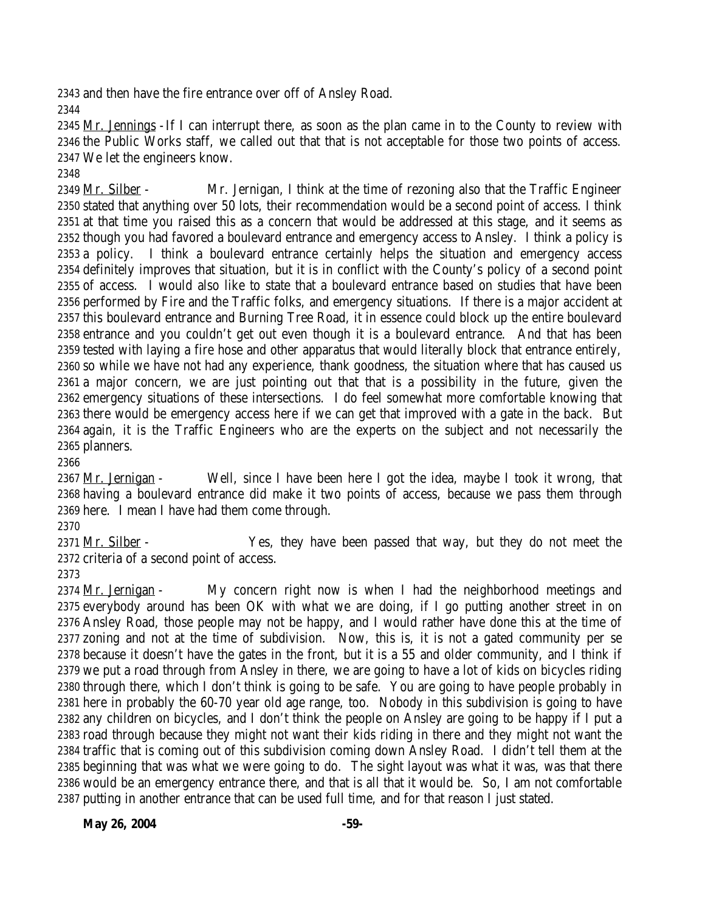and then have the fire entrance over off of Ansley Road.

Mr. Jennings - If I can interrupt there, as soon as the plan came in to the County to review with the Public Works staff, we called out that that is not acceptable for those two points of access. We let the engineers know.

Mr. Silber - Mr. Jernigan, I think at the time of rezoning also that the Traffic Engineer stated that anything over 50 lots, their recommendation would be a second point of access. I think at that time you raised this as a concern that would be addressed at this stage, and it seems as though you had favored a boulevard entrance and emergency access to Ansley. I think a policy is a policy. I think a boulevard entrance certainly helps the situation and emergency access definitely improves that situation, but it is in conflict with the County's policy of a second point of access. I would also like to state that a boulevard entrance based on studies that have been performed by Fire and the Traffic folks, and emergency situations. If there is a major accident at this boulevard entrance and Burning Tree Road, it in essence could block up the entire boulevard entrance and you couldn't get out even though it is a boulevard entrance. And that has been tested with laying a fire hose and other apparatus that would literally block that entrance entirely, so while we have not had any experience, thank goodness, the situation where that has caused us a major concern, we are just pointing out that that is a possibility in the future, given the emergency situations of these intersections. I do feel somewhat more comfortable knowing that there would be emergency access here if we can get that improved with a gate in the back. But again, it is the Traffic Engineers who are the experts on the subject and not necessarily the planners.

Mr. Jernigan - Well, since I have been here I got the idea, maybe I took it wrong, that having a boulevard entrance did make it two points of access, because we pass them through here. I mean I have had them come through.

Mr. Silber - Yes, they have been passed that way, but they do not meet the criteria of a second point of access.

Mr. Jernigan - My concern right now is when I had the neighborhood meetings and everybody around has been OK with what we are doing, if I go putting another street in on Ansley Road, those people may not be happy, and I would rather have done this at the time of zoning and not at the time of subdivision. Now, this is, it is not a gated community per se because it doesn't have the gates in the front, but it is a 55 and older community, and I think if we put a road through from Ansley in there, we are going to have a lot of kids on bicycles riding through there, which I don't think is going to be safe. You are going to have people probably in here in probably the 60-70 year old age range, too. Nobody in this subdivision is going to have any children on bicycles, and I don't think the people on Ansley are going to be happy if I put a road through because they might not want their kids riding in there and they might not want the traffic that is coming out of this subdivision coming down Ansley Road. I didn't tell them at the beginning that was what we were going to do. The sight layout was what it was, was that there would be an emergency entrance there, and that is all that it would be. So, I am not comfortable putting in another entrance that can be used full time, and for that reason I just stated.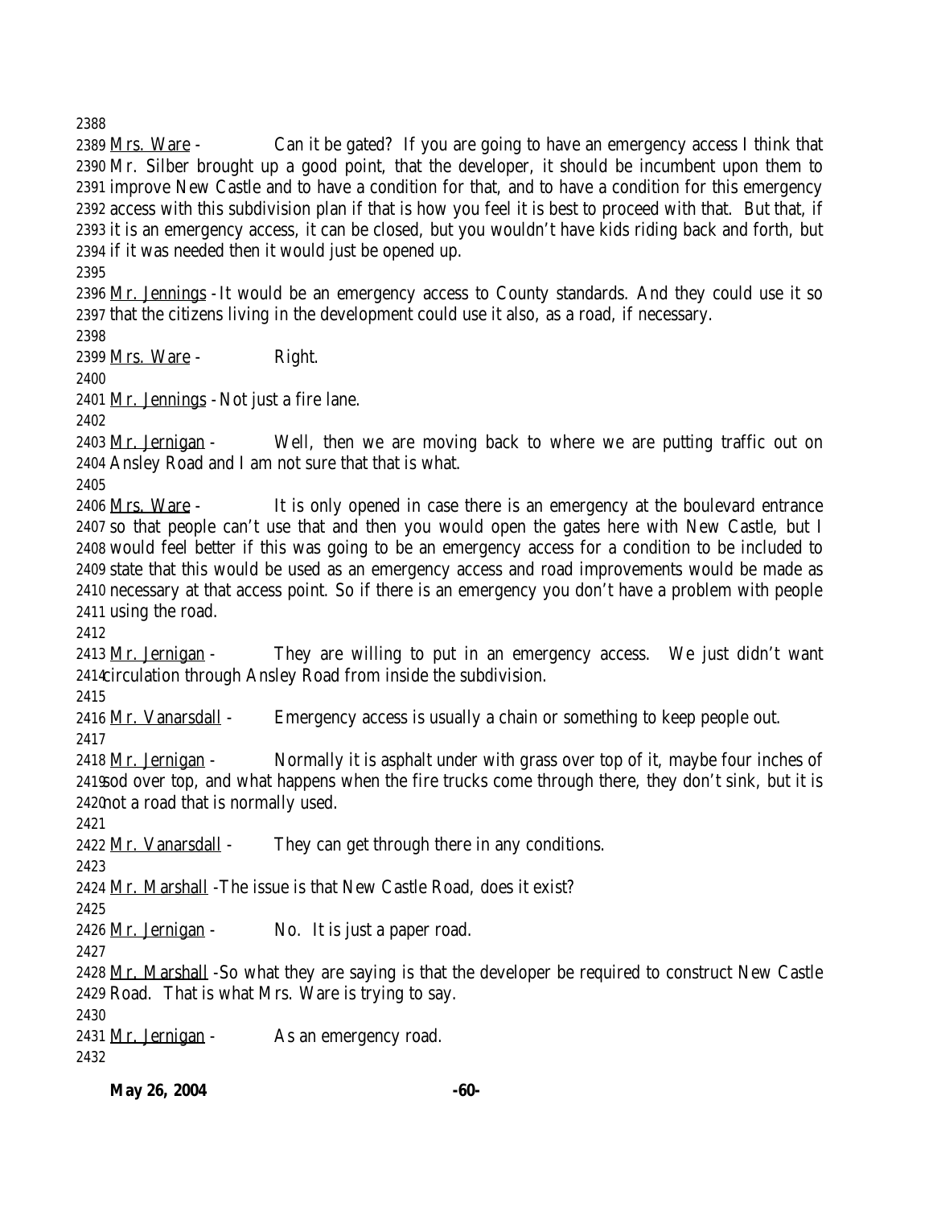2388

2389 Mrs. Ware - Can it be gated? If you are going to have an emergency access I think that 2390 Mr. Silber brought up a good point, that the developer, it should be incumbent upon them to 2391 improve New Castle and to have a condition for that, and to have a condition for this emergency 2392 access with this subdivision plan if that is how you feel it is best to proceed with that. But that, if 2393 it is an emergency access, it can be closed, but you wouldn't have kids riding back and forth, but 2394 if it was needed then it would just be opened up.

2395

2396 Mr. Jennings - It would be an emergency access to County standards. And they could use it so 2397 that the citizens living in the development could use it also, as a road, if necessary.

2398

2399 Mrs. Ware - Right.

2400

2401 Mr. Jennings - Not just a fire lane.

2402

2403 Mr. Jernigan - Well, then we are moving back to where we are putting traffic out on 2404 Ansley Road and I am not sure that that is what.

2405

2406 Mrs. Ware - It is only opened in case there is an emergency at the boulevard entrance 2407 so that people can't use that and then you would open the gates here with New Castle, but I 2408 would feel better if this was going to be an emergency access for a condition to be included to 2409 state that this would be used as an emergency access and road improvements would be made as 2410 necessary at that access point. So if there is an emergency you don't have a problem with people 2411 using the road.

2412

2413 Mr. Jernigan - They are willing to put in an emergency access. We just didn't want 2414 circulation through Ansley Road from inside the subdivision.

2415

2416 Mr. Vanarsdall - Emergency access is usually a chain or something to keep people out.

2417

2418 Mr. Jernigan - Normally it is asphalt under with grass over top of it, maybe four inches of 2419 sod over top, and what happens when the fire trucks come through there, they don't sink, but it is 2420 not a road that is normally used.

2421

2422 Mr. Vanarsdall - They can get through there in any conditions.

2423

2424 Mr. Marshall - The issue is that New Castle Road, does it exist?

2425

2426 Mr. Jernigan - No. It is just a paper road.

2427

2428 Mr. Marshall - So what they are saying is that the developer be required to construct New Castle 2429 Road. That is what Mrs. Ware is trying to say.

2430

2431 Mr. Jernigan - As an emergency road.

2432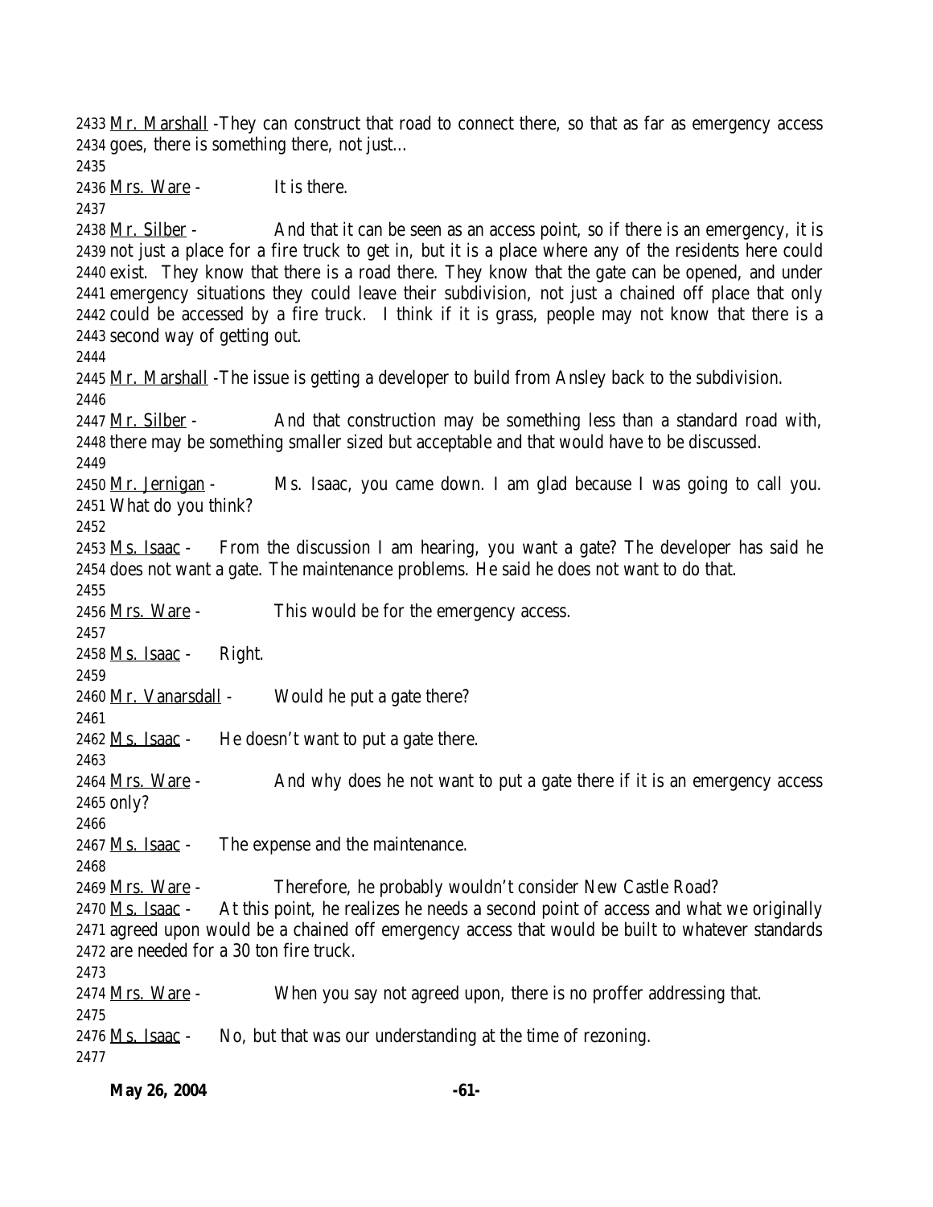2433 Mr. Marshall -They can construct that road to connect there, so that as far as emergency access
2434 goes, there is something there, not just…
2435
2436 Mrs. Ware - It is there.
2437
2438 Mr. Silber - And that it can be seen as an access point, so if there is an emergency, it is
2439 not just a place for a fire truck to get in, but it is a place where any of the residents here could
2440 exist. They know that there is a road there. They know that the gate can be opened, and under
2441 emergency situations they could leave their subdivision, not just a chained off place that only
2442 could be accessed by a fire truck. I think if it is grass, people may not know that there is a
2443 second way of getting out.
2444
2445 Mr. Marshall -The issue is getting a developer to build from Ansley back to the subdivision.
2446
2447 Mr. Silber - And that construction may be something less than a standard road with,
2448 there may be something smaller sized but acceptable and that would have to be discussed.
2449
2450 Mr. Jernigan - Ms. Isaac, you came down. I am glad because I was going to call you.
2451 What do you think?
2452
2453 Ms. Isaac - From the discussion I am hearing, you want a gate? The developer has said he
2454 does not want a gate. The maintenance problems. He said he does not want to do that.
2455
2456 Mrs. Ware - This would be for the emergency access.
2457
2458 Ms. Isaac - Right.
2459
2460 Mr. Vanarsdall - Would he put a gate there?
2461
2462 Ms. Isaac - He doesn't want to put a gate there.
2463
2464 Mrs. Ware - And why does he not want to put a gate there if it is an emergency access
2465 only?
2466
2467 Ms. Isaac - The expense and the maintenance.
2468
2469 Mrs. Ware - Therefore, he probably wouldn't consider New Castle Road?
2470 Ms. Isaac - At this point, he realizes he needs a second point of access and what we originally
2471 agreed upon would be a chained off emergency access that would be built to whatever standards
2472 are needed for a 30 ton fire truck.
2473
2474 Mrs. Ware - When you say not agreed upon, there is no proffer addressing that.
2475
2476 Ms. Isaac - No, but that was our understanding at the time of rezoning.
2477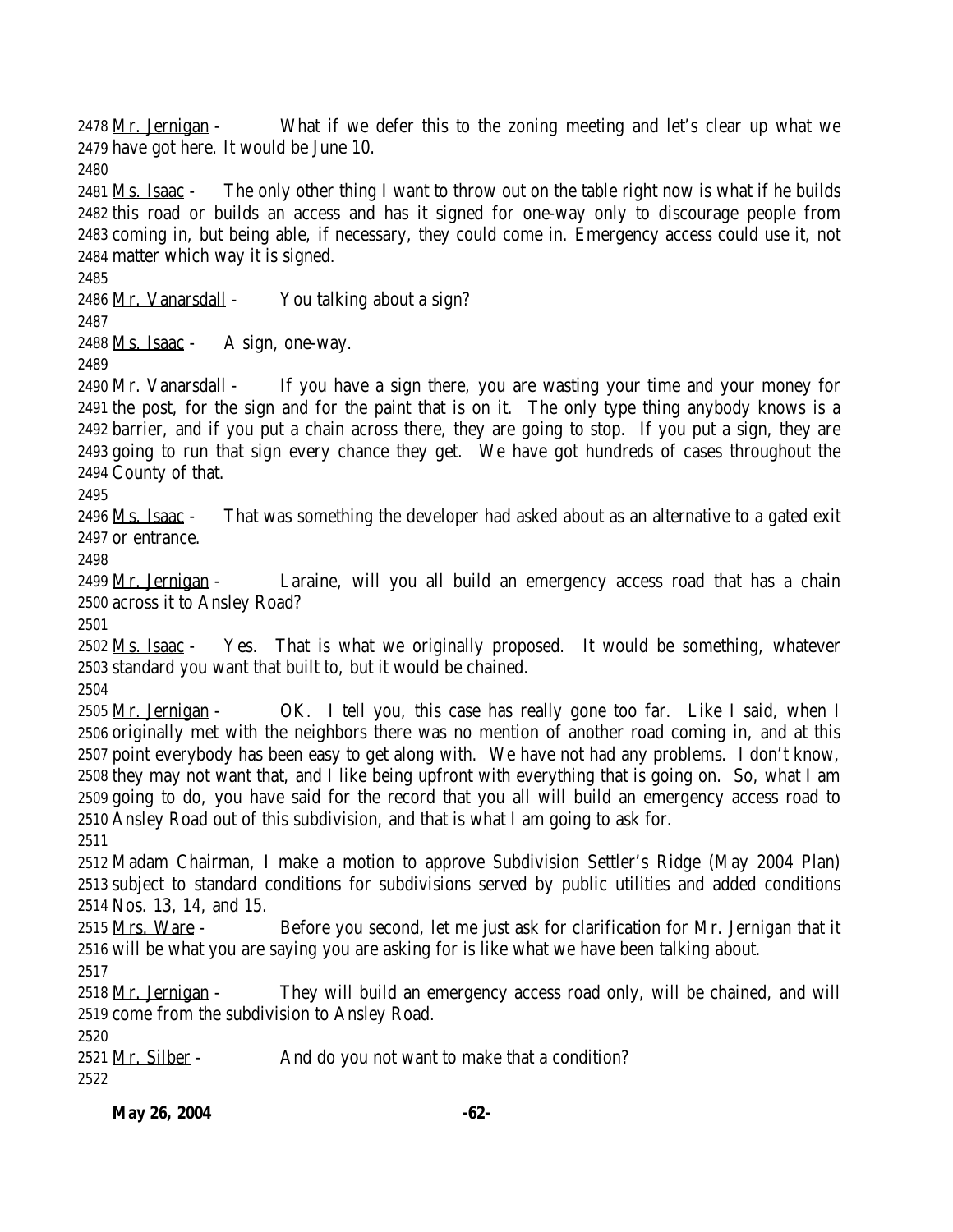2478 Mr. Jernigan - What if we defer this to the zoning meeting and let's clear up what we
2479 have got here. It would be June 10.
2480
2481 Ms. Isaac - The only other thing I want to throw out on the table right now is what if he builds
2482 this road or builds an access and has it signed for one-way only to discourage people from
2483 coming in, but being able, if necessary, they could come in. Emergency access could use it, not
2484 matter which way it is signed.
2485
2486 Mr. Vanarsdall - You talking about a sign?
2487
2488 Ms. Isaac - A sign, one-way.
2489
2490 Mr. Vanarsdall - If you have a sign there, you are wasting your time and your money for
2491 the post, for the sign and for the paint that is on it. The only type thing anybody knows is a
2492 barrier, and if you put a chain across there, they are going to stop. If you put a sign, they are
2493 going to run that sign every chance they get. We have got hundreds of cases throughout the
2494 County of that.
2495
2496 Ms. Isaac - That was something the developer had asked about as an alternative to a gated exit
2497 or entrance.
2498
2499 Mr. Jernigan - Laraine, will you all build an emergency access road that has a chain
2500 across it to Ansley Road?
2501
2502 Ms. Isaac - Yes. That is what we originally proposed. It would be something, whatever
2503 standard you want that built to, but it would be chained.
2504
2505 Mr. Jernigan - OK. I tell you, this case has really gone too far. Like I said, when I
2506 originally met with the neighbors there was no mention of another road coming in, and at this
2507 point everybody has been easy to get along with. We have not had any problems. I don't know,
2508 they may not want that, and I like being upfront with everything that is going on. So, what I am
2509 going to do, you have said for the record that you all will build an emergency access road to
2510 Ansley Road out of this subdivision, and that is what I am going to ask for.
2511
2512 Madam Chairman, I make a motion to approve Subdivision Settler's Ridge (May 2004 Plan)
2513 subject to standard conditions for subdivisions served by public utilities and added conditions
2514 Nos. 13, 14, and 15.
2515 Mrs. Ware - Before you second, let me just ask for clarification for Mr. Jernigan that it
2516 will be what you are saying you are asking for is like what we have been talking about.
2517
2518 Mr. Jernigan - They will build an emergency access road only, will be chained, and will
2519 come from the subdivision to Ansley Road.
2520
2521 Mr. Silber - And do you not want to make that a condition?
2522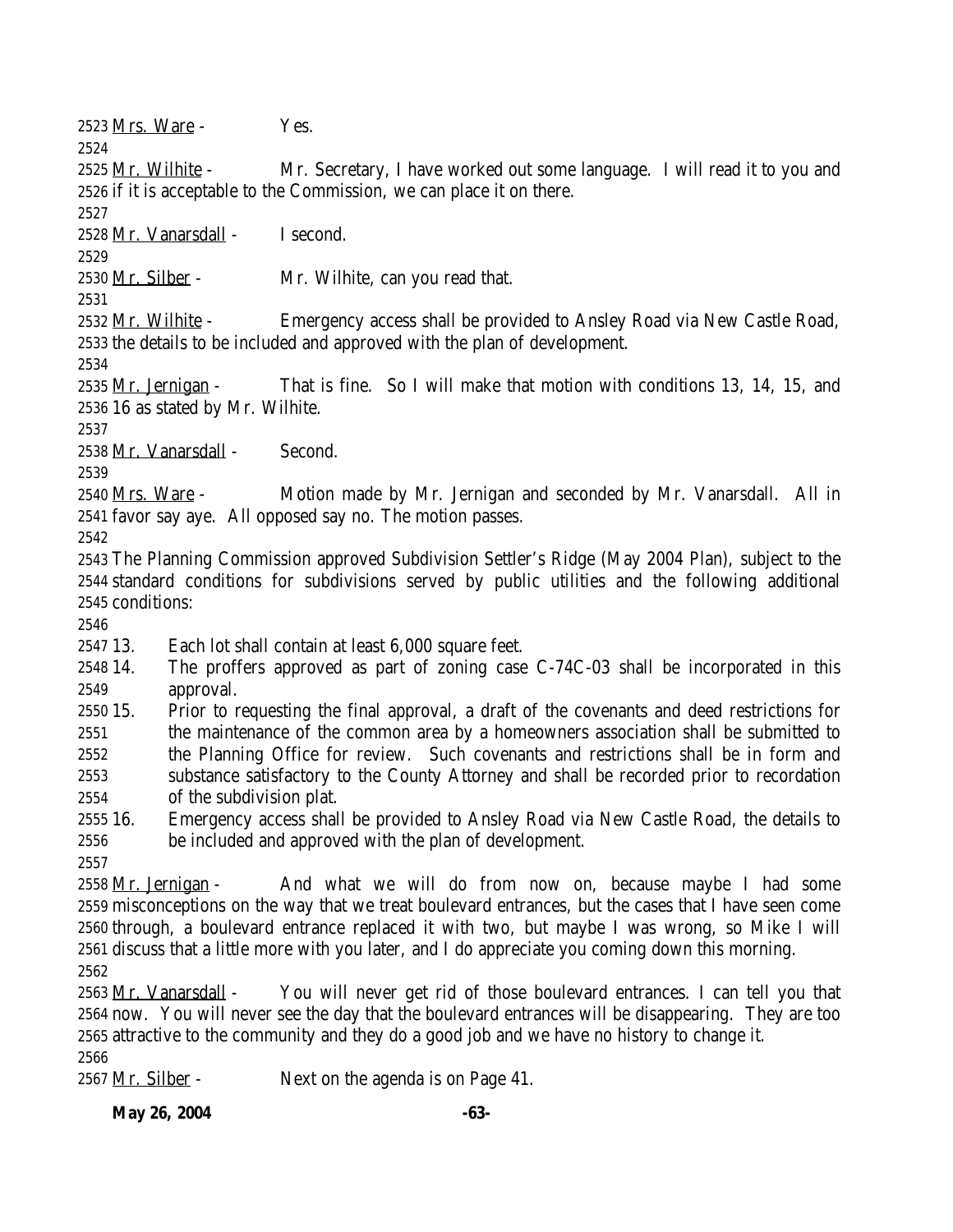2523 Mrs. Ware - Yes.

2524

2525 Mr. Wilhite - Mr. Secretary, I have worked out some language. I will read it to you and
2526 if it is acceptable to the Commission, we can place it on there.

2527

2528 Mr. Vanarsdall - I second.

2529

2530 Mr. Silber - Mr. Wilhite, can you read that.

2531

2532 Mr. Wilhite - Emergency access shall be provided to Ansley Road via New Castle Road,
2533 the details to be included and approved with the plan of development.

2534

2535 Mr. Jernigan - That is fine. So I will make that motion with conditions 13, 14, 15, and
2536 16 as stated by Mr. Wilhite.

2537

2538 Mr. Vanarsdall - Second.

2539

2540 Mrs. Ware - Motion made by Mr. Jernigan and seconded by Mr. Vanarsdall. All in
2541 favor say aye. All opposed say no. The motion passes.

2542

2543 The Planning Commission approved Subdivision Settler's Ridge (May 2004 Plan), subject to the
2544 standard conditions for subdivisions served by public utilities and the following additional
2545 conditions:

2546

2547 13. Each lot shall contain at least 6,000 square feet.
2548 14. The proffers approved as part of zoning case C-74C-03 shall be incorporated in this
2549 approval.
2550 15. Prior to requesting the final approval, a draft of the covenants and deed restrictions for
2551 the maintenance of the common area by a homeowners association shall be submitted to
2552 the Planning Office for review. Such covenants and restrictions shall be in form and
2553 substance satisfactory to the County Attorney and shall be recorded prior to recordation
2554 of the subdivision plat.
2555 16. Emergency access shall be provided to Ansley Road via New Castle Road, the details to
2556 be included and approved with the plan of development.

2557

2558 Mr. Jernigan - And what we will do from now on, because maybe I had some
2559 misconceptions on the way that we treat boulevard entrances, but the cases that I have seen come
2560 through, a boulevard entrance replaced it with two, but maybe I was wrong, so Mike I will
2561 discuss that a little more with you later, and I do appreciate you coming down this morning.

2562

2563 Mr. Vanarsdall - You will never get rid of those boulevard entrances. I can tell you that
2564 now. You will never see the day that the boulevard entrances will be disappearing. They are too
2565 attractive to the community and they do a good job and we have no history to change it.

2566

2567 Mr. Silber - Next on the agenda is on Page 41.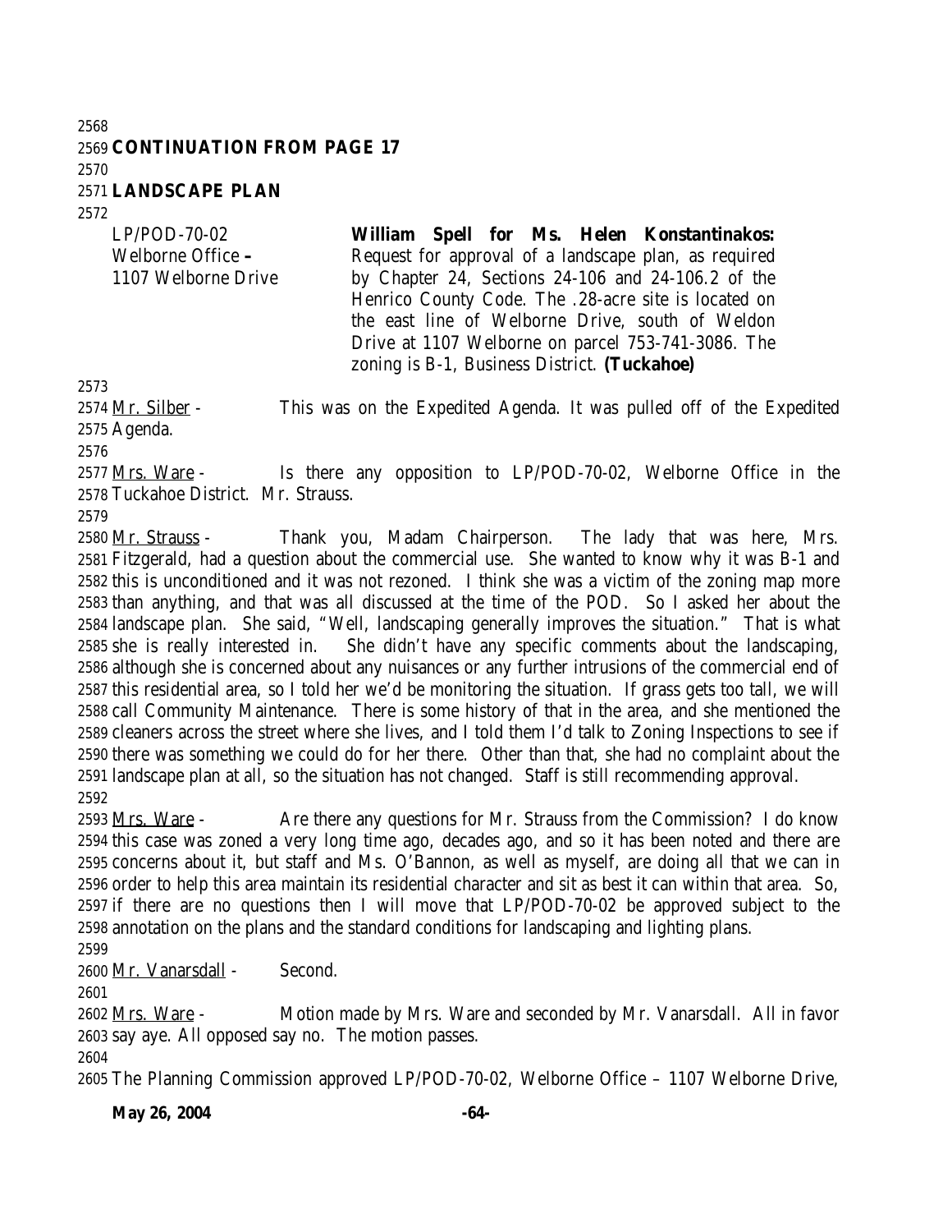**CONTINUATION FROM PAGE 17**

**LANDSCAPE PLAN**

| | |
|---|---|
| LP/POD-70-02<br>Welborne Office –<br>1107 Welborne Drive | **William Spell for Ms. Helen Konstantinakos:** Request for approval of a landscape plan, as required by Chapter 24, Sections 24-106 and 24-106.2 of the Henrico County Code. The .28-acre site is located on the east line of Welborne Drive, south of Weldon Drive at 1107 Welborne on parcel 753-741-3086. The zoning is B-1, Business District. **(Tuckahoe)** |

Mr. Silber - This was on the Expedited Agenda. It was pulled off of the Expedited Agenda.

Mrs. Ware - Is there any opposition to LP/POD-70-02, Welborne Office in the Tuckahoe District. Mr. Strauss.

Mr. Strauss - Thank you, Madam Chairperson. The lady that was here, Mrs. Fitzgerald, had a question about the commercial use. She wanted to know why it was B-1 and this is unconditioned and it was not rezoned. I think she was a victim of the zoning map more than anything, and that was all discussed at the time of the POD. So I asked her about the landscape plan. She said, "Well, landscaping generally improves the situation." That is what she is really interested in. She didn't have any specific comments about the landscaping, although she is concerned about any nuisances or any further intrusions of the commercial end of this residential area, so I told her we'd be monitoring the situation. If grass gets too tall, we will call Community Maintenance. There is some history of that in the area, and she mentioned the cleaners across the street where she lives, and I told them I'd talk to Zoning Inspections to see if there was something we could do for her there. Other than that, she had no complaint about the landscape plan at all, so the situation has not changed. Staff is still recommending approval.

Mrs. Ware - Are there any questions for Mr. Strauss from the Commission? I do know this case was zoned a very long time ago, decades ago, and so it has been noted and there are concerns about it, but staff and Ms. O'Bannon, as well as myself, are doing all that we can in order to help this area maintain its residential character and sit as best it can within that area. So, if there are no questions then I will move that LP/POD-70-02 be approved subject to the annotation on the plans and the standard conditions for landscaping and lighting plans.

Mr. Vanarsdall - Second.

Mrs. Ware - Motion made by Mrs. Ware and seconded by Mr. Vanarsdall. All in favor say aye. All opposed say no. The motion passes.

The Planning Commission approved LP/POD-70-02, Welborne Office – 1107 Welborne Drive,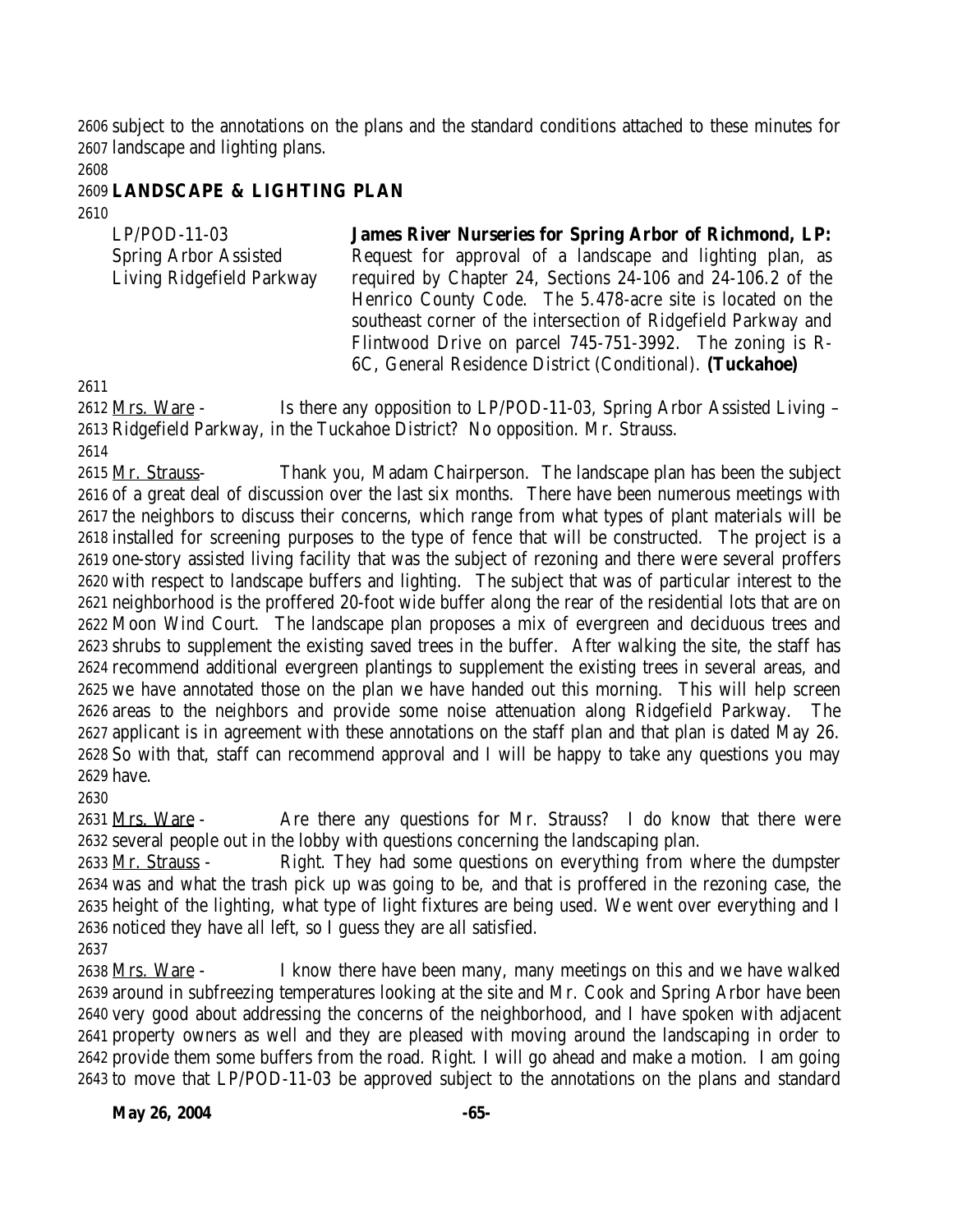subject to the annotations on the plans and the standard conditions attached to these minutes for landscape and lighting plans.

## LANDSCAPE & LIGHTING PLAN

| | |
|---|---|
| LP/POD-11-03<br>Spring Arbor Assisted Living Ridgefield Parkway | **James River Nurseries for Spring Arbor of Richmond, LP:** Request for approval of a landscape and lighting plan, as required by Chapter 24, Sections 24-106 and 24-106.2 of the Henrico County Code. The 5.478-acre site is located on the southeast corner of the intersection of Ridgefield Parkway and Flintwood Drive on parcel 745-751-3992. The zoning is R-6C, General Residence District (Conditional). **(Tuckahoe)** |

Mrs. Ware - Is there any opposition to LP/POD-11-03, Spring Arbor Assisted Living – Ridgefield Parkway, in the Tuckahoe District? No opposition. Mr. Strauss.

Mr. Strauss- Thank you, Madam Chairperson. The landscape plan has been the subject of a great deal of discussion over the last six months. There have been numerous meetings with the neighbors to discuss their concerns, which range from what types of plant materials will be installed for screening purposes to the type of fence that will be constructed. The project is a one-story assisted living facility that was the subject of rezoning and there were several proffers with respect to landscape buffers and lighting. The subject that was of particular interest to the neighborhood is the proffered 20-foot wide buffer along the rear of the residential lots that are on Moon Wind Court. The landscape plan proposes a mix of evergreen and deciduous trees and shrubs to supplement the existing saved trees in the buffer. After walking the site, the staff has recommend additional evergreen plantings to supplement the existing trees in several areas, and we have annotated those on the plan we have handed out this morning. This will help screen areas to the neighbors and provide some noise attenuation along Ridgefield Parkway. The applicant is in agreement with these annotations on the staff plan and that plan is dated May 26. So with that, staff can recommend approval and I will be happy to take any questions you may have.

Mrs. Ware - Are there any questions for Mr. Strauss? I do know that there were several people out in the lobby with questions concerning the landscaping plan.

Mr. Strauss - Right. They had some questions on everything from where the dumpster was and what the trash pick up was going to be, and that is proffered in the rezoning case, the height of the lighting, what type of light fixtures are being used. We went over everything and I noticed they have all left, so I guess they are all satisfied.

Mrs. Ware - I know there have been many, many meetings on this and we have walked around in subfreezing temperatures looking at the site and Mr. Cook and Spring Arbor have been very good about addressing the concerns of the neighborhood, and I have spoken with adjacent property owners as well and they are pleased with moving around the landscaping in order to provide them some buffers from the road. Right. I will go ahead and make a motion. I am going to move that LP/POD-11-03 be approved subject to the annotations on the plans and standard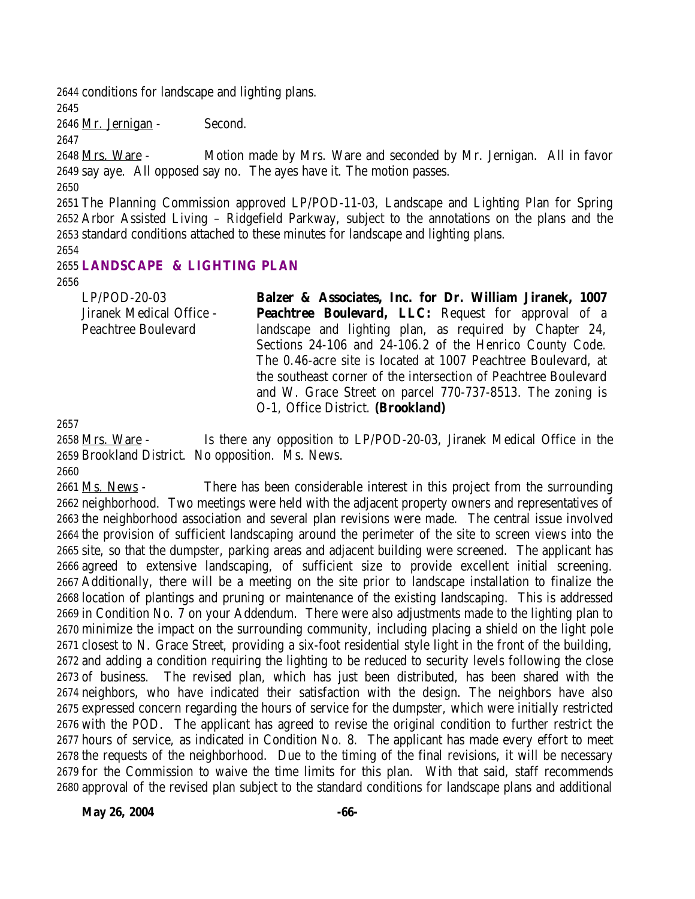conditions for landscape and lighting plans.

Mr. Jernigan - Second.

Mrs. Ware - Motion made by Mrs. Ware and seconded by Mr. Jernigan. All in favor say aye. All opposed say no. The ayes have it. The motion passes.

The Planning Commission approved LP/POD-11-03, Landscape and Lighting Plan for Spring Arbor Assisted Living – Ridgefield Parkway, subject to the annotations on the plans and the standard conditions attached to these minutes for landscape and lighting plans.

## LANDSCAPE & LIGHTING PLAN

LP/POD-20-03
Jiranek Medical Office - Peachtree Boulevard

**Balzer & Associates, Inc. for Dr. William Jiranek, 1007 Peachtree Boulevard, LLC:** Request for approval of a landscape and lighting plan, as required by Chapter 24, Sections 24-106 and 24-106.2 of the Henrico County Code. The 0.46-acre site is located at 1007 Peachtree Boulevard, at the southeast corner of the intersection of Peachtree Boulevard and W. Grace Street on parcel 770-737-8513. The zoning is O-1, Office District. **(Brookland)**

Mrs. Ware - Is there any opposition to LP/POD-20-03, Jiranek Medical Office in the Brookland District. No opposition. Ms. News.

Ms. News - There has been considerable interest in this project from the surrounding neighborhood. Two meetings were held with the adjacent property owners and representatives of the neighborhood association and several plan revisions were made. The central issue involved the provision of sufficient landscaping around the perimeter of the site to screen views into the site, so that the dumpster, parking areas and adjacent building were screened. The applicant has agreed to extensive landscaping, of sufficient size to provide excellent initial screening. Additionally, there will be a meeting on the site prior to landscape installation to finalize the location of plantings and pruning or maintenance of the existing landscaping. This is addressed in Condition No. 7 on your Addendum. There were also adjustments made to the lighting plan to minimize the impact on the surrounding community, including placing a shield on the light pole closest to N. Grace Street, providing a six-foot residential style light in the front of the building, and adding a condition requiring the lighting to be reduced to security levels following the close of business. The revised plan, which has just been distributed, has been shared with the neighbors, who have indicated their satisfaction with the design. The neighbors have also expressed concern regarding the hours of service for the dumpster, which were initially restricted with the POD. The applicant has agreed to revise the original condition to further restrict the hours of service, as indicated in Condition No. 8. The applicant has made every effort to meet the requests of the neighborhood. Due to the timing of the final revisions, it will be necessary for the Commission to waive the time limits for this plan. With that said, staff recommends approval of the revised plan subject to the standard conditions for landscape plans and additional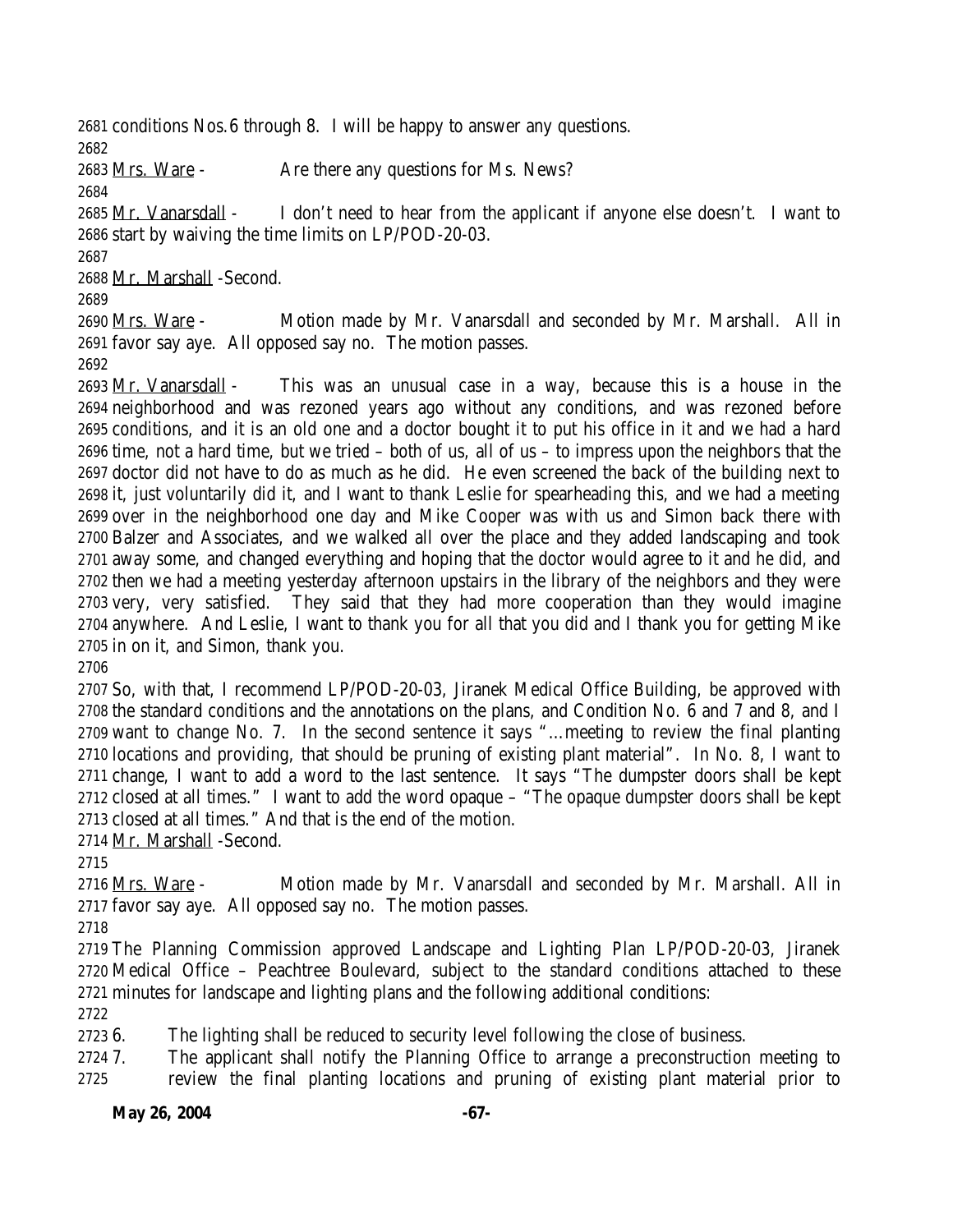conditions Nos.6 through 8. I will be happy to answer any questions.

Mrs. Ware - Are there any questions for Ms. News?

Mr. Vanarsdall - I don't need to hear from the applicant if anyone else doesn't. I want to start by waiving the time limits on LP/POD-20-03.

Mr. Marshall - Second.

Mrs. Ware - Motion made by Mr. Vanarsdall and seconded by Mr. Marshall. All in favor say aye. All opposed say no. The motion passes.

Mr. Vanarsdall - This was an unusual case in a way, because this is a house in the neighborhood and was rezoned years ago without any conditions, and was rezoned before conditions, and it is an old one and a doctor bought it to put his office in it and we had a hard time, not a hard time, but we tried – both of us, all of us – to impress upon the neighbors that the doctor did not have to do as much as he did. He even screened the back of the building next to it, just voluntarily did it, and I want to thank Leslie for spearheading this, and we had a meeting over in the neighborhood one day and Mike Cooper was with us and Simon back there with Balzer and Associates, and we walked all over the place and they added landscaping and took away some, and changed everything and hoping that the doctor would agree to it and he did, and then we had a meeting yesterday afternoon upstairs in the library of the neighbors and they were very, very satisfied. They said that they had more cooperation than they would imagine anywhere. And Leslie, I want to thank you for all that you did and I thank you for getting Mike in on it, and Simon, thank you.

So, with that, I recommend LP/POD-20-03, Jiranek Medical Office Building, be approved with the standard conditions and the annotations on the plans, and Condition No. 6 and 7 and 8, and I want to change No. 7. In the second sentence it says "…meeting to review the final planting locations and providing, that should be pruning of existing plant material". In No. 8, I want to change, I want to add a word to the last sentence. It says "The dumpster doors shall be kept closed at all times." I want to add the word opaque – "The opaque dumpster doors shall be kept closed at all times." And that is the end of the motion.

Mr. Marshall - Second.

Mrs. Ware - Motion made by Mr. Vanarsdall and seconded by Mr. Marshall. All in favor say aye. All opposed say no. The motion passes.

The Planning Commission approved Landscape and Lighting Plan LP/POD-20-03, Jiranek Medical Office – Peachtree Boulevard, subject to the standard conditions attached to these minutes for landscape and lighting plans and the following additional conditions:

6. The lighting shall be reduced to security level following the close of business.
7. The applicant shall notify the Planning Office to arrange a preconstruction meeting to review the final planting locations and pruning of existing plant material prior to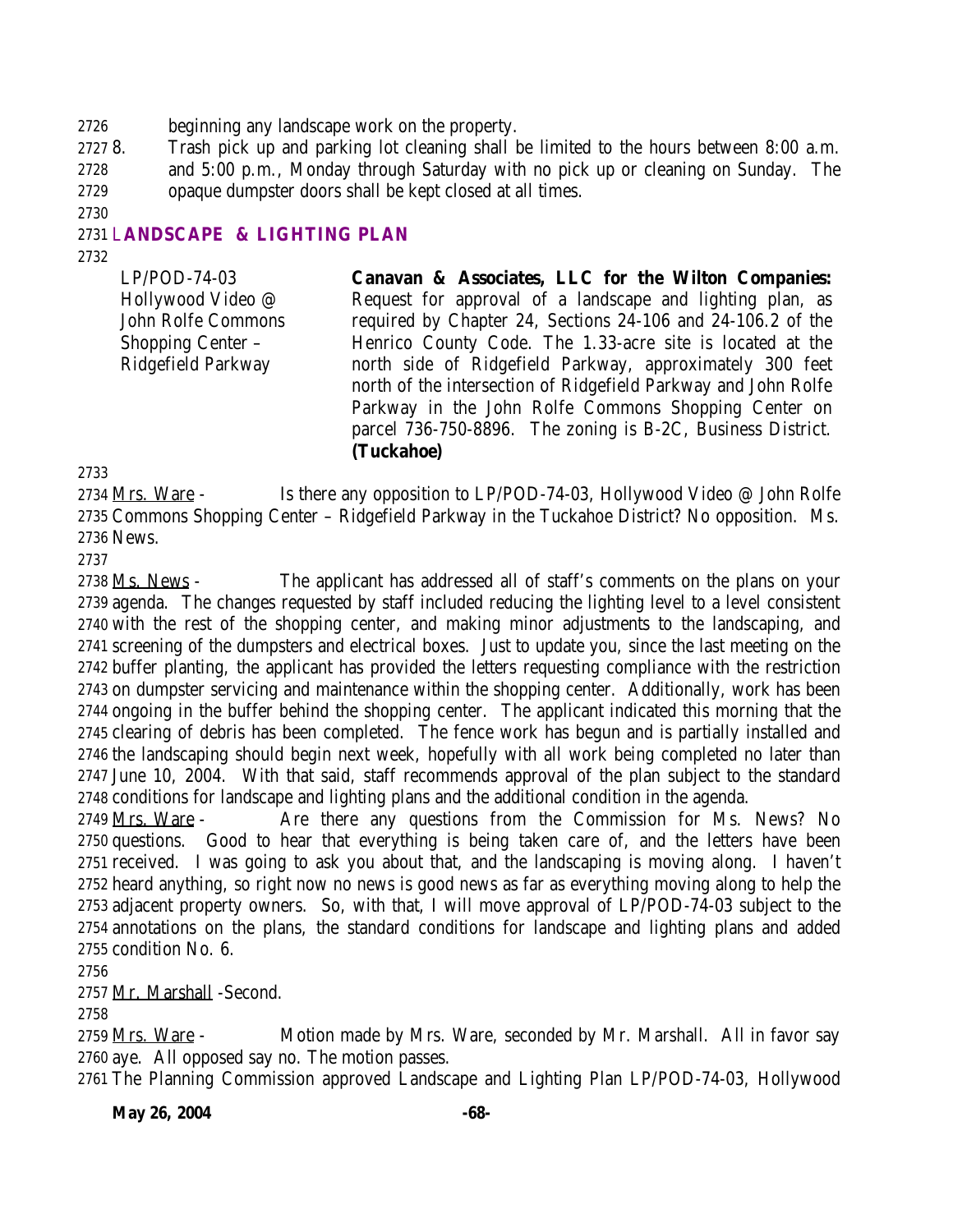beginning any landscape work on the property.

8. Trash pick up and parking lot cleaning shall be limited to the hours between 8:00 a.m. and 5:00 p.m., Monday through Saturday with no pick up or cleaning on Sunday. The opaque dumpster doors shall be kept closed at all times.

## LANDSCAPE & LIGHTING PLAN

LP/POD-74-03
Hollywood Video @ John Rolfe Commons Shopping Center – Ridgefield Parkway

**Canavan & Associates, LLC for the Wilton Companies:** Request for approval of a landscape and lighting plan, as required by Chapter 24, Sections 24-106 and 24-106.2 of the Henrico County Code. The 1.33-acre site is located at the north side of Ridgefield Parkway, approximately 300 feet north of the intersection of Ridgefield Parkway and John Rolfe Parkway in the John Rolfe Commons Shopping Center on parcel 736-750-8896. The zoning is B-2C, Business District. **(Tuckahoe)**

Mrs. Ware - Is there any opposition to LP/POD-74-03, Hollywood Video @ John Rolfe Commons Shopping Center – Ridgefield Parkway in the Tuckahoe District? No opposition. Ms. News.

Ms. News - The applicant has addressed all of staff's comments on the plans on your agenda. The changes requested by staff included reducing the lighting level to a level consistent with the rest of the shopping center, and making minor adjustments to the landscaping, and screening of the dumpsters and electrical boxes. Just to update you, since the last meeting on the buffer planting, the applicant has provided the letters requesting compliance with the restriction on dumpster servicing and maintenance within the shopping center. Additionally, work has been ongoing in the buffer behind the shopping center. The applicant indicated this morning that the clearing of debris has been completed. The fence work has begun and is partially installed and the landscaping should begin next week, hopefully with all work being completed no later than June 10, 2004. With that said, staff recommends approval of the plan subject to the standard conditions for landscape and lighting plans and the additional condition in the agenda.

Mrs. Ware - Are there any questions from the Commission for Ms. News? No questions. Good to hear that everything is being taken care of, and the letters have been received. I was going to ask you about that, and the landscaping is moving along. I haven't heard anything, so right now no news is good news as far as everything moving along to help the adjacent property owners. So, with that, I will move approval of LP/POD-74-03 subject to the annotations on the plans, the standard conditions for landscape and lighting plans and added condition No. 6.

Mr. Marshall -Second.

Mrs. Ware - Motion made by Mrs. Ware, seconded by Mr. Marshall. All in favor say aye. All opposed say no. The motion passes.

The Planning Commission approved Landscape and Lighting Plan LP/POD-74-03, Hollywood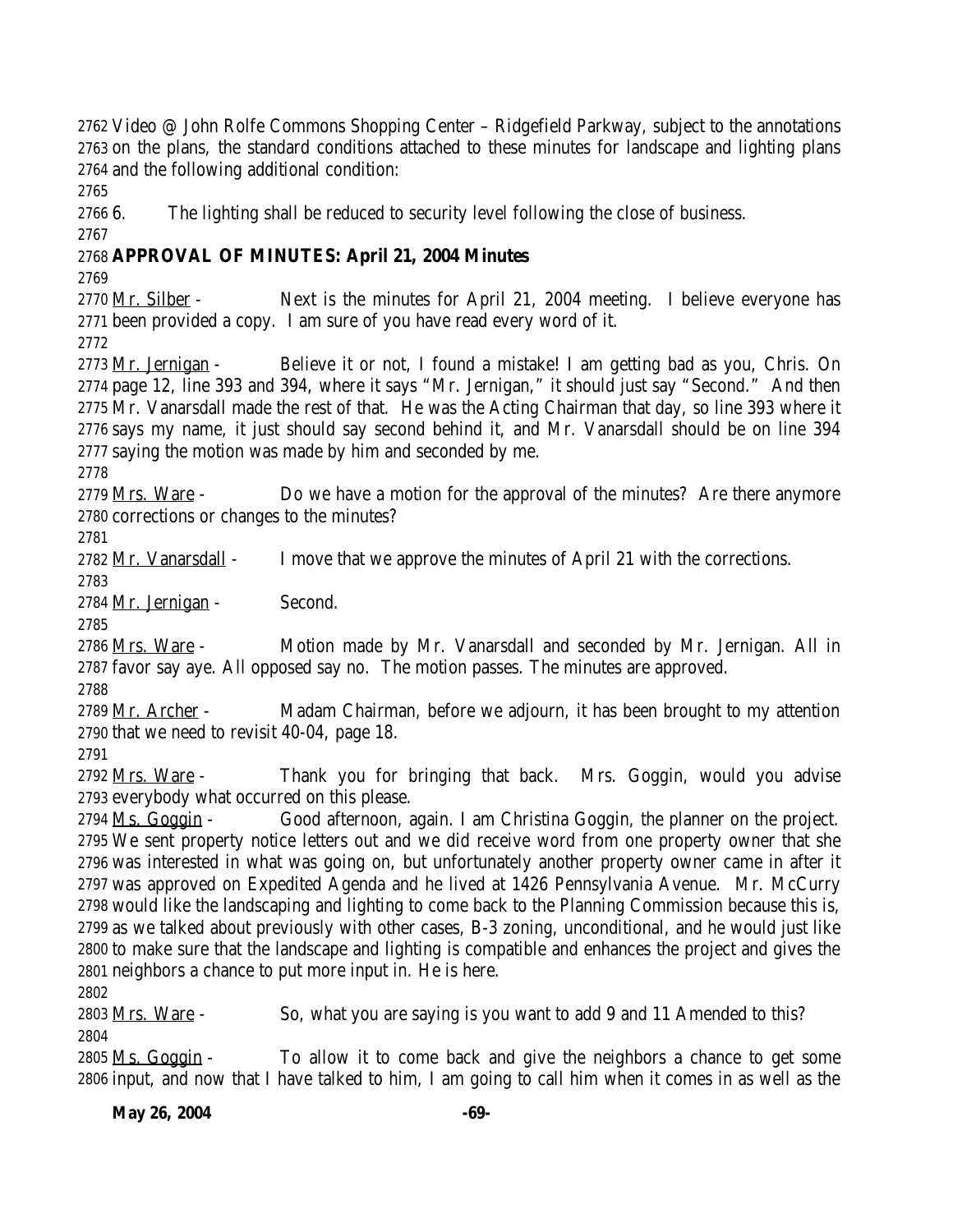2762 Video @ John Rolfe Commons Shopping Center – Ridgefield Parkway, subject to the annotations
2763 on the plans, the standard conditions attached to these minutes for landscape and lighting plans
2764 and the following additional condition:

2765

2766 6. The lighting shall be reduced to security level following the close of business.

2767

2768 **APPROVAL OF MINUTES: April 21, 2004 Minutes**

2769

2770 Mr. Silber - Next is the minutes for April 21, 2004 meeting. I believe everyone has
2771 been provided a copy. I am sure of you have read every word of it.

2772

2773 Mr. Jernigan - Believe it or not, I found a mistake! I am getting bad as you, Chris. On
2774 page 12, line 393 and 394, where it says "Mr. Jernigan," it should just say "Second." And then
2775 Mr. Vanarsdall made the rest of that. He was the Acting Chairman that day, so line 393 where it
2776 says my name, it just should say second behind it, and Mr. Vanarsdall should be on line 394
2777 saying the motion was made by him and seconded by me.

2778

2779 Mrs. Ware - Do we have a motion for the approval of the minutes? Are there anymore
2780 corrections or changes to the minutes?

2781

2782 Mr. Vanarsdall - I move that we approve the minutes of April 21 with the corrections.

2783

2784 Mr. Jernigan - Second.

2785

2786 Mrs. Ware - Motion made by Mr. Vanarsdall and seconded by Mr. Jernigan. All in
2787 favor say aye. All opposed say no. The motion passes. The minutes are approved.

2788

2789 Mr. Archer - Madam Chairman, before we adjourn, it has been brought to my attention
2790 that we need to revisit 40-04, page 18.

2791

2792 Mrs. Ware - Thank you for bringing that back. Mrs. Goggin, would you advise
2793 everybody what occurred on this please.

2794 Ms. Goggin - Good afternoon, again. I am Christina Goggin, the planner on the project.
2795 We sent property notice letters out and we did receive word from one property owner that she
2796 was interested in what was going on, but unfortunately another property owner came in after it
2797 was approved on Expedited Agenda and he lived at 1426 Pennsylvania Avenue. Mr. McCurry
2798 would like the landscaping and lighting to come back to the Planning Commission because this is,
2799 as we talked about previously with other cases, B-3 zoning, unconditional, and he would just like
2800 to make sure that the landscape and lighting is compatible and enhances the project and gives the
2801 neighbors a chance to put more input in. He is here.

2802

2803 Mrs. Ware - So, what you are saying is you want to add 9 and 11 Amended to this?

2804

2805 Ms. Goggin - To allow it to come back and give the neighbors a chance to get some
2806 input, and now that I have talked to him, I am going to call him when it comes in as well as the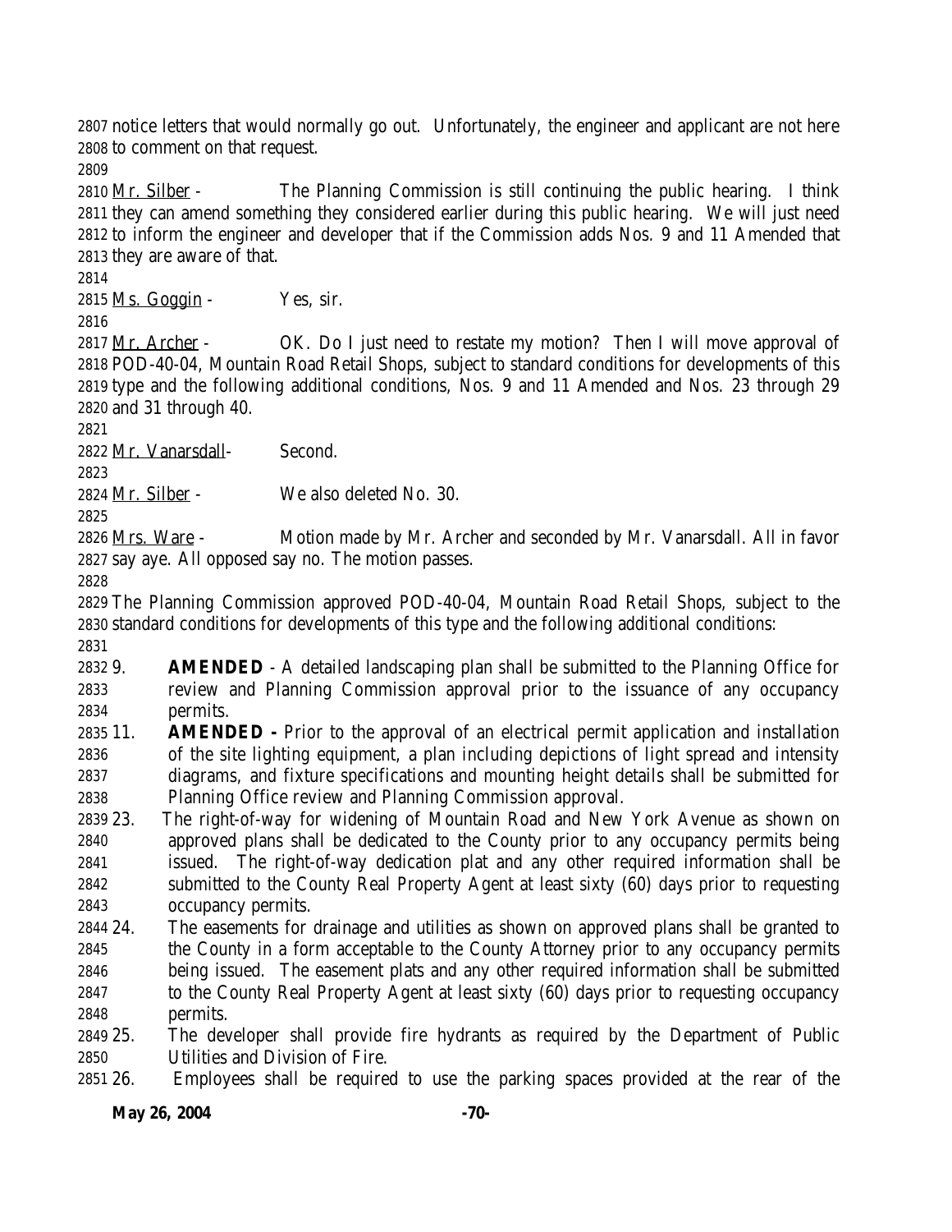notice letters that would normally go out. Unfortunately, the engineer and applicant are not here to comment on that request.

Mr. Silber - The Planning Commission is still continuing the public hearing. I think they can amend something they considered earlier during this public hearing. We will just need to inform the engineer and developer that if the Commission adds Nos. 9 and 11 Amended that they are aware of that.

Ms. Goggin - Yes, sir.

Mr. Archer - OK. Do I just need to restate my motion? Then I will move approval of POD-40-04, Mountain Road Retail Shops, subject to standard conditions for developments of this type and the following additional conditions, Nos. 9 and 11 Amended and Nos. 23 through 29 and 31 through 40.

Mr. Vanarsdall- Second.

Mr. Silber - We also deleted No. 30.

Mrs. Ware - Motion made by Mr. Archer and seconded by Mr. Vanarsdall. All in favor say aye. All opposed say no. The motion passes.

The Planning Commission approved POD-40-04, Mountain Road Retail Shops, subject to the standard conditions for developments of this type and the following additional conditions:

9. **AMENDED** - A detailed landscaping plan shall be submitted to the Planning Office for review and Planning Commission approval prior to the issuance of any occupancy permits.
11. **AMENDED -** Prior to the approval of an electrical permit application and installation of the site lighting equipment, a plan including depictions of light spread and intensity diagrams, and fixture specifications and mounting height details shall be submitted for Planning Office review and Planning Commission approval.
23. The right-of-way for widening of Mountain Road and New York Avenue as shown on approved plans shall be dedicated to the County prior to any occupancy permits being issued. The right-of-way dedication plat and any other required information shall be submitted to the County Real Property Agent at least sixty (60) days prior to requesting occupancy permits.
24. The easements for drainage and utilities as shown on approved plans shall be granted to the County in a form acceptable to the County Attorney prior to any occupancy permits being issued. The easement plats and any other required information shall be submitted to the County Real Property Agent at least sixty (60) days prior to requesting occupancy permits.
25. The developer shall provide fire hydrants as required by the Department of Public Utilities and Division of Fire.
26. Employees shall be required to use the parking spaces provided at the rear of the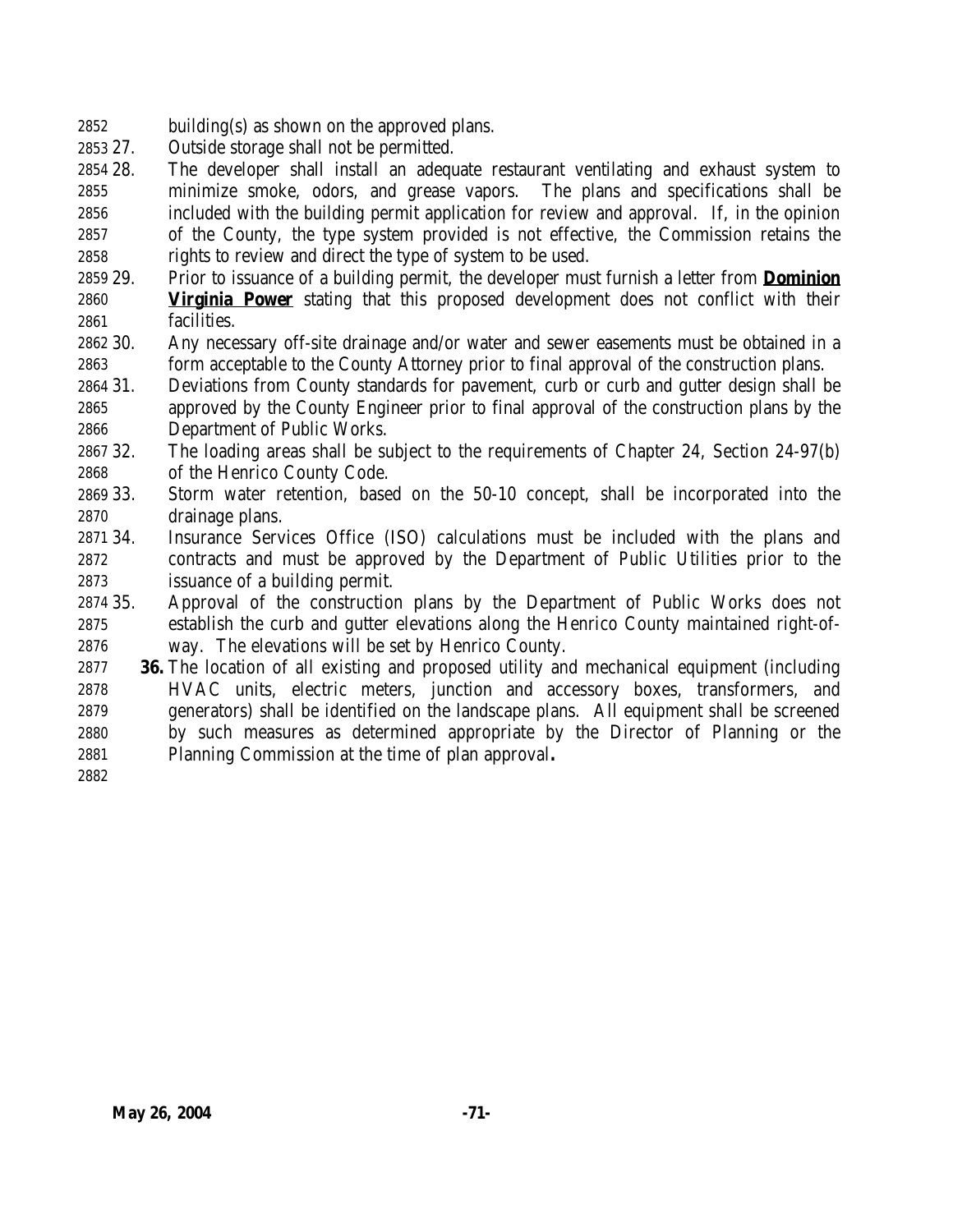building(s) as shown on the approved plans.

27. Outside storage shall not be permitted.
28. The developer shall install an adequate restaurant ventilating and exhaust system to minimize smoke, odors, and grease vapors. The plans and specifications shall be included with the building permit application for review and approval. If, in the opinion of the County, the type system provided is not effective, the Commission retains the rights to review and direct the type of system to be used.
29. Prior to issuance of a building permit, the developer must furnish a letter from **Dominion Virginia Power** stating that this proposed development does not conflict with their facilities.
30. Any necessary off-site drainage and/or water and sewer easements must be obtained in a form acceptable to the County Attorney prior to final approval of the construction plans.
31. Deviations from County standards for pavement, curb or curb and gutter design shall be approved by the County Engineer prior to final approval of the construction plans by the Department of Public Works.
32. The loading areas shall be subject to the requirements of Chapter 24, Section 24-97(b) of the Henrico County Code.
33. Storm water retention, based on the 50-10 concept, shall be incorporated into the drainage plans.
34. Insurance Services Office (ISO) calculations must be included with the plans and contracts and must be approved by the Department of Public Utilities prior to the issuance of a building permit.
35. Approval of the construction plans by the Department of Public Works does not establish the curb and gutter elevations along the Henrico County maintained right-of-way. The elevations will be set by Henrico County.
36. The location of all existing and proposed utility and mechanical equipment (including HVAC units, electric meters, junction and accessory boxes, transformers, and generators) shall be identified on the landscape plans. All equipment shall be screened by such measures as determined appropriate by the Director of Planning or the Planning Commission at the time of plan approval.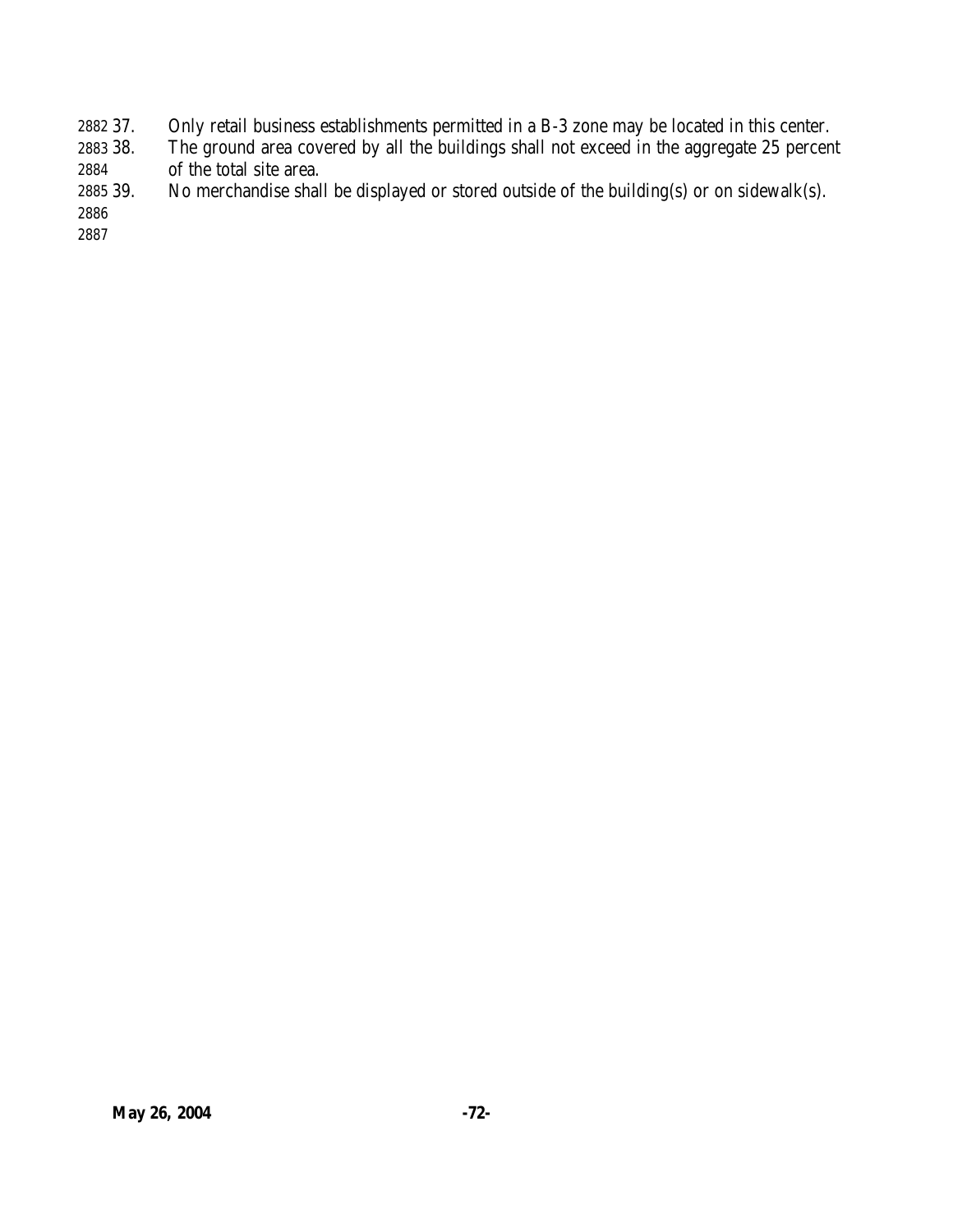37. Only retail business establishments permitted in a B-3 zone may be located in this center.
38. The ground area covered by all the buildings shall not exceed in the aggregate 25 percent of the total site area.
39. No merchandise shall be displayed or stored outside of the building(s) or on sidewalk(s).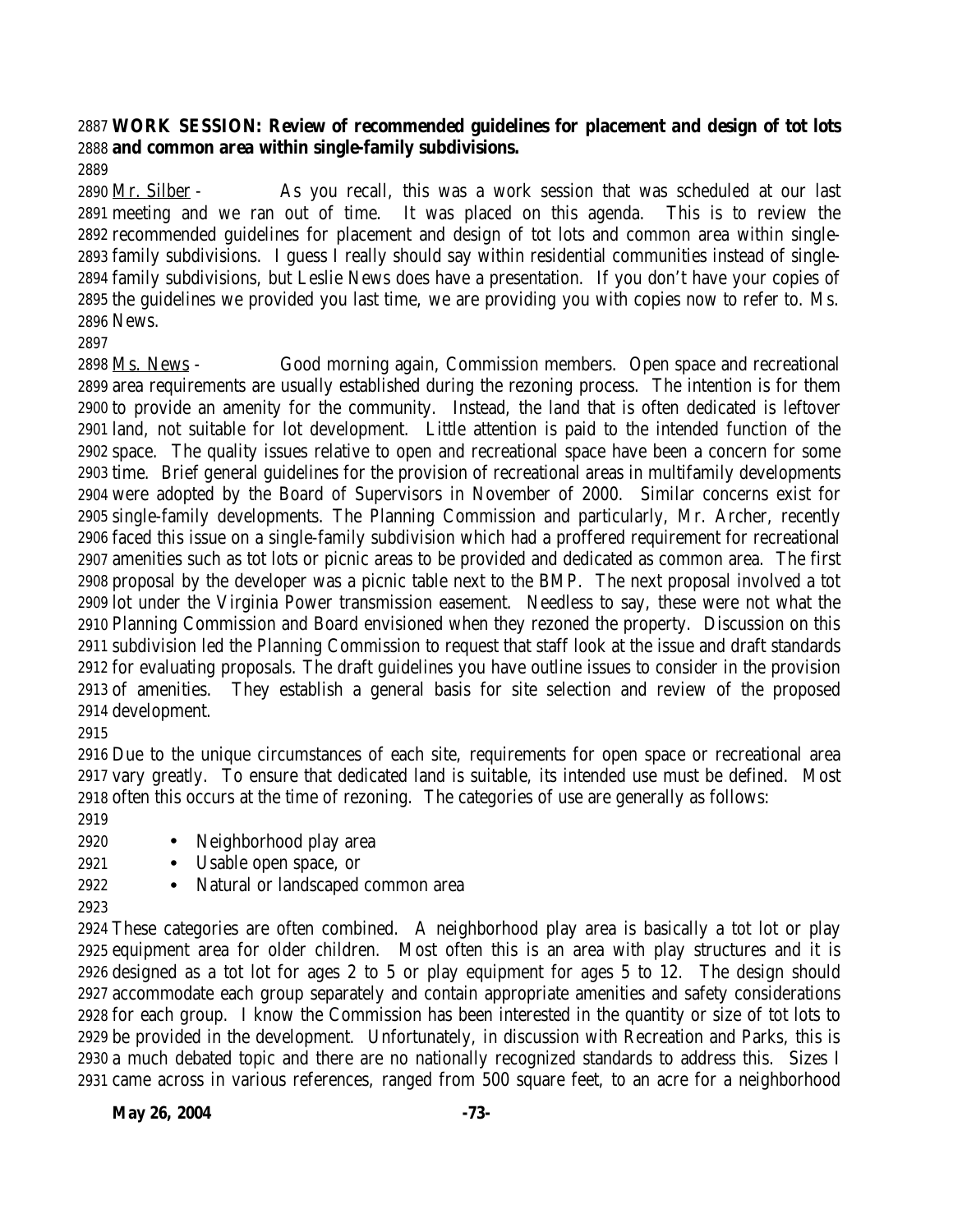**WORK SESSION: Review of recommended guidelines for placement and design of tot lots and common area within single-family subdivisions.**

Mr. Silber - As you recall, this was a work session that was scheduled at our last meeting and we ran out of time. It was placed on this agenda. This is to review the recommended guidelines for placement and design of tot lots and common area within single-family subdivisions. I guess I really should say within residential communities instead of single-family subdivisions, but Leslie News does have a presentation. If you don't have your copies of the guidelines we provided you last time, we are providing you with copies now to refer to. Ms. News.

Ms. News - Good morning again, Commission members. Open space and recreational area requirements are usually established during the rezoning process. The intention is for them to provide an amenity for the community. Instead, the land that is often dedicated is leftover land, not suitable for lot development. Little attention is paid to the intended function of the space. The quality issues relative to open and recreational space have been a concern for some time. Brief general guidelines for the provision of recreational areas in multifamily developments were adopted by the Board of Supervisors in November of 2000. Similar concerns exist for single-family developments. The Planning Commission and particularly, Mr. Archer, recently faced this issue on a single-family subdivision which had a proffered requirement for recreational amenities such as tot lots or picnic areas to be provided and dedicated as common area. The first proposal by the developer was a picnic table next to the BMP. The next proposal involved a tot lot under the Virginia Power transmission easement. Needless to say, these were not what the Planning Commission and Board envisioned when they rezoned the property. Discussion on this subdivision led the Planning Commission to request that staff look at the issue and draft standards for evaluating proposals. The draft guidelines you have outline issues to consider in the provision of amenities. They establish a general basis for site selection and review of the proposed development.

Due to the unique circumstances of each site, requirements for open space or recreational area vary greatly. To ensure that dedicated land is suitable, its intended use must be defined. Most often this occurs at the time of rezoning. The categories of use are generally as follows:

- Neighborhood play area
- Usable open space, or
- Natural or landscaped common area

These categories are often combined. A neighborhood play area is basically a tot lot or play equipment area for older children. Most often this is an area with play structures and it is designed as a tot lot for ages 2 to 5 or play equipment for ages 5 to 12. The design should accommodate each group separately and contain appropriate amenities and safety considerations for each group. I know the Commission has been interested in the quantity or size of tot lots to be provided in the development. Unfortunately, in discussion with Recreation and Parks, this is a much debated topic and there are no nationally recognized standards to address this. Sizes I came across in various references, ranged from 500 square feet, to an acre for a neighborhood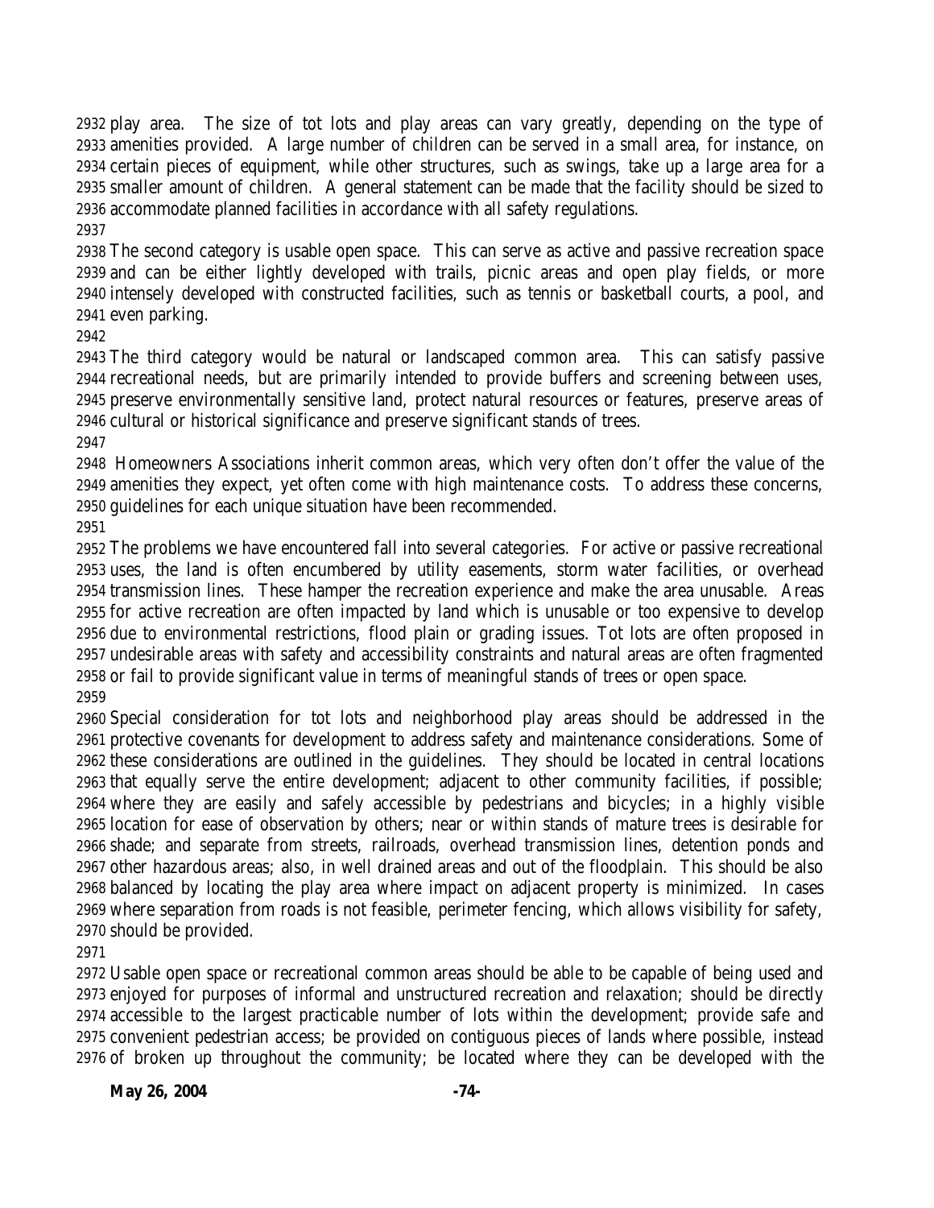play area. The size of tot lots and play areas can vary greatly, depending on the type of amenities provided. A large number of children can be served in a small area, for instance, on certain pieces of equipment, while other structures, such as swings, take up a large area for a smaller amount of children. A general statement can be made that the facility should be sized to accommodate planned facilities in accordance with all safety regulations.

The second category is usable open space. This can serve as active and passive recreation space and can be either lightly developed with trails, picnic areas and open play fields, or more intensely developed with constructed facilities, such as tennis or basketball courts, a pool, and even parking.

The third category would be natural or landscaped common area. This can satisfy passive recreational needs, but are primarily intended to provide buffers and screening between uses, preserve environmentally sensitive land, protect natural resources or features, preserve areas of cultural or historical significance and preserve significant stands of trees.

Homeowners Associations inherit common areas, which very often don't offer the value of the amenities they expect, yet often come with high maintenance costs. To address these concerns, guidelines for each unique situation have been recommended.

The problems we have encountered fall into several categories. For active or passive recreational uses, the land is often encumbered by utility easements, storm water facilities, or overhead transmission lines. These hamper the recreation experience and make the area unusable. Areas for active recreation are often impacted by land which is unusable or too expensive to develop due to environmental restrictions, flood plain or grading issues. Tot lots are often proposed in undesirable areas with safety and accessibility constraints and natural areas are often fragmented or fail to provide significant value in terms of meaningful stands of trees or open space.

Special consideration for tot lots and neighborhood play areas should be addressed in the protective covenants for development to address safety and maintenance considerations. Some of these considerations are outlined in the guidelines. They should be located in central locations that equally serve the entire development; adjacent to other community facilities, if possible; where they are easily and safely accessible by pedestrians and bicycles; in a highly visible location for ease of observation by others; near or within stands of mature trees is desirable for shade; and separate from streets, railroads, overhead transmission lines, detention ponds and other hazardous areas; also, in well drained areas and out of the floodplain. This should be also balanced by locating the play area where impact on adjacent property is minimized. In cases where separation from roads is not feasible, perimeter fencing, which allows visibility for safety, should be provided.

Usable open space or recreational common areas should be able to be capable of being used and enjoyed for purposes of informal and unstructured recreation and relaxation; should be directly accessible to the largest practicable number of lots within the development; provide safe and convenient pedestrian access; be provided on contiguous pieces of lands where possible, instead of broken up throughout the community; be located where they can be developed with the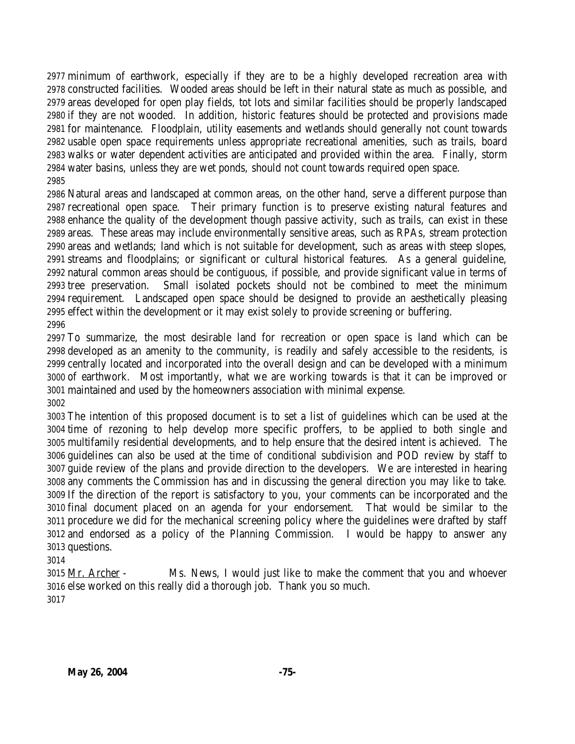minimum of earthwork, especially if they are to be a highly developed recreation area with constructed facilities. Wooded areas should be left in their natural state as much as possible, and areas developed for open play fields, tot lots and similar facilities should be properly landscaped if they are not wooded. In addition, historic features should be protected and provisions made for maintenance. Floodplain, utility easements and wetlands should generally not count towards usable open space requirements unless appropriate recreational amenities, such as trails, board walks or water dependent activities are anticipated and provided within the area. Finally, storm water basins, unless they are wet ponds, should not count towards required open space.

Natural areas and landscaped at common areas, on the other hand, serve a different purpose than recreational open space. Their primary function is to preserve existing natural features and enhance the quality of the development though passive activity, such as trails, can exist in these areas. These areas may include environmentally sensitive areas, such as RPAs, stream protection areas and wetlands; land which is not suitable for development, such as areas with steep slopes, streams and floodplains; or significant or cultural historical features. As a general guideline, natural common areas should be contiguous, if possible, and provide significant value in terms of tree preservation. Small isolated pockets should not be combined to meet the minimum requirement. Landscaped open space should be designed to provide an aesthetically pleasing effect within the development or it may exist solely to provide screening or buffering.

To summarize, the most desirable land for recreation or open space is land which can be developed as an amenity to the community, is readily and safely accessible to the residents, is centrally located and incorporated into the overall design and can be developed with a minimum of earthwork. Most importantly, what we are working towards is that it can be improved or maintained and used by the homeowners association with minimal expense.

The intention of this proposed document is to set a list of guidelines which can be used at the time of rezoning to help develop more specific proffers, to be applied to both single and multifamily residential developments, and to help ensure that the desired intent is achieved. The guidelines can also be used at the time of conditional subdivision and POD review by staff to guide review of the plans and provide direction to the developers. We are interested in hearing any comments the Commission has and in discussing the general direction you may like to take. If the direction of the report is satisfactory to you, your comments can be incorporated and the final document placed on an agenda for your endorsement. That would be similar to the procedure we did for the mechanical screening policy where the guidelines were drafted by staff and endorsed as a policy of the Planning Commission. I would be happy to answer any questions.

Mr. Archer - Ms. News, I would just like to make the comment that you and whoever else worked on this really did a thorough job. Thank you so much.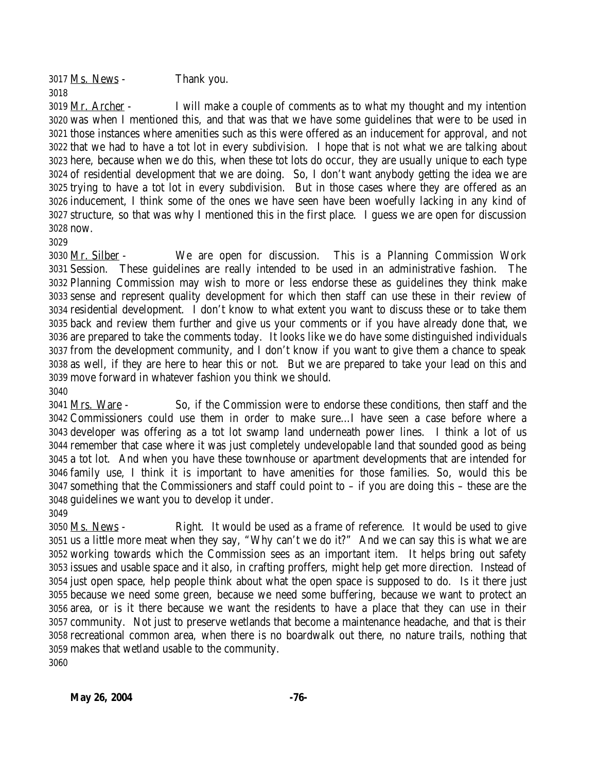Ms. News - Thank you.

Mr. Archer - I will make a couple of comments as to what my thought and my intention was when I mentioned this, and that was that we have some guidelines that were to be used in those instances where amenities such as this were offered as an inducement for approval, and not that we had to have a tot lot in every subdivision. I hope that is not what we are talking about here, because when we do this, when these tot lots do occur, they are usually unique to each type of residential development that we are doing. So, I don't want anybody getting the idea we are trying to have a tot lot in every subdivision. But in those cases where they are offered as an inducement, I think some of the ones we have seen have been woefully lacking in any kind of structure, so that was why I mentioned this in the first place. I guess we are open for discussion now.

Mr. Silber - We are open for discussion. This is a Planning Commission Work Session. These guidelines are really intended to be used in an administrative fashion. The Planning Commission may wish to more or less endorse these as guidelines they think make sense and represent quality development for which then staff can use these in their review of residential development. I don't know to what extent you want to discuss these or to take them back and review them further and give us your comments or if you have already done that, we are prepared to take the comments today. It looks like we do have some distinguished individuals from the development community, and I don't know if you want to give them a chance to speak as well, if they are here to hear this or not. But we are prepared to take your lead on this and move forward in whatever fashion you think we should.

Mrs. Ware - So, if the Commission were to endorse these conditions, then staff and the Commissioners could use them in order to make sure…I have seen a case before where a developer was offering as a tot lot swamp land underneath power lines. I think a lot of us remember that case where it was just completely undevelopable land that sounded good as being a tot lot. And when you have these townhouse or apartment developments that are intended for family use, I think it is important to have amenities for those families. So, would this be something that the Commissioners and staff could point to – if you are doing this – these are the guidelines we want you to develop it under.

Ms. News - Right. It would be used as a frame of reference. It would be used to give us a little more meat when they say, "Why can't we do it?" And we can say this is what we are working towards which the Commission sees as an important item. It helps bring out safety issues and usable space and it also, in crafting proffers, might help get more direction. Instead of just open space, help people think about what the open space is supposed to do. Is it there just because we need some green, because we need some buffering, because we want to protect an area, or is it there because we want the residents to have a place that they can use in their community. Not just to preserve wetlands that become a maintenance headache, and that is their recreational common area, when there is no boardwalk out there, no nature trails, nothing that makes that wetland usable to the community.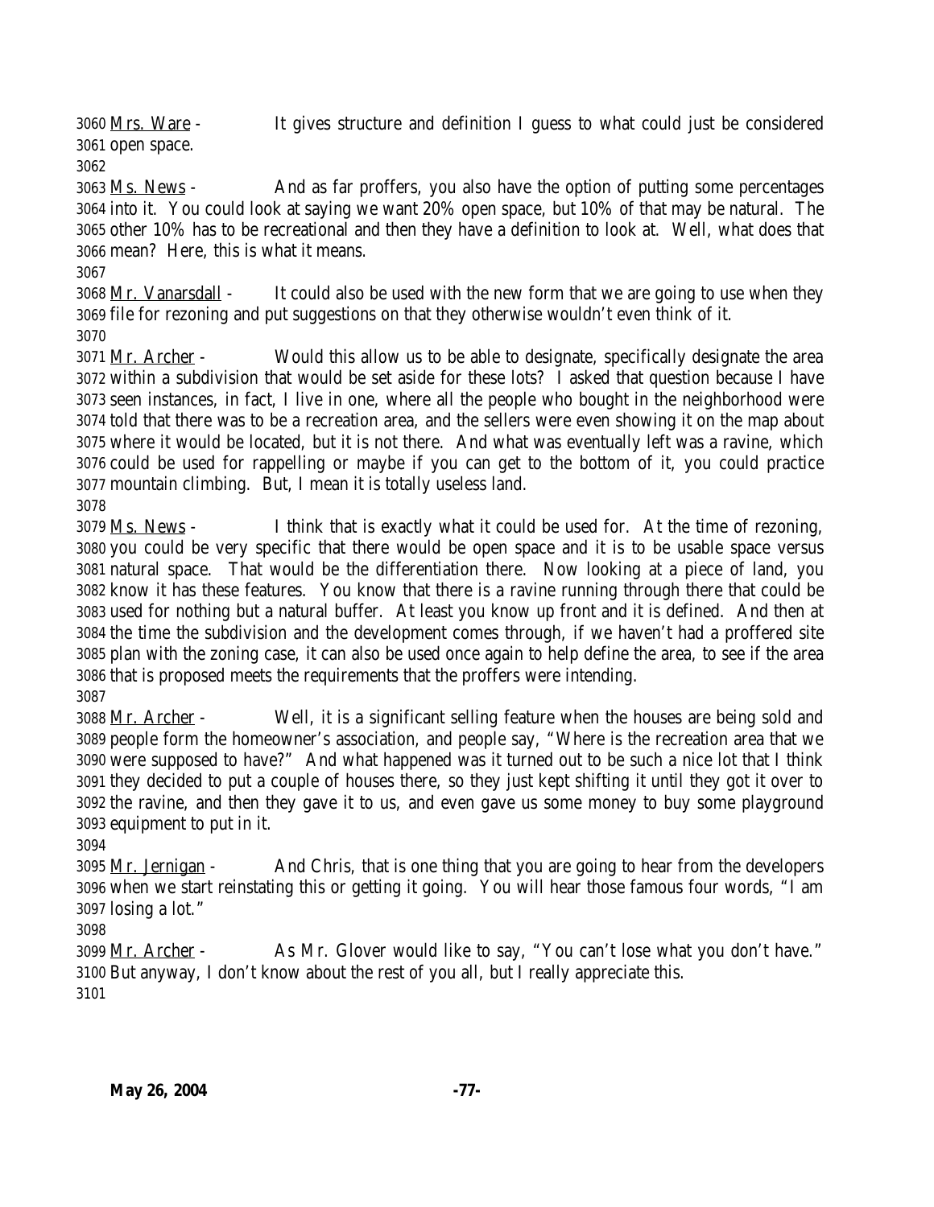3060 Mrs. Ware - It gives structure and definition I guess to what could just be considered
3061 open space.
3062
3063 Ms. News - And as far proffers, you also have the option of putting some percentages
3064 into it. You could look at saying we want 20% open space, but 10% of that may be natural. The
3065 other 10% has to be recreational and then they have a definition to look at. Well, what does that
3066 mean? Here, this is what it means.
3067
3068 Mr. Vanarsdall - It could also be used with the new form that we are going to use when they
3069 file for rezoning and put suggestions on that they otherwise wouldn't even think of it.
3070
3071 Mr. Archer - Would this allow us to be able to designate, specifically designate the area
3072 within a subdivision that would be set aside for these lots? I asked that question because I have
3073 seen instances, in fact, I live in one, where all the people who bought in the neighborhood were
3074 told that there was to be a recreation area, and the sellers were even showing it on the map about
3075 where it would be located, but it is not there. And what was eventually left was a ravine, which
3076 could be used for rappelling or maybe if you can get to the bottom of it, you could practice
3077 mountain climbing. But, I mean it is totally useless land.
3078
3079 Ms. News - I think that is exactly what it could be used for. At the time of rezoning,
3080 you could be very specific that there would be open space and it is to be usable space versus
3081 natural space. That would be the differentiation there. Now looking at a piece of land, you
3082 know it has these features. You know that there is a ravine running through there that could be
3083 used for nothing but a natural buffer. At least you know up front and it is defined. And then at
3084 the time the subdivision and the development comes through, if we haven't had a proffered site
3085 plan with the zoning case, it can also be used once again to help define the area, to see if the area
3086 that is proposed meets the requirements that the proffers were intending.
3087
3088 Mr. Archer - Well, it is a significant selling feature when the houses are being sold and
3089 people form the homeowner's association, and people say, "Where is the recreation area that we
3090 were supposed to have?" And what happened was it turned out to be such a nice lot that I think
3091 they decided to put a couple of houses there, so they just kept shifting it until they got it over to
3092 the ravine, and then they gave it to us, and even gave us some money to buy some playground
3093 equipment to put in it.
3094
3095 Mr. Jernigan - And Chris, that is one thing that you are going to hear from the developers
3096 when we start reinstating this or getting it going. You will hear those famous four words, "I am
3097 losing a lot."
3098
3099 Mr. Archer - As Mr. Glover would like to say, "You can't lose what you don't have."
3100 But anyway, I don't know about the rest of you all, but I really appreciate this.
3101

**May 26, 2004**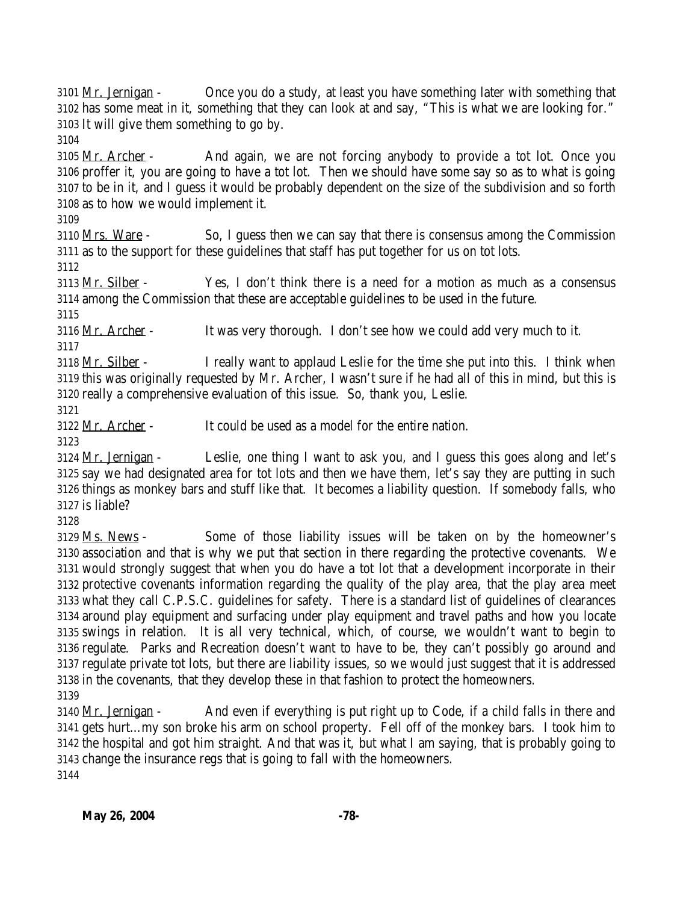Mr. Jernigan - Once you do a study, at least you have something later with something that has some meat in it, something that they can look at and say, "This is what we are looking for." It will give them something to go by.

Mr. Archer - And again, we are not forcing anybody to provide a tot lot. Once you proffer it, you are going to have a tot lot. Then we should have some say so as to what is going to be in it, and I guess it would be probably dependent on the size of the subdivision and so forth as to how we would implement it.

Mrs. Ware - So, I guess then we can say that there is consensus among the Commission as to the support for these guidelines that staff has put together for us on tot lots.

Mr. Silber - Yes, I don't think there is a need for a motion as much as a consensus among the Commission that these are acceptable guidelines to be used in the future.

Mr. Archer - It was very thorough. I don't see how we could add very much to it.

Mr. Silber - I really want to applaud Leslie for the time she put into this. I think when this was originally requested by Mr. Archer, I wasn't sure if he had all of this in mind, but this is really a comprehensive evaluation of this issue. So, thank you, Leslie.

Mr. Archer - It could be used as a model for the entire nation.

Mr. Jernigan - Leslie, one thing I want to ask you, and I guess this goes along and let's say we had designated area for tot lots and then we have them, let's say they are putting in such things as monkey bars and stuff like that. It becomes a liability question. If somebody falls, who is liable?

Ms. News - Some of those liability issues will be taken on by the homeowner's association and that is why we put that section in there regarding the protective covenants. We would strongly suggest that when you do have a tot lot that a development incorporate in their protective covenants information regarding the quality of the play area, that the play area meet what they call C.P.S.C. guidelines for safety. There is a standard list of guidelines of clearances around play equipment and surfacing under play equipment and travel paths and how you locate swings in relation. It is all very technical, which, of course, we wouldn't want to begin to regulate. Parks and Recreation doesn't want to have to be, they can't possibly go around and regulate private tot lots, but there are liability issues, so we would just suggest that it is addressed in the covenants, that they develop these in that fashion to protect the homeowners.

Mr. Jernigan - And even if everything is put right up to Code, if a child falls in there and gets hurt…my son broke his arm on school property. Fell off of the monkey bars. I took him to the hospital and got him straight. And that was it, but what I am saying, that is probably going to change the insurance regs that is going to fall with the homeowners.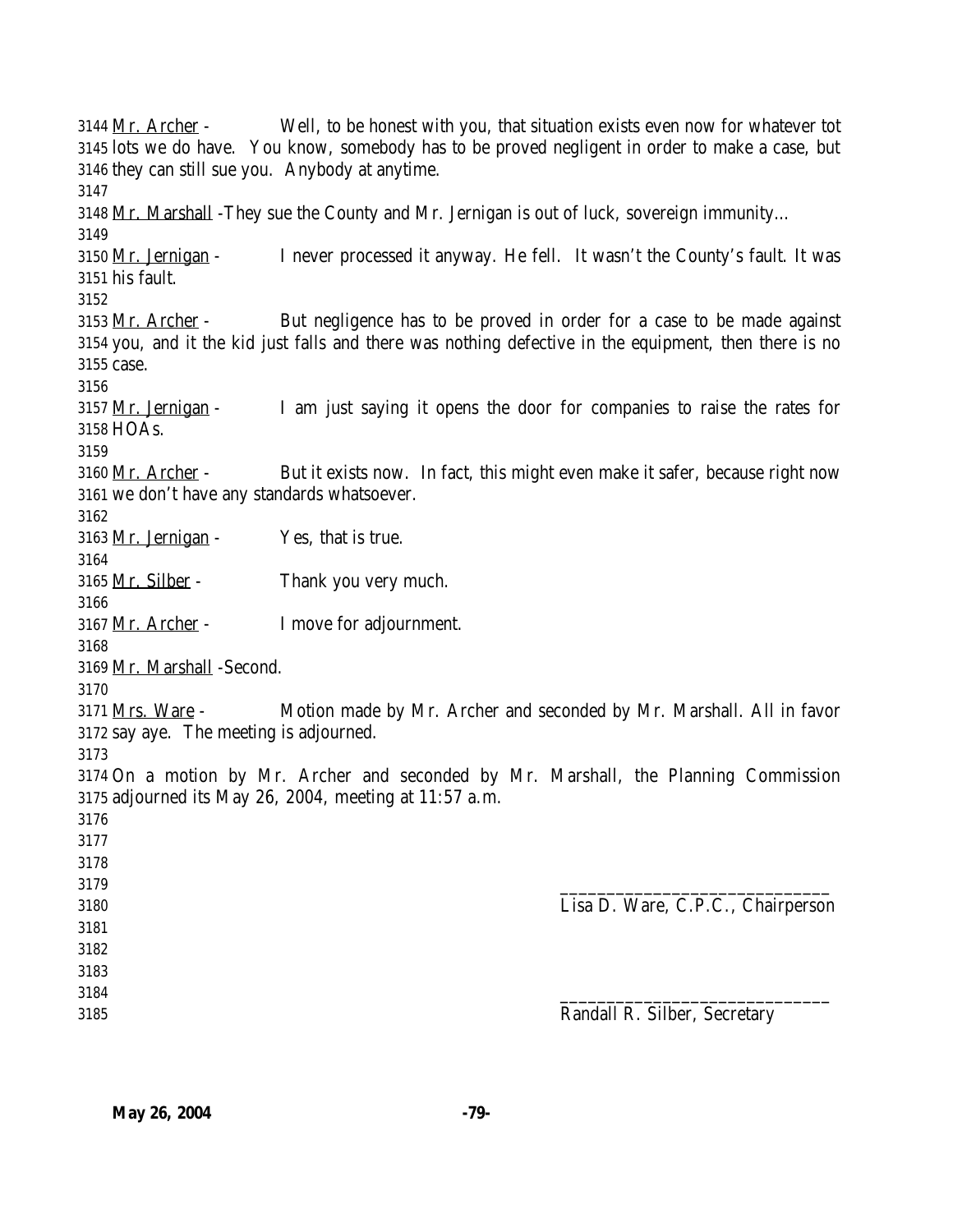Mr. Archer - Well, to be honest with you, that situation exists even now for whatever tot lots we do have. You know, somebody has to be proved negligent in order to make a case, but they can still sue you. Anybody at anytime.

Mr. Marshall - They sue the County and Mr. Jernigan is out of luck, sovereign immunity…

Mr. Jernigan - I never processed it anyway. He fell. It wasn't the County's fault. It was his fault.

Mr. Archer - But negligence has to be proved in order for a case to be made against you, and it the kid just falls and there was nothing defective in the equipment, then there is no case.

Mr. Jernigan - I am just saying it opens the door for companies to raise the rates for HOAs.

Mr. Archer - But it exists now. In fact, this might even make it safer, because right now we don't have any standards whatsoever.

Mr. Jernigan - Yes, that is true.

Mr. Silber - Thank you very much.

Mr. Archer - I move for adjournment.

Mr. Marshall - Second.

Mrs. Ware - Motion made by Mr. Archer and seconded by Mr. Marshall. All in favor say aye. The meeting is adjourned.

On a motion by Mr. Archer and seconded by Mr. Marshall, the Planning Commission adjourned its May 26, 2004, meeting at 11:57 a.m.

____________________________
Lisa D. Ware, C.P.C., Chairperson

____________________________
Randall R. Silber, Secretary